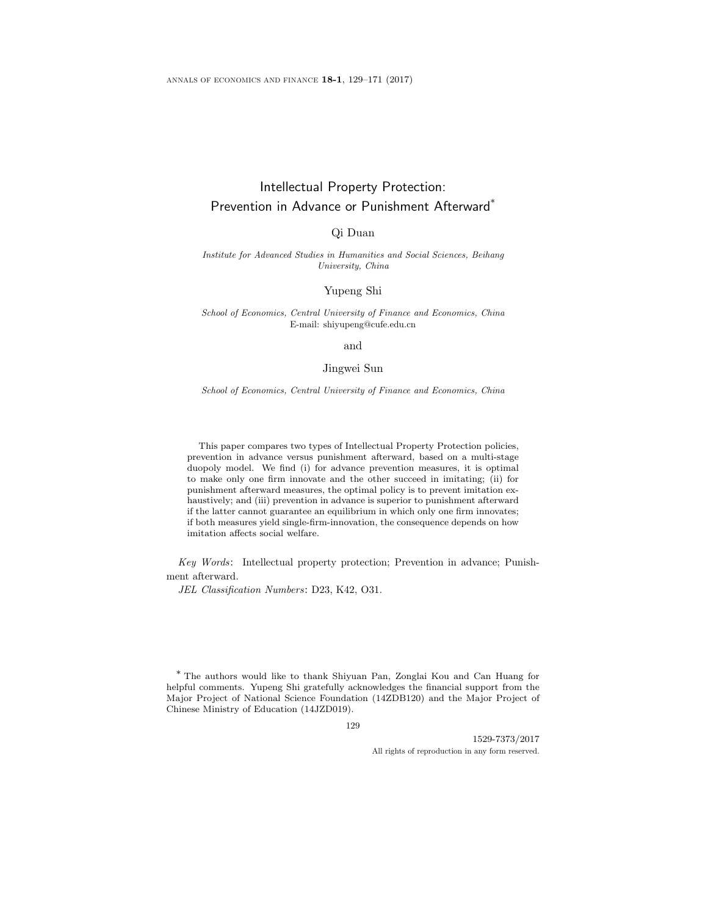# Intellectual Property Protection: Prevention in Advance or Punishment Afterward*

Qi Duan

*Institute for Advanced Studies in Humanities and Social Sciences, Beihang University, China*

Yupeng Shi

*School of Economics, Central University of Finance and Economics, China*
E-mail: shiyupeng@cufe.edu.cn

and

Jingwei Sun

*School of Economics, Central University of Finance and Economics, China*

This paper compares two types of Intellectual Property Protection policies, prevention in advance versus punishment afterward, based on a multi-stage duopoly model. We find (i) for advance prevention measures, it is optimal to make only one firm innovate and the other succeed in imitating; (ii) for punishment afterward measures, the optimal policy is to prevent imitation exhaustively; and (iii) prevention in advance is superior to punishment afterward if the latter cannot guarantee an equilibrium in which only one firm innovates; if both measures yield single-firm-innovation, the consequence depends on how imitation affects social welfare.

*Key Words*: Intellectual property protection; Prevention in advance; Punishment afterward.

*JEL Classification Numbers*: D23, K42, O31.

* The authors would like to thank Shiyuan Pan, Zonglai Kou and Can Huang for helpful comments. Yupeng Shi gratefully acknowledges the financial support from the Major Project of National Science Foundation (14ZDB120) and the Major Project of Chinese Ministry of Education (14JZD019).

1529-7373/2017
All rights of reproduction in any form reserved.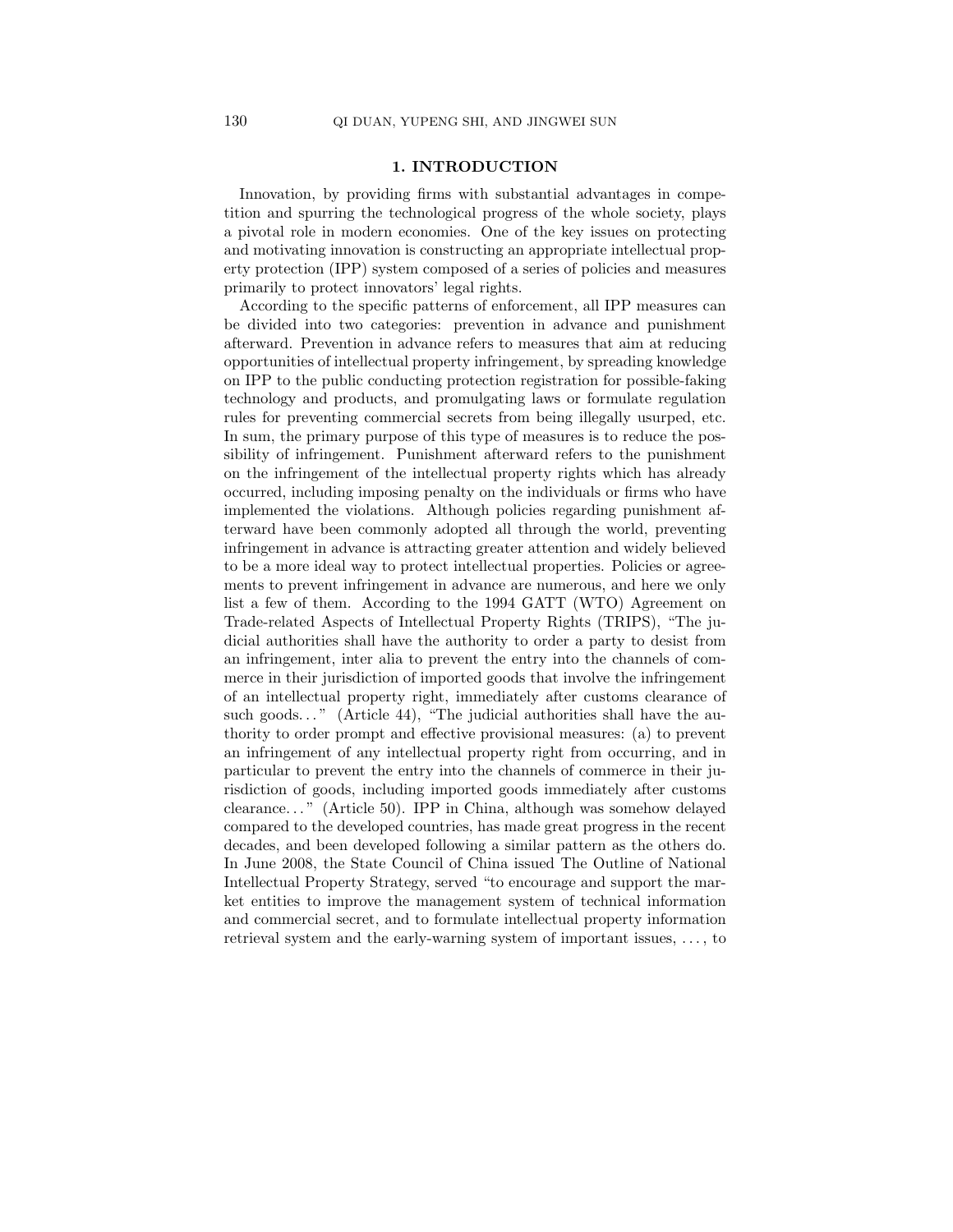## 1. INTRODUCTION

Innovation, by providing firms with substantial advantages in competition and spurring the technological progress of the whole society, plays a pivotal role in modern economies. One of the key issues on protecting and motivating innovation is constructing an appropriate intellectual property protection (IPP) system composed of a series of policies and measures primarily to protect innovators' legal rights.

According to the specific patterns of enforcement, all IPP measures can be divided into two categories: prevention in advance and punishment afterward. Prevention in advance refers to measures that aim at reducing opportunities of intellectual property infringement, by spreading knowledge on IPP to the public conducting protection registration for possible-faking technology and products, and promulgating laws or formulate regulation rules for preventing commercial secrets from being illegally usurped, etc. In sum, the primary purpose of this type of measures is to reduce the possibility of infringement. Punishment afterward refers to the punishment on the infringement of the intellectual property rights which has already occurred, including imposing penalty on the individuals or firms who have implemented the violations. Although policies regarding punishment afterward have been commonly adopted all through the world, preventing infringement in advance is attracting greater attention and widely believed to be a more ideal way to protect intellectual properties. Policies or agreements to prevent infringement in advance are numerous, and here we only list a few of them. According to the 1994 GATT (WTO) Agreement on Trade-related Aspects of Intellectual Property Rights (TRIPS), "The judicial authorities shall have the authority to order a party to desist from an infringement, inter alia to prevent the entry into the channels of commerce in their jurisdiction of imported goods that involve the infringement of an intellectual property right, immediately after customs clearance of such goods..." (Article 44), "The judicial authorities shall have the authority to order prompt and effective provisional measures: (a) to prevent an infringement of any intellectual property right from occurring, and in particular to prevent the entry into the channels of commerce in their jurisdiction of goods, including imported goods immediately after customs clearance..." (Article 50). IPP in China, although was somehow delayed compared to the developed countries, has made great progress in the recent decades, and been developed following a similar pattern as the others do. In June 2008, the State Council of China issued The Outline of National Intellectual Property Strategy, served "to encourage and support the market entities to improve the management system of technical information and commercial secret, and to formulate intellectual property information retrieval system and the early-warning system of important issues, ..., to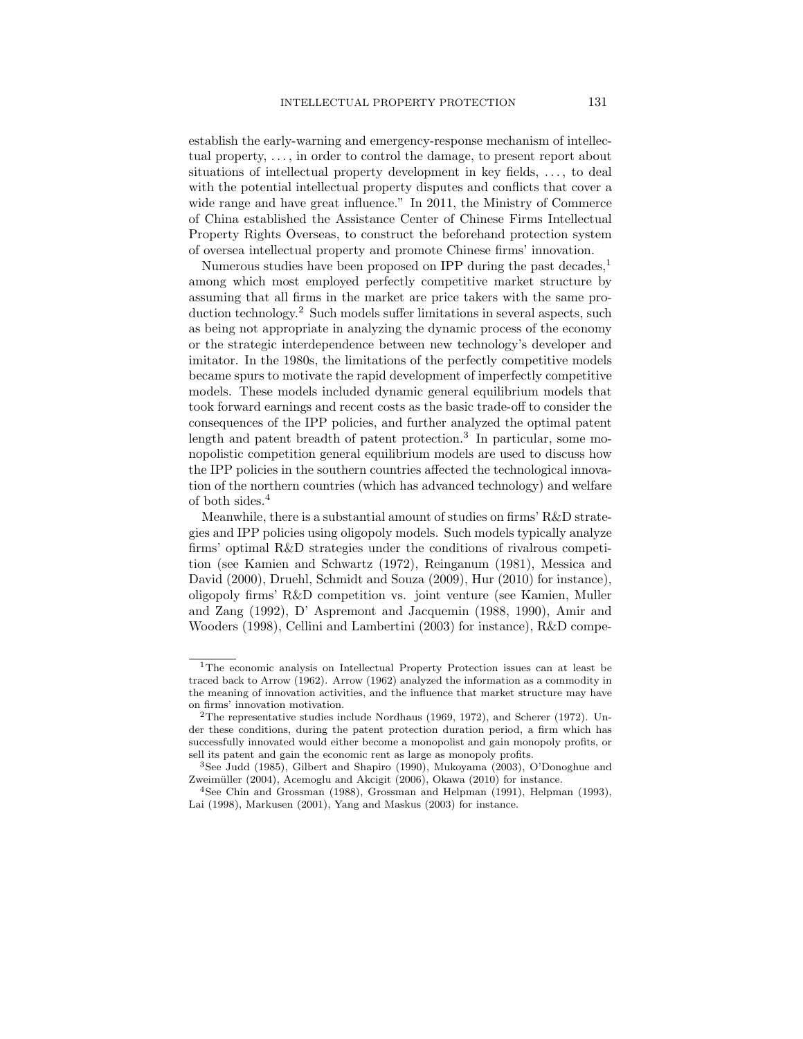establish the early-warning and emergency-response mechanism of intellectual property, . . . , in order to control the damage, to present report about situations of intellectual property development in key fields, . . . , to deal with the potential intellectual property disputes and conflicts that cover a wide range and have great influence." In 2011, the Ministry of Commerce of China established the Assistance Center of Chinese Firms Intellectual Property Rights Overseas, to construct the beforehand protection system of oversea intellectual property and promote Chinese firms' innovation.

Numerous studies have been proposed on IPP during the past decades,[1] among which most employed perfectly competitive market structure by assuming that all firms in the market are price takers with the same production technology.[2] Such models suffer limitations in several aspects, such as being not appropriate in analyzing the dynamic process of the economy or the strategic interdependence between new technology's developer and imitator. In the 1980s, the limitations of the perfectly competitive models became spurs to motivate the rapid development of imperfectly competitive models. These models included dynamic general equilibrium models that took forward earnings and recent costs as the basic trade-off to consider the consequences of the IPP policies, and further analyzed the optimal patent length and patent breadth of patent protection.[3] In particular, some monopolistic competition general equilibrium models are used to discuss how the IPP policies in the southern countries affected the technological innovation of the northern countries (which has advanced technology) and welfare of both sides.[4]

Meanwhile, there is a substantial amount of studies on firms' R&D strategies and IPP policies using oligopoly models. Such models typically analyze firms' optimal R&D strategies under the conditions of rivalrous competition (see Kamien and Schwartz (1972), Reinganum (1981), Messica and David (2000), Druehl, Schmidt and Souza (2009), Hur (2010) for instance), oligopoly firms' R&D competition vs. joint venture (see Kamien, Muller and Zang (1992), D' Aspremont and Jacquemin (1988, 1990), Amir and Wooders (1998), Cellini and Lambertini (2003) for instance), R&D compe-

---

[1] The economic analysis on Intellectual Property Protection issues can at least be traced back to Arrow (1962). Arrow (1962) analyzed the information as a commodity in the meaning of innovation activities, and the influence that market structure may have on firms' innovation motivation.

[2] The representative studies include Nordhaus (1969, 1972), and Scherer (1972). Under these conditions, during the patent protection duration period, a firm which has successfully innovated would either become a monopolist and gain monopoly profits, or sell its patent and gain the economic rent as large as monopoly profits.

[3] See Judd (1985), Gilbert and Shapiro (1990), Mukoyama (2003), O'Donoghue and Zweimüller (2004), Acemoglu and Akcigit (2006), Okawa (2010) for instance.

[4] See Chin and Grossman (1988), Grossman and Helpman (1991), Helpman (1993), Lai (1998), Markusen (2001), Yang and Maskus (2003) for instance.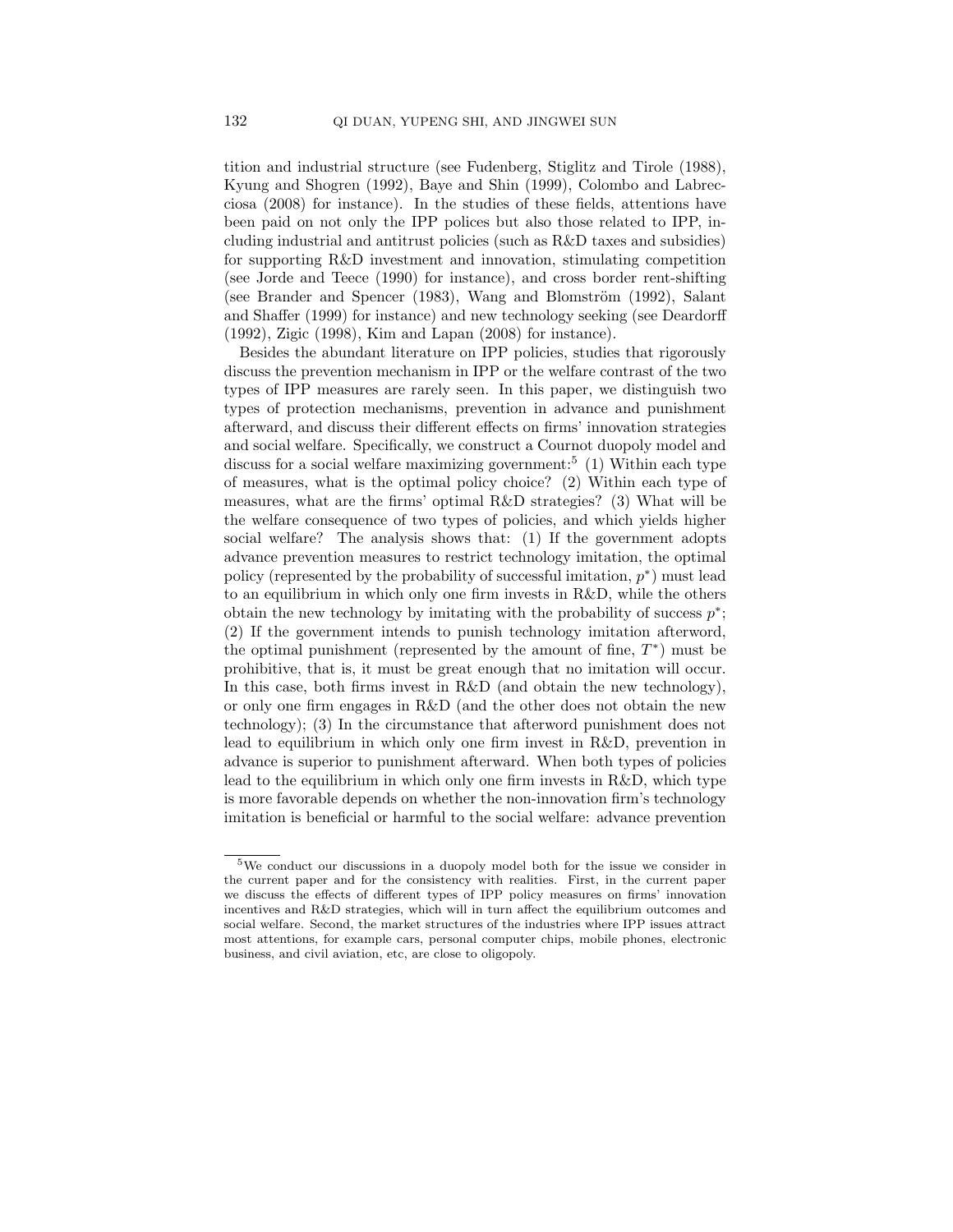tition and industrial structure (see Fudenberg, Stiglitz and Tirole (1988), Kyung and Shogren (1992), Baye and Shin (1999), Colombo and Labrecciosa (2008) for instance). In the studies of these fields, attentions have been paid on not only the IPP polices but also those related to IPP, including industrial and antitrust policies (such as R&D taxes and subsidies) for supporting R&D investment and innovation, stimulating competition (see Jorde and Teece (1990) for instance), and cross border rent-shifting (see Brander and Spencer (1983), Wang and Blomström (1992), Salant and Shaffer (1999) for instance) and new technology seeking (see Deardorff (1992), Zigic (1998), Kim and Lapan (2008) for instance).

Besides the abundant literature on IPP policies, studies that rigorously discuss the prevention mechanism in IPP or the welfare contrast of the two types of IPP measures are rarely seen. In this paper, we distinguish two types of protection mechanisms, prevention in advance and punishment afterward, and discuss their different effects on firms' innovation strategies and social welfare. Specifically, we construct a Cournot duopoly model and discuss for a social welfare maximizing government:[5] (1) Within each type of measures, what is the optimal policy choice? (2) Within each type of measures, what are the firms' optimal R&D strategies? (3) What will be the welfare consequence of two types of policies, and which yields higher social welfare? The analysis shows that: (1) If the government adopts advance prevention measures to restrict technology imitation, the optimal policy (represented by the probability of successful imitation, $p^*$) must lead to an equilibrium in which only one firm invests in R&D, while the others obtain the new technology by imitating with the probability of success $p^*$; (2) If the government intends to punish technology imitation afterword, the optimal punishment (represented by the amount of fine, $T^*$) must be prohibitive, that is, it must be great enough that no imitation will occur. In this case, both firms invest in R&D (and obtain the new technology), or only one firm engages in R&D (and the other does not obtain the new technology); (3) In the circumstance that afterword punishment does not lead to equilibrium in which only one firm invest in R&D, prevention in advance is superior to punishment afterward. When both types of policies lead to the equilibrium in which only one firm invests in R&D, which type is more favorable depends on whether the non-innovation firm's technology imitation is beneficial or harmful to the social welfare: advance prevention

[5]We conduct our discussions in a duopoly model both for the issue we consider in the current paper and for the consistency with realities. First, in the current paper we discuss the effects of different types of IPP policy measures on firms' innovation incentives and R&D strategies, which will in turn affect the equilibrium outcomes and social welfare. Second, the market structures of the industries where IPP issues attract most attentions, for example cars, personal computer chips, mobile phones, electronic business, and civil aviation, etc, are close to oligopoly.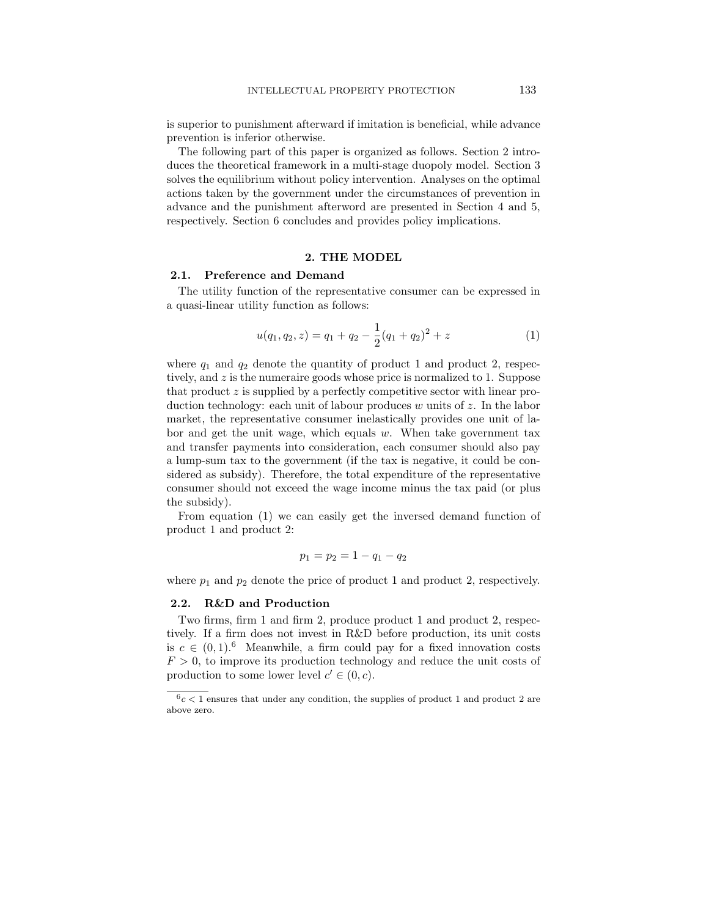is superior to punishment afterward if imitation is beneficial, while advance prevention is inferior otherwise.

The following part of this paper is organized as follows. Section 2 introduces the theoretical framework in a multi-stage duopoly model. Section 3 solves the equilibrium without policy intervention. Analyses on the optimal actions taken by the government under the circumstances of prevention in advance and the punishment afterword are presented in Section 4 and 5, respectively. Section 6 concludes and provides policy implications.

## 2. THE MODEL

### 2.1. Preference and Demand

The utility function of the representative consumer can be expressed in a quasi-linear utility function as follows:

$$u(q_1, q_2, z) = q_1 + q_2 - \frac{1}{2}(q_1 + q_2)^2 + z \tag{1}$$

where $q_1$ and $q_2$ denote the quantity of product 1 and product 2, respectively, and $z$ is the numeraire goods whose price is normalized to 1. Suppose that product $z$ is supplied by a perfectly competitive sector with linear production technology: each unit of labour produces $w$ units of $z$. In the labor market, the representative consumer inelastically provides one unit of labor and get the unit wage, which equals $w$. When take government tax and transfer payments into consideration, each consumer should also pay a lump-sum tax to the government (if the tax is negative, it could be considered as subsidy). Therefore, the total expenditure of the representative consumer should not exceed the wage income minus the tax paid (or plus the subsidy).

From equation (1) we can easily get the inversed demand function of product 1 and product 2:

$$p_1 = p_2 = 1 - q_1 - q_2$$

where $p_1$ and $p_2$ denote the price of product 1 and product 2, respectively.

### 2.2. R&D and Production

Two firms, firm 1 and firm 2, produce product 1 and product 2, respectively. If a firm does not invest in R&D before production, its unit costs is $c \in (0, 1)$.[6] Meanwhile, a firm could pay for a fixed innovation costs $F > 0$, to improve its production technology and reduce the unit costs of production to some lower level $c' \in (0, c)$.

[6] $c < 1$ ensures that under any condition, the supplies of product 1 and product 2 are above zero.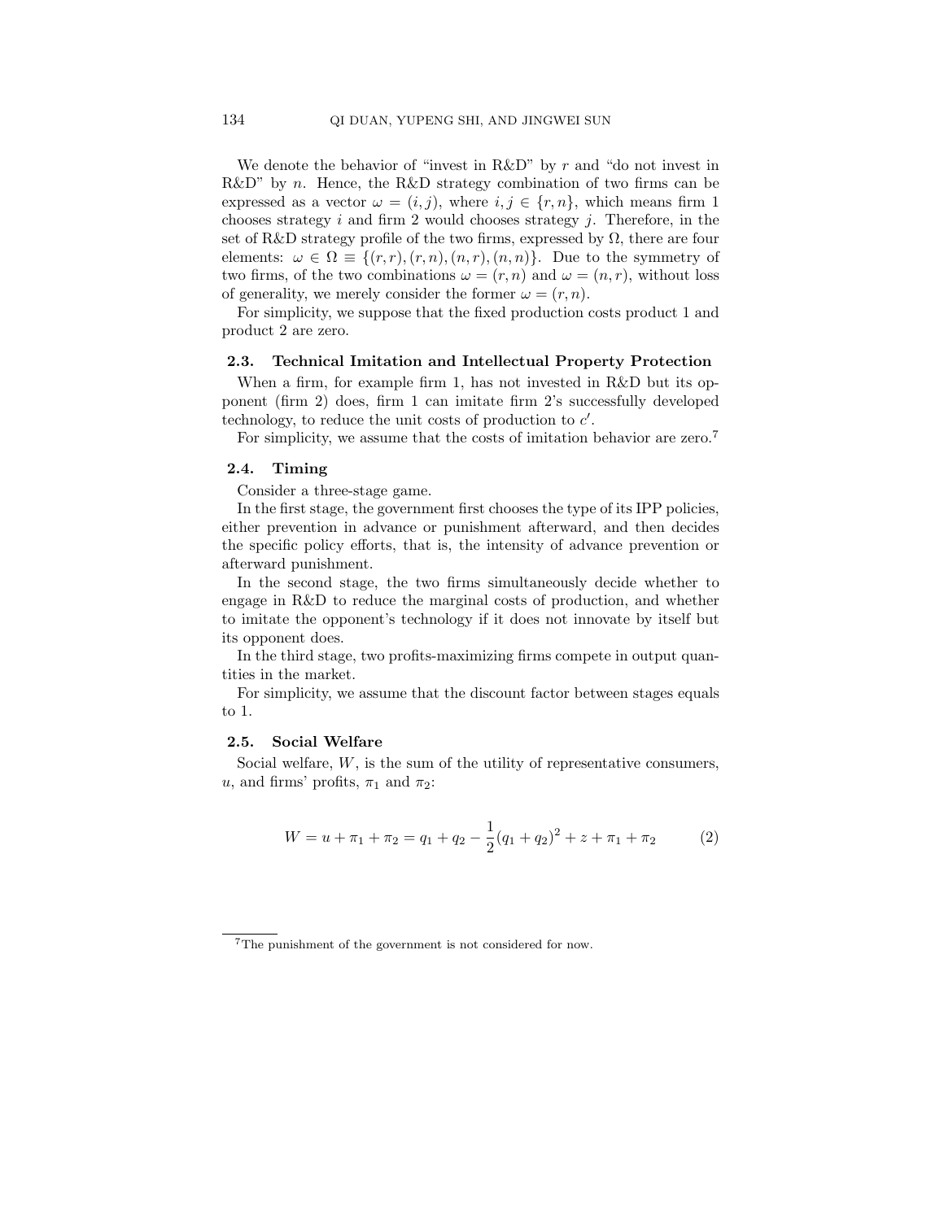We denote the behavior of “invest in R&D” by $r$ and “do not invest in R&D” by $n$. Hence, the R&D strategy combination of two firms can be expressed as a vector $\omega = (i, j)$, where $i, j \in \{r, n\}$, which means firm 1 chooses strategy $i$ and firm 2 would chooses strategy $j$. Therefore, in the set of R&D strategy profile of the two firms, expressed by $\Omega$, there are four elements: $\omega \in \Omega \equiv \{(r,r),(r,n),(n,r),(n,n)\}$. Due to the symmetry of two firms, of the two combinations $\omega = (r, n)$ and $\omega = (n, r)$, without loss of generality, we merely consider the former $\omega = (r, n)$.

For simplicity, we suppose that the fixed production costs product 1 and product 2 are zero.

### 2.3. Technical Imitation and Intellectual Property Protection

When a firm, for example firm 1, has not invested in R&D but its opponent (firm 2) does, firm 1 can imitate firm 2's successfully developed technology, to reduce the unit costs of production to $c'$.

For simplicity, we assume that the costs of imitation behavior are zero.[7]

### 2.4. Timing

Consider a three-stage game.

In the first stage, the government first chooses the type of its IPP policies, either prevention in advance or punishment afterward, and then decides the specific policy efforts, that is, the intensity of advance prevention or afterward punishment.

In the second stage, the two firms simultaneously decide whether to engage in R&D to reduce the marginal costs of production, and whether to imitate the opponent's technology if it does not innovate by itself but its opponent does.

In the third stage, two profits-maximizing firms compete in output quantities in the market.

For simplicity, we assume that the discount factor between stages equals to 1.

### 2.5. Social Welfare

Social welfare, $W$, is the sum of the utility of representative consumers, $u$, and firms' profits, $\pi_1$ and $\pi_2$:

$$W = u + \pi_1 + \pi_2 = q_1 + q_2 - \frac{1}{2}(q_1 + q_2)^2 + z + \pi_1 + \pi_2 \tag{2}$$

[7]The punishment of the government is not considered for now.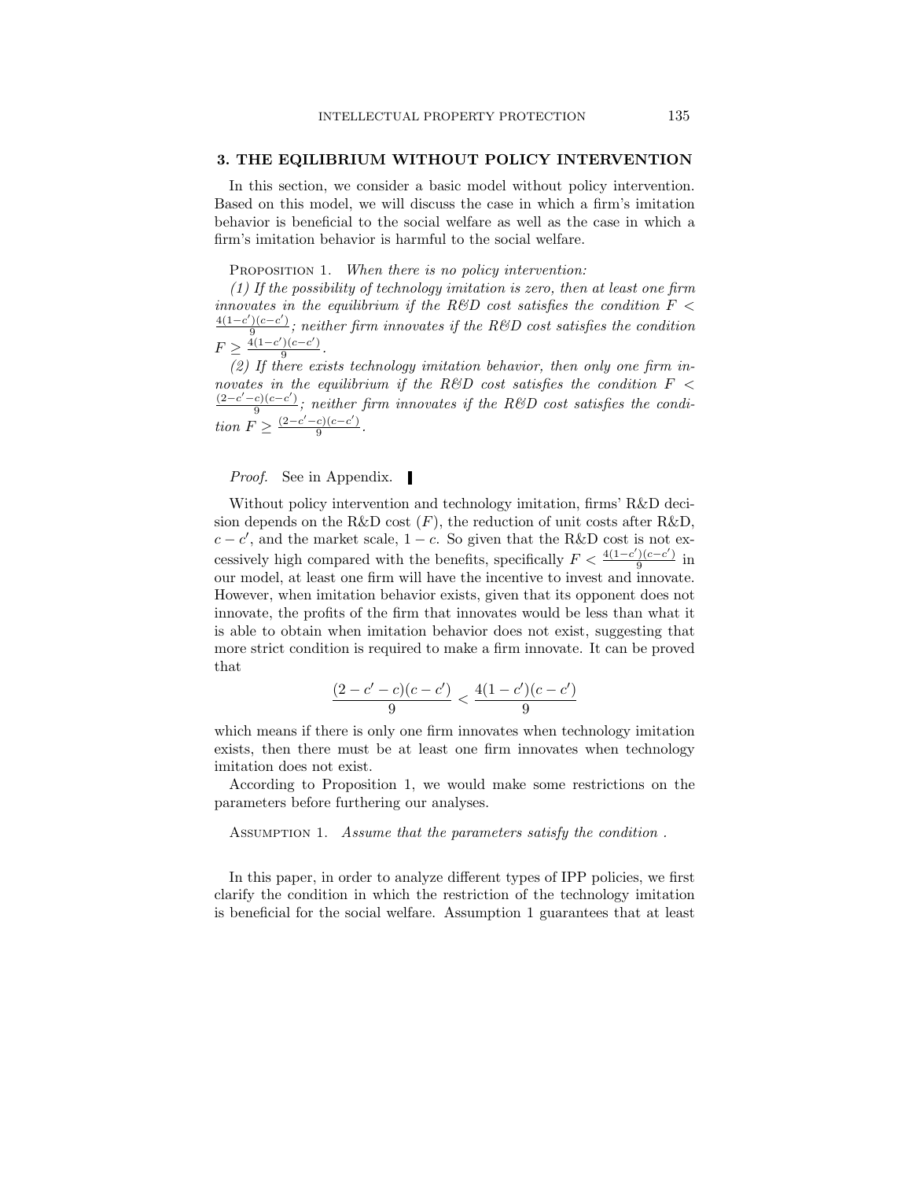## 3. THE EQILIBRIUM WITHOUT POLICY INTERVENTION

In this section, we consider a basic model without policy intervention. Based on this model, we will discuss the case in which a firm's imitation behavior is beneficial to the social welfare as well as the case in which a firm's imitation behavior is harmful to the social welfare.

PROPOSITION 1. *When there is no policy intervention:*

*(1) If the possibility of technology imitation is zero, then at least one firm innovates in the equilibrium if the R&D cost satisfies the condition* $F < \frac{4(1-c')(c-c')}{9}$*; neither firm innovates if the R&D cost satisfies the condition* $F \geq \frac{4(1-c')(c-c')}{9}$.

*(2) If there exists technology imitation behavior, then only one firm innovates in the equilibrium if the R&D cost satisfies the condition* $F < \frac{(2-c'-c)(c-c')}{9}$*; neither firm innovates if the R&D cost satisfies the condition* $F \geq \frac{(2-c'-c)(c-c')}{9}$.

*Proof.* See in Appendix. ▮

Without policy intervention and technology imitation, firms' R&D decision depends on the R&D cost ($F$), the reduction of unit costs after R&D, $c - c'$, and the market scale, $1 - c$. So given that the R&D cost is not excessively high compared with the benefits, specifically $F < \frac{4(1-c')(c-c')}{9}$ in our model, at least one firm will have the incentive to invest and innovate. However, when imitation behavior exists, given that its opponent does not innovate, the profits of the firm that innovates would be less than what it is able to obtain when imitation behavior does not exist, suggesting that more strict condition is required to make a firm innovate. It can be proved that

$$\frac{(2-c'-c)(c-c')}{9} < \frac{4(1-c')(c-c')}{9}$$

which means if there is only one firm innovates when technology imitation exists, then there must be at least one firm innovates when technology imitation does not exist.

According to Proposition 1, we would make some restrictions on the parameters before furthering our analyses.

ASSUMPTION 1. *Assume that the parameters satisfy the condition .*

In this paper, in order to analyze different types of IPP policies, we first clarify the condition in which the restriction of the technology imitation is beneficial for the social welfare. Assumption 1 guarantees that at least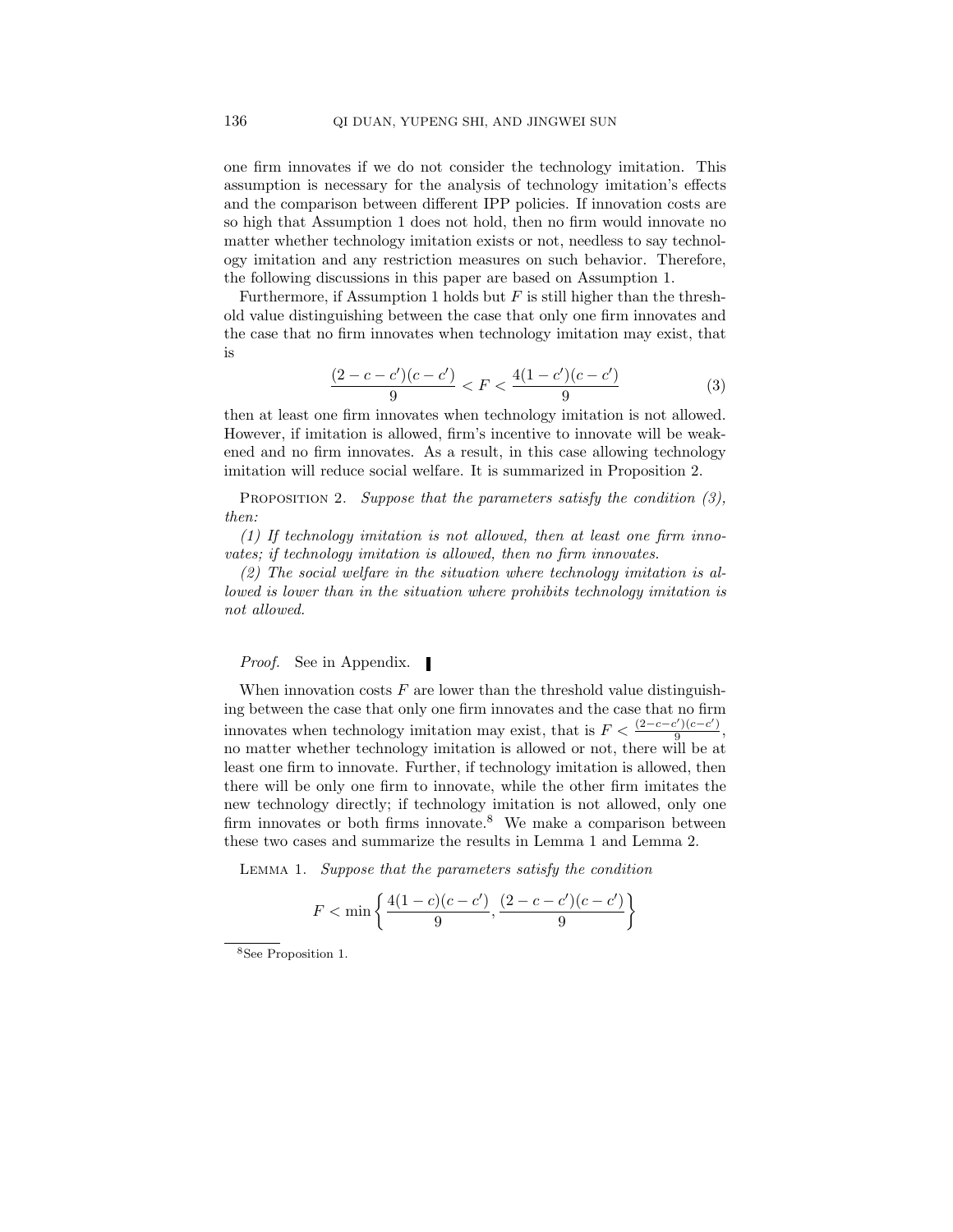one firm innovates if we do not consider the technology imitation. This assumption is necessary for the analysis of technology imitation's effects and the comparison between different IPP policies. If innovation costs are so high that Assumption 1 does not hold, then no firm would innovate no matter whether technology imitation exists or not, needless to say technology imitation and any restriction measures on such behavior. Therefore, the following discussions in this paper are based on Assumption 1.

Furthermore, if Assumption 1 holds but $F$ is still higher than the threshold value distinguishing between the case that only one firm innovates and the case that no firm innovates when technology imitation may exist, that is

$$\frac{(2-c-c')(c-c')}{9} < F < \frac{4(1-c')(c-c')}{9} \tag{3}$$

then at least one firm innovates when technology imitation is not allowed. However, if imitation is allowed, firm's incentive to innovate will be weakened and no firm innovates. As a result, in this case allowing technology imitation will reduce social welfare. It is summarized in Proposition 2.

Proposition 2. *Suppose that the parameters satisfy the condition (3), then:*

*(1) If technology imitation is not allowed, then at least one firm innovates; if technology imitation is allowed, then no firm innovates.*

*(2) The social welfare in the situation where technology imitation is allowed is lower than in the situation where prohibits technology imitation is not allowed.*

*Proof.* See in Appendix. ▌

When innovation costs $F$ are lower than the threshold value distinguishing between the case that only one firm innovates and the case that no firm innovates when technology imitation may exist, that is $F < \frac{(2-c-c')(c-c')}{9}$, no matter whether technology imitation is allowed or not, there will be at least one firm to innovate. Further, if technology imitation is allowed, then there will be only one firm to innovate, while the other firm imitates the new technology directly; if technology imitation is not allowed, only one firm innovates or both firms innovate.[8] We make a comparison between these two cases and summarize the results in Lemma 1 and Lemma 2.

Lemma 1. *Suppose that the parameters satisfy the condition*

$$F < \min\left\{\frac{4(1-c)(c-c')}{9}, \frac{(2-c-c')(c-c')}{9}\right\}$$

[8] See Proposition 1.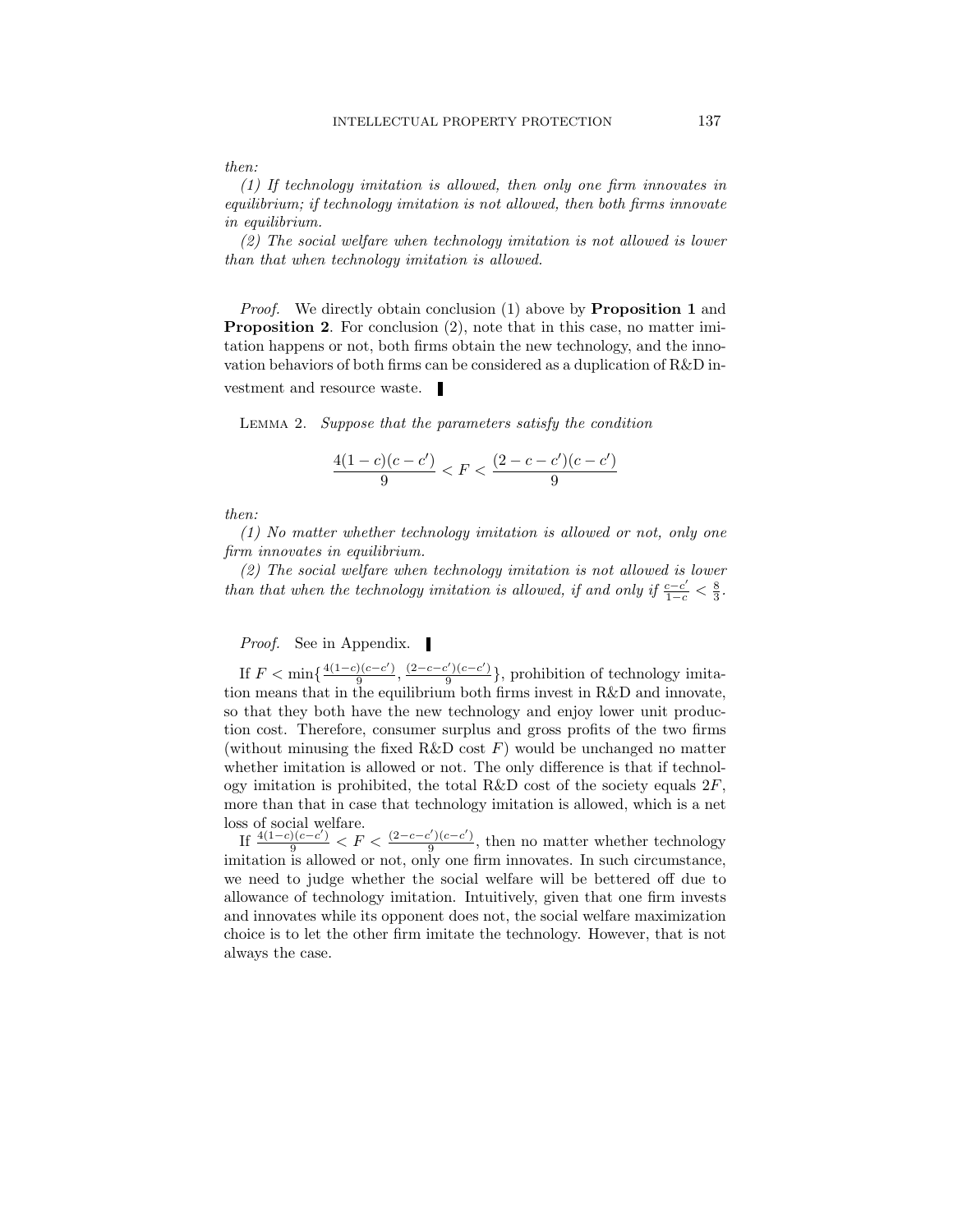*then:*

*(1) If technology imitation is allowed, then only one firm innovates in equilibrium; if technology imitation is not allowed, then both firms innovate in equilibrium.*

*(2) The social welfare when technology imitation is not allowed is lower than that when technology imitation is allowed.*

*Proof.* We directly obtain conclusion (1) above by **Proposition 1** and **Proposition 2**. For conclusion (2), note that in this case, no matter imitation happens or not, both firms obtain the new technology, and the innovation behaviors of both firms can be considered as a duplication of R&D investment and resource waste. ▌

LEMMA 2. *Suppose that the parameters satisfy the condition*

$$\frac{4(1-c)(c-c')}{9} < F < \frac{(2-c-c')(c-c')}{9}$$

*then:*

*(1) No matter whether technology imitation is allowed or not, only one firm innovates in equilibrium.*

*(2) The social welfare when technology imitation is not allowed is lower than that when the technology imitation is allowed, if and only if* $\frac{c-c'}{1-c} < \frac{8}{3}$.

*Proof.* See in Appendix. ▌

If $F < \min\{\frac{4(1-c)(c-c')}{9}, \frac{(2-c-c')(c-c')}{9}\}$, prohibition of technology imitation means that in the equilibrium both firms invest in R&D and innovate, so that they both have the new technology and enjoy lower unit production cost. Therefore, consumer surplus and gross profits of the two firms (without minusing the fixed R&D cost $F$) would be unchanged no matter whether imitation is allowed or not. The only difference is that if technology imitation is prohibited, the total R&D cost of the society equals $2F$, more than that in case that technology imitation is allowed, which is a net loss of social welfare.

If $\frac{4(1-c)(c-c')}{9} < F < \frac{(2-c-c')(c-c')}{9}$, then no matter whether technology imitation is allowed or not, only one firm innovates. In such circumstance, we need to judge whether the social welfare will be bettered off due to allowance of technology imitation. Intuitively, given that one firm invests and innovates while its opponent does not, the social welfare maximization choice is to let the other firm imitate the technology. However, that is not always the case.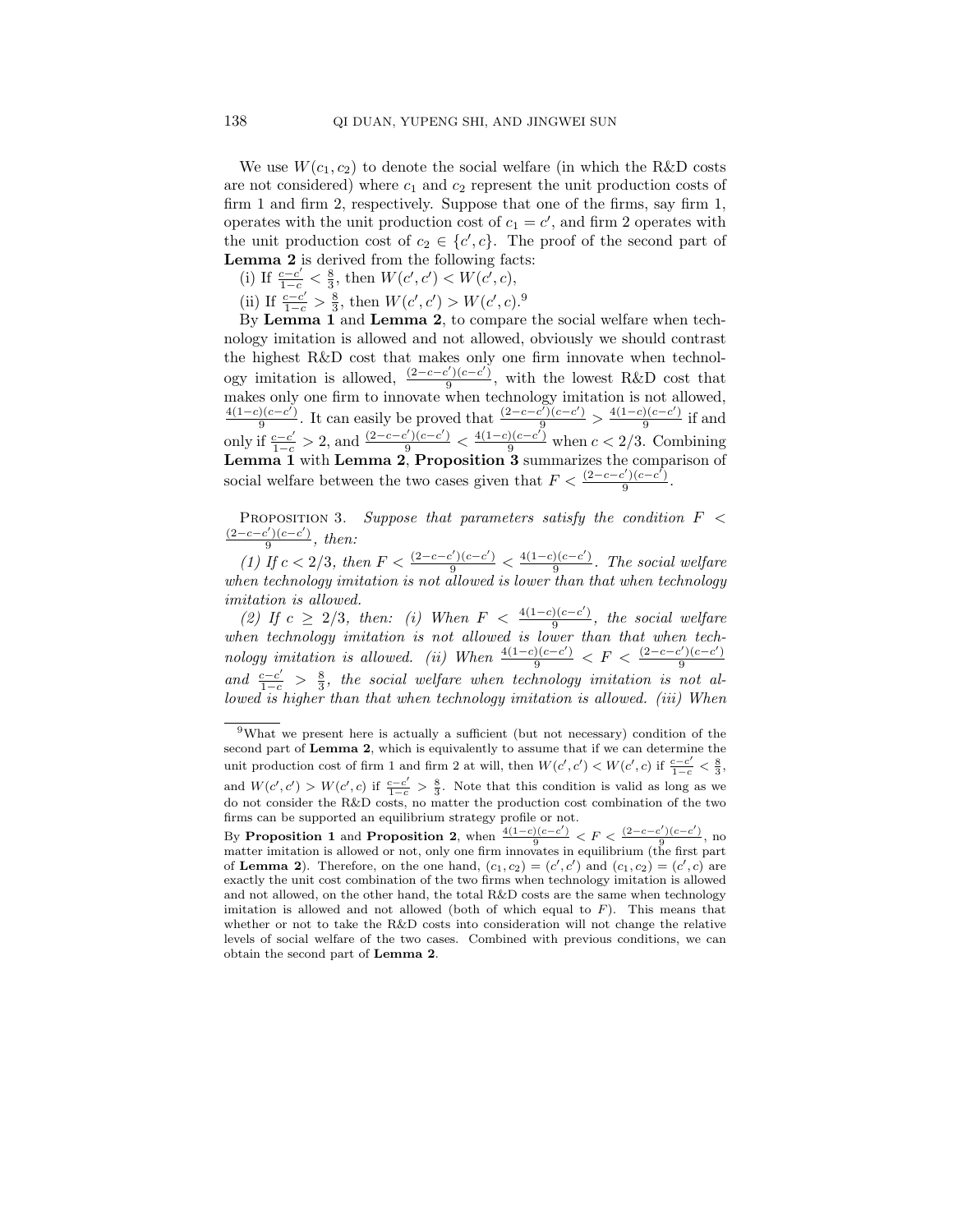We use $W(c_1, c_2)$ to denote the social welfare (in which the R&D costs are not considered) where $c_1$ and $c_2$ represent the unit production costs of firm 1 and firm 2, respectively. Suppose that one of the firms, say firm 1, operates with the unit production cost of $c_1 = c'$, and firm 2 operates with the unit production cost of $c_2 \in \{c', c\}$. The proof of the second part of **Lemma 2** is derived from the following facts:

(i) If $\frac{c-c'}{1-c} < \frac{8}{3}$, then $W(c', c') < W(c', c)$,

(ii) If $\frac{c-c'}{1-c} > \frac{8}{3}$, then $W(c', c') > W(c', c)$.[9]

By **Lemma 1** and **Lemma 2**, to compare the social welfare when technology imitation is allowed and not allowed, obviously we should contrast the highest R&D cost that makes only one firm innovate when technology imitation is allowed, $\frac{(2-c-c')(c-c')}{9}$, with the lowest R&D cost that makes only one firm to innovate when technology imitation is not allowed, $\frac{4(1-c)(c-c')}{9}$. It can easily be proved that $\frac{(2-c-c')(c-c')}{9} > \frac{4(1-c)(c-c')}{9}$ if and only if $\frac{c-c'}{1-c} > 2$, and $\frac{(2-c-c')(c-c')}{9} < \frac{4(1-c)(c-c')}{9}$ when $c < 2/3$. Combining **Lemma 1** with **Lemma 2**, **Proposition 3** summarizes the comparison of social welfare between the two cases given that $F < \frac{(2-c-c')(c-c')}{9}$.

Proposition 3. *Suppose that parameters satisfy the condition $F < \frac{(2-c-c')(c-c')}{9}$, then:*

*(1) If $c < 2/3$, then $F < \frac{(2-c-c')(c-c')}{9} < \frac{4(1-c)(c-c')}{9}$. The social welfare when technology imitation is not allowed is lower than that when technology imitation is allowed.*

*(2) If $c \geq 2/3$, then: (i) When $F < \frac{4(1-c)(c-c')}{9}$, the social welfare when technology imitation is not allowed is lower than that when technology imitation is allowed. (ii) When $\frac{4(1-c)(c-c')}{9} < F < \frac{(2-c-c')(c-c')}{9}$ and $\frac{c-c'}{1-c} > \frac{8}{3}$, the social welfare when technology imitation is not allowed is higher than that when technology imitation is allowed. (iii) When*

[9]What we present here is actually a sufficient (but not necessary) condition of the second part of **Lemma 2**, which is equivalently to assume that if we can determine the unit production cost of firm 1 and firm 2 at will, then $W(c', c') < W(c', c)$ if $\frac{c-c'}{1-c} < \frac{8}{3}$, and $W(c', c') > W(c', c)$ if $\frac{c-c'}{1-c} > \frac{8}{3}$. Note that this condition is valid as long as we do not consider the R&D costs, no matter the production cost combination of the two firms can be supported an equilibrium strategy profile or not.

By **Proposition 1** and **Proposition 2**, when $\frac{4(1-c)(c-c')}{9} < F < \frac{(2-c-c')(c-c')}{9}$, no matter imitation is allowed or not, only one firm innovates in equilibrium (the first part of **Lemma 2**). Therefore, on the one hand, $(c_1, c_2) = (c', c')$ and $(c_1, c_2) = (c', c)$ are exactly the unit cost combination of the two firms when technology imitation is allowed and not allowed, on the other hand, the total R&D costs are the same when technology imitation is allowed and not allowed (both of which equal to $F$). This means that whether or not to take the R&D costs into consideration will not change the relative levels of social welfare of the two cases. Combined with previous conditions, we can obtain the second part of **Lemma 2**.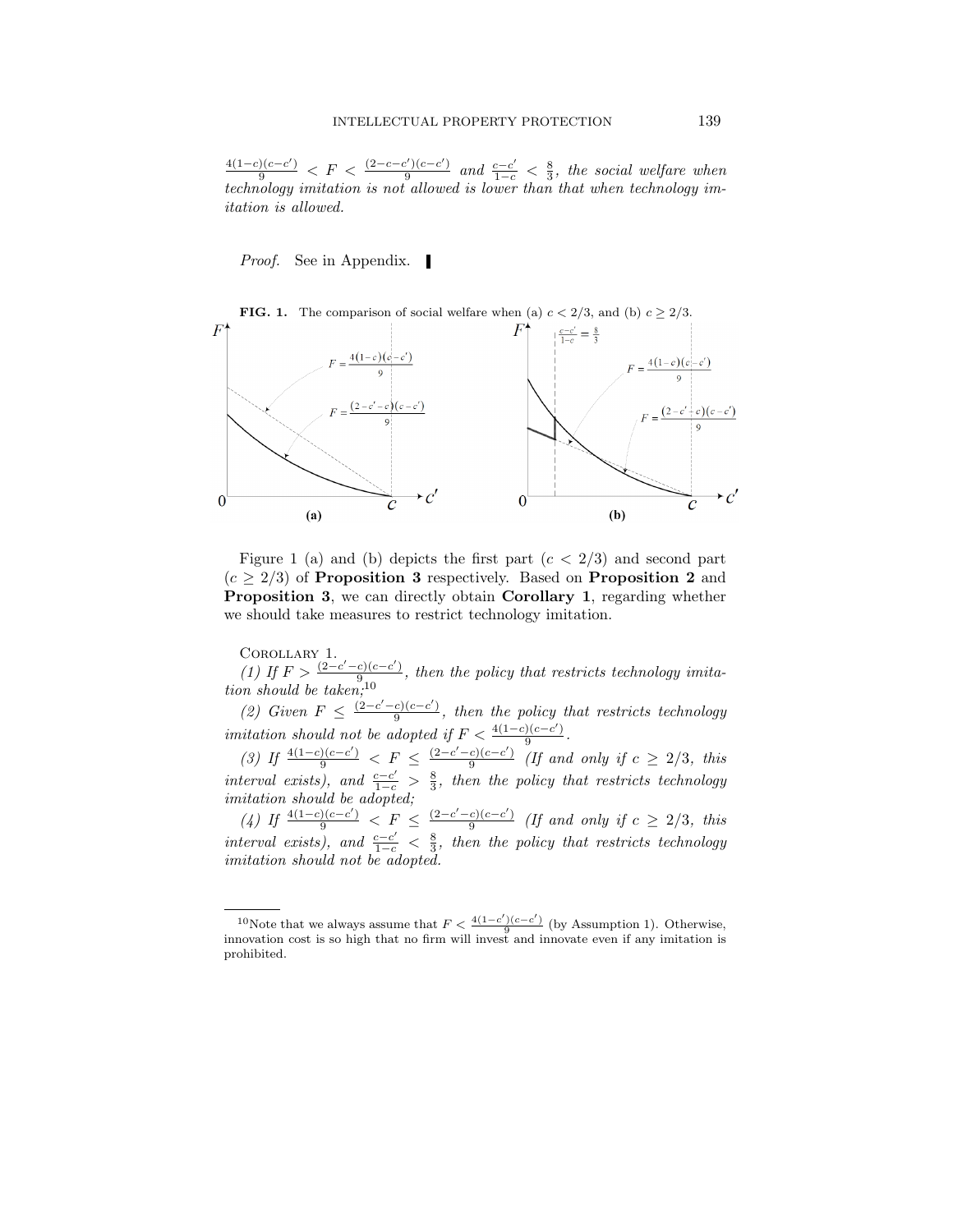$\frac{4(1-c)(c-c')}{9} < F < \frac{(2-c-c')(c-c')}{9}$ *and* $\frac{c-c'}{1-c} < \frac{8}{3}$*, the social welfare when technology imitation is not allowed is lower than that when technology imitation is allowed.*

*Proof.* See in Appendix. ▌

**FIG. 1.** The comparison of social welfare when (a) $c < 2/3$, and (b) $c \geq 2/3$.

Figure 1 (a) and (b) depicts the first part ($c < 2/3$) and second part ($c \geq 2/3$) of **Proposition 3** respectively. Based on **Proposition 2** and **Proposition 3**, we can directly obtain **Corollary 1**, regarding whether we should take measures to restrict technology imitation.

COROLLARY 1.

*(1) If* $F > \frac{(2-c'-c)(c-c')}{9}$*, then the policy that restricts technology imitation should be taken;*[10]

*(2) Given* $F \leq \frac{(2-c'-c)(c-c')}{9}$*, then the policy that restricts technology imitation should not be adopted if* $F < \frac{4(1-c)(c-c')}{9}$*.*

*(3) If* $\frac{4(1-c)(c-c')}{9} < F \leq \frac{(2-c'-c)(c-c')}{9}$ *(If and only if* $c \geq 2/3$*, this interval exists), and* $\frac{c-c'}{1-c} > \frac{8}{3}$*, then the policy that restricts technology imitation should be adopted;*

*(4) If* $\frac{4(1-c)(c-c')}{9} < F \leq \frac{(2-c'-c)(c-c')}{9}$ *(If and only if* $c \geq 2/3$*, this interval exists), and* $\frac{c-c'}{1-c} < \frac{8}{3}$*, then the policy that restricts technology imitation should not be adopted.*

---

[10] Note that we always assume that $F < \frac{4(1-c')(c-c')}{9}$ (by Assumption 1). Otherwise, innovation cost is so high that no firm will invest and innovate even if any imitation is prohibited.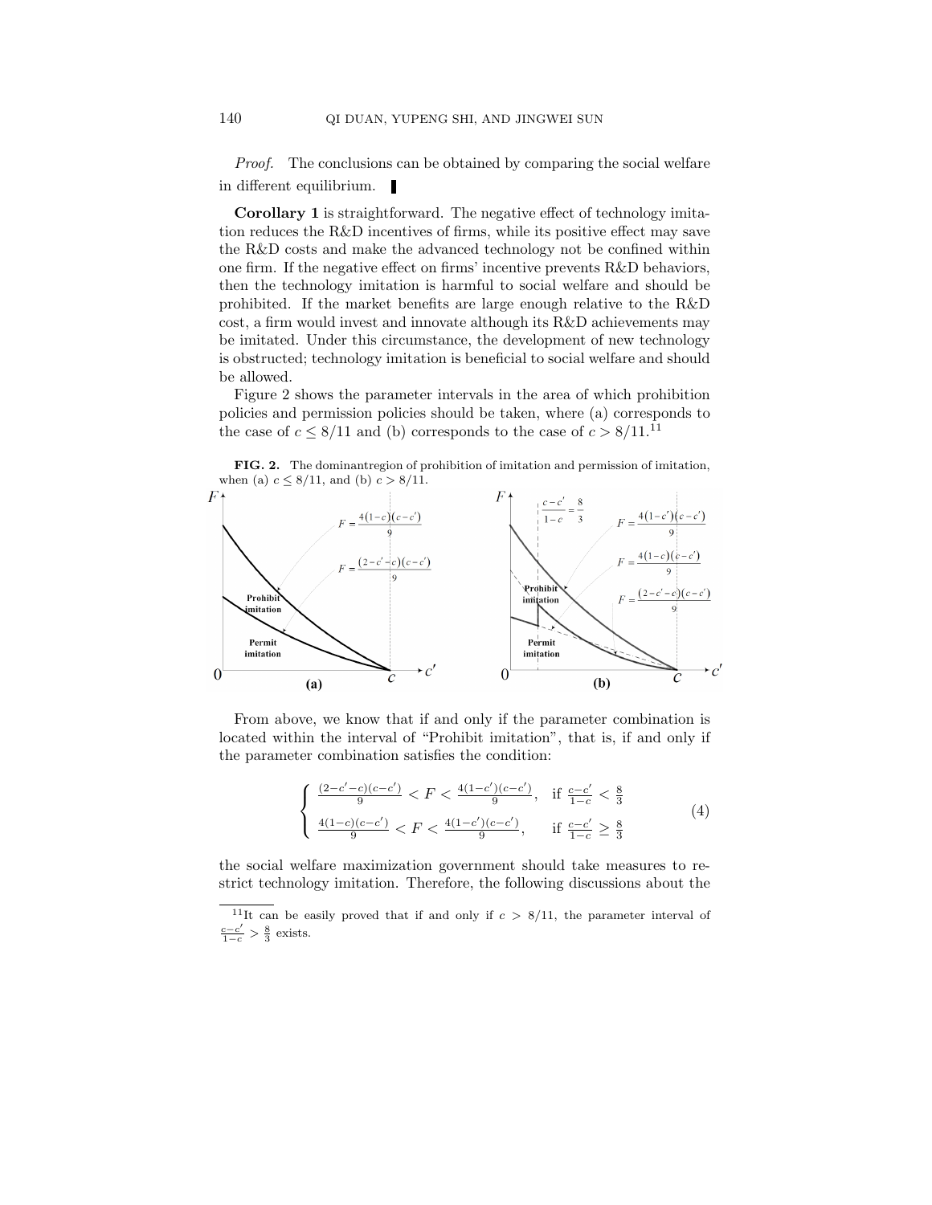*Proof.* The conclusions can be obtained by comparing the social welfare in different equilibrium. ∎

**Corollary 1** is straightforward. The negative effect of technology imitation reduces the R&D incentives of firms, while its positive effect may save the R&D costs and make the advanced technology not be confined within one firm. If the negative effect on firms' incentive prevents R&D behaviors, then the technology imitation is harmful to social welfare and should be prohibited. If the market benefits are large enough relative to the R&D cost, a firm would invest and innovate although its R&D achievements may be imitated. Under this circumstance, the development of new technology is obstructed; technology imitation is beneficial to social welfare and should be allowed.

Figure 2 shows the parameter intervals in the area of which prohibition policies and permission policies should be taken, where (a) corresponds to the case of $c \leq 8/11$ and (b) corresponds to the case of $c > 8/11$.[11]

**FIG. 2.** The dominantregion of prohibition of imitation and permission of imitation, when (a) $c \leq 8/11$, and (b) $c > 8/11$.

From above, we know that if and only if the parameter combination is located within the interval of "Prohibit imitation", that is, if and only if the parameter combination satisfies the condition:

$$
\begin{cases} \frac{(2-c'-c)(c-c')}{9} < F < \frac{4(1-c')(c-c')}{9}, & \text{if } \frac{c-c'}{1-c} < \frac{8}{3} \\ \frac{4(1-c)(c-c')}{9} < F < \frac{4(1-c')(c-c')}{9}, & \text{if } \frac{c-c'}{1-c} \geq \frac{8}{3} \end{cases} \tag{4}
$$

the social welfare maximization government should take measures to restrict technology imitation. Therefore, the following discussions about the

[11] It can be easily proved that if and only if $c > 8/11$, the parameter interval of $\frac{c-c'}{1-c} > \frac{8}{3}$ exists.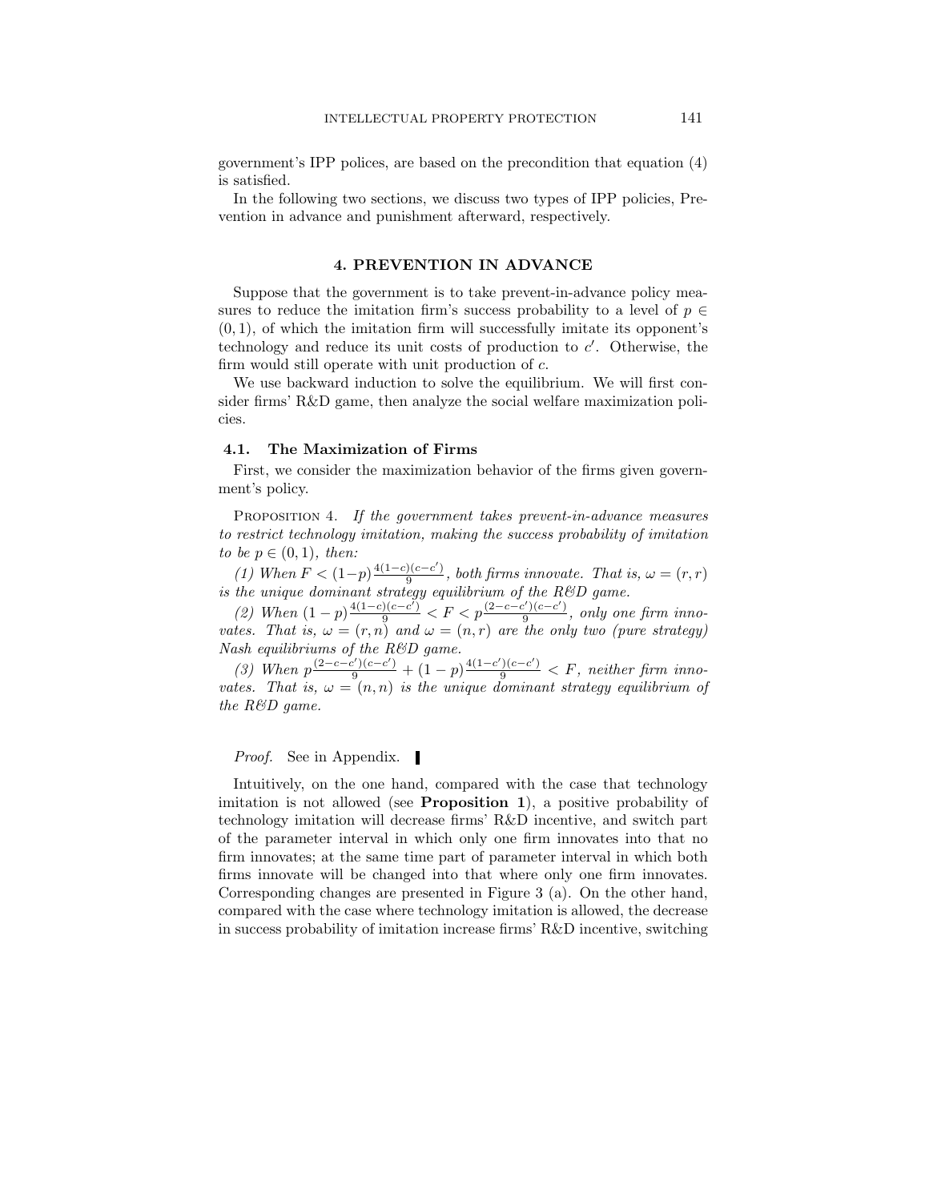government's IPP polices, are based on the precondition that equation (4) is satisfied.

In the following two sections, we discuss two types of IPP policies, Prevention in advance and punishment afterward, respectively.

## 4. PREVENTION IN ADVANCE

Suppose that the government is to take prevent-in-advance policy measures to reduce the imitation firm's success probability to a level of $p \in (0, 1)$, of which the imitation firm will successfully imitate its opponent's technology and reduce its unit costs of production to $c'$. Otherwise, the firm would still operate with unit production of $c$.

We use backward induction to solve the equilibrium. We will first consider firms' R&D game, then analyze the social welfare maximization policies.

### 4.1. The Maximization of Firms

First, we consider the maximization behavior of the firms given government's policy.

Proposition 4. *If the government takes prevent-in-advance measures to restrict technology imitation, making the success probability of imitation to be $p \in (0, 1)$, then:*

*(1) When $F < (1-p)\frac{4(1-c)(c-c')}{9}$, both firms innovate. That is, $\omega = (r, r)$ is the unique dominant strategy equilibrium of the R&D game.*

*(2) When $(1-p)\frac{4(1-c)(c-c')}{9} < F < p\frac{(2-c-c')(c-c')}{9}$, only one firm innovates. That is, $\omega = (r, n)$ and $\omega = (n, r)$ are the only two (pure strategy) Nash equilibriums of the R&D game.*

*(3) When $p\frac{(2-c-c')(c-c')}{9} + (1-p)\frac{4(1-c')(c-c')}{9} < F$, neither firm innovates. That is, $\omega = (n, n)$ is the unique dominant strategy equilibrium of the R&D game.*

*Proof.* See in Appendix. ▌

Intuitively, on the one hand, compared with the case that technology imitation is not allowed (see **Proposition 1**), a positive probability of technology imitation will decrease firms' R&D incentive, and switch part of the parameter interval in which only one firm innovates into that no firm innovates; at the same time part of parameter interval in which both firms innovate will be changed into that where only one firm innovates. Corresponding changes are presented in Figure 3 (a). On the other hand, compared with the case where technology imitation is allowed, the decrease in success probability of imitation increase firms' R&D incentive, switching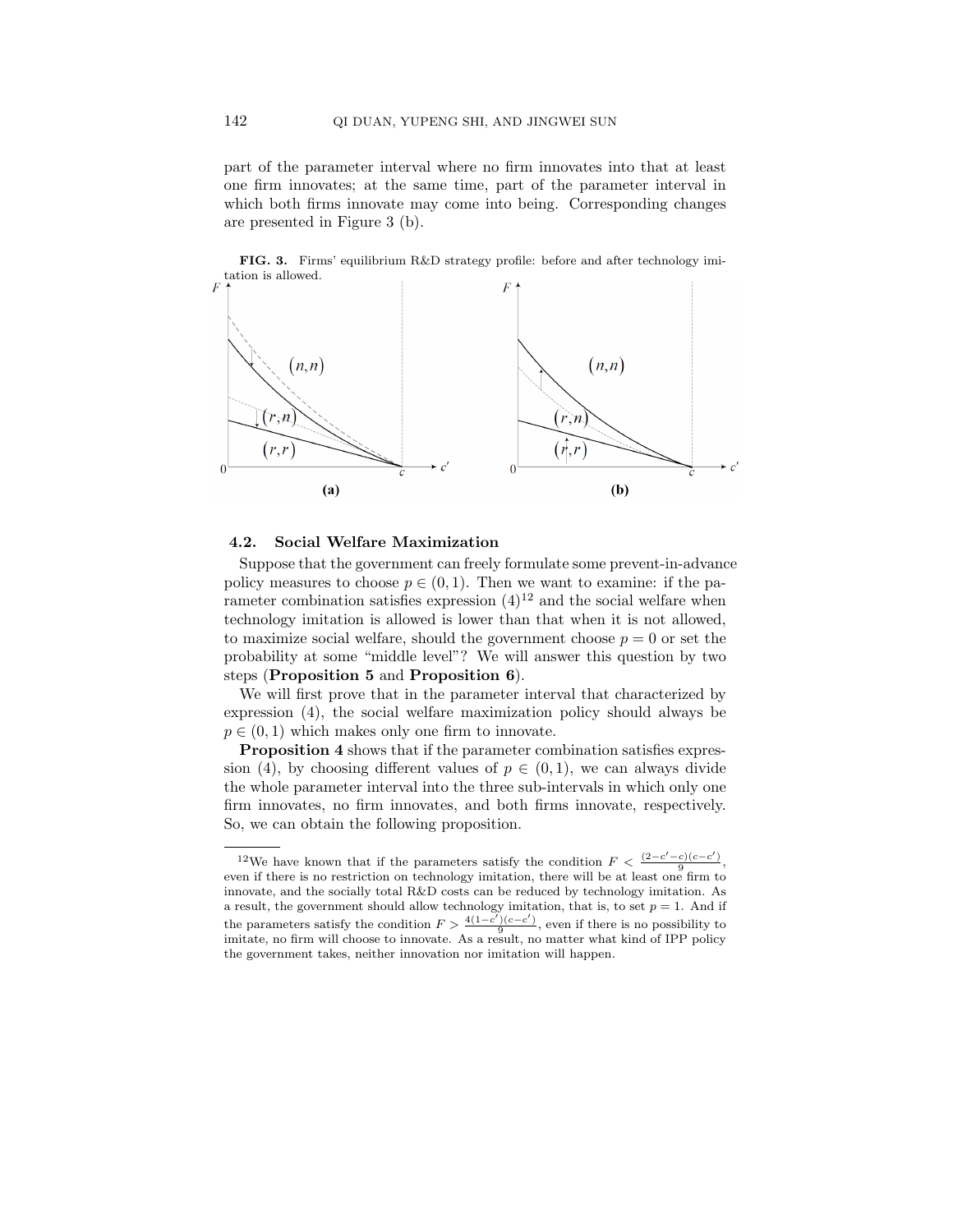part of the parameter interval where no firm innovates into that at least one firm innovates; at the same time, part of the parameter interval in which both firms innovate may come into being. Corresponding changes are presented in Figure 3 (b).

**FIG. 3.** Firms' equilibrium R&D strategy profile: before and after technology imitation is allowed.

## 4.2. Social Welfare Maximization

Suppose that the government can freely formulate some prevent-in-advance policy measures to choose $p \in (0, 1)$. Then we want to examine: if the parameter combination satisfies expression (4)[12] and the social welfare when technology imitation is allowed is lower than that when it is not allowed, to maximize social welfare, should the government choose $p = 0$ or set the probability at some "middle level"? We will answer this question by two steps (**Proposition 5** and **Proposition 6**).

We will first prove that in the parameter interval that characterized by expression (4), the social welfare maximization policy should always be $p \in (0, 1)$ which makes only one firm to innovate.

**Proposition 4** shows that if the parameter combination satisfies expression (4), by choosing different values of $p \in (0, 1)$, we can always divide the whole parameter interval into the three sub-intervals in which only one firm innovates, no firm innovates, and both firms innovate, respectively. So, we can obtain the following proposition.

---

[12] We have known that if the parameters satisfy the condition $F < \frac{(2-c'-c)(c-c')}{9}$, even if there is no restriction on technology imitation, there will be at least one firm to innovate, and the socially total R&D costs can be reduced by technology imitation. As a result, the government should allow technology imitation, that is, to set $p = 1$. And if the parameters satisfy the condition $F > \frac{4(1-c')(c-c')}{9}$, even if there is no possibility to imitate, no firm will choose to innovate. As a result, no matter what kind of IPP policy the government takes, neither innovation nor imitation will happen.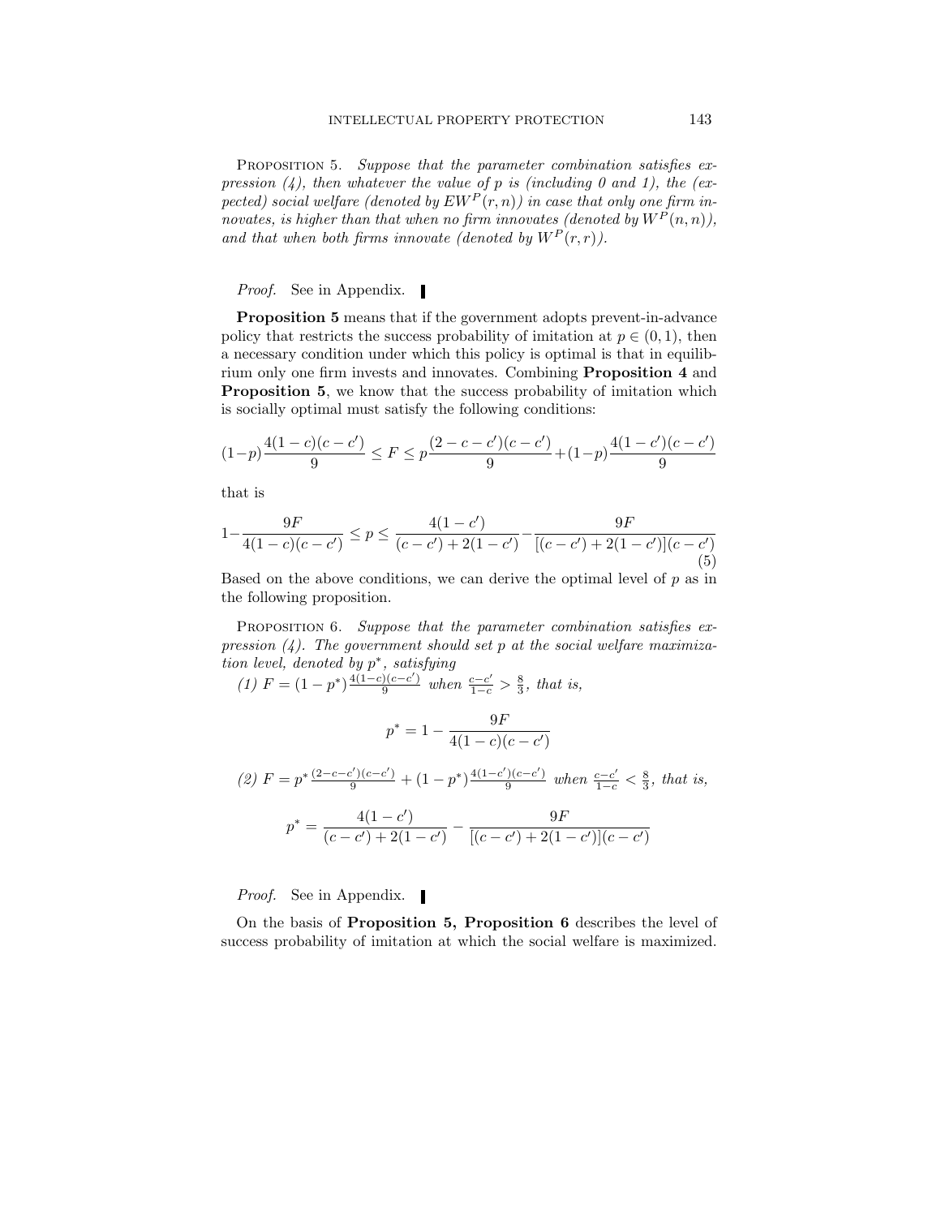Proposition 5. *Suppose that the parameter combination satisfies expression (4), then whatever the value of $p$ is (including 0 and 1), the (expected) social welfare (denoted by $EW^P(r,n)$) in case that only one firm innovates, is higher than that when no firm innovates (denoted by $W^P(n,n)$), and that when both firms innovate (denoted by $W^P(r,r)$).*

*Proof.* See in Appendix. ▮

**Proposition 5** means that if the government adopts prevent-in-advance policy that restricts the success probability of imitation at $p \in (0,1)$, then a necessary condition under which this policy is optimal is that in equilibrium only one firm invests and innovates. Combining **Proposition 4** and **Proposition 5**, we know that the success probability of imitation which is socially optimal must satisfy the following conditions:

$$(1-p)\frac{4(1-c)(c-c')}{9} \leq F \leq p\frac{(2-c-c')(c-c')}{9} + (1-p)\frac{4(1-c')(c-c')}{9}$$

that is

$$1-\frac{9F}{4(1-c)(c-c')} \leq p \leq \frac{4(1-c')}{(c-c')+2(1-c')} - \frac{9F}{[(c-c')+2(1-c')](c-c')} \tag{5}$$

Based on the above conditions, we can derive the optimal level of $p$ as in the following proposition.

Proposition 6. *Suppose that the parameter combination satisfies expression (4). The government should set $p$ at the social welfare maximization level, denoted by $p^*$, satisfying*

*(1)* $F = (1-p^*)\frac{4(1-c)(c-c')}{9}$ *when* $\frac{c-c'}{1-c} > \frac{8}{3}$, *that is,*

$$p^* = 1 - \frac{9F}{4(1-c)(c-c')}$$

*(2)* $F = p^*\frac{(2-c-c')(c-c')}{9} + (1-p^*)\frac{4(1-c')(c-c')}{9}$ *when* $\frac{c-c'}{1-c} < \frac{8}{3}$, *that is,*

$$p^* = \frac{4(1-c')}{(c-c')+2(1-c')} - \frac{9F}{[(c-c')+2(1-c')](c-c')}$$

*Proof.* See in Appendix. ▮

On the basis of **Proposition 5, Proposition 6** describes the level of success probability of imitation at which the social welfare is maximized.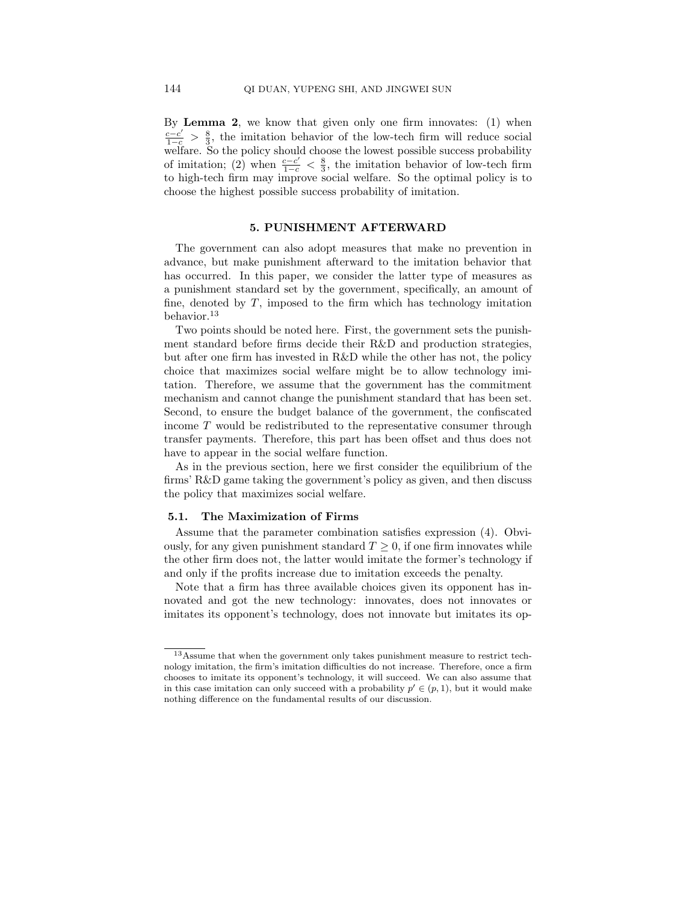By **Lemma 2**, we know that given only one firm innovates: (1) when $\frac{c-c'}{1-c} > \frac{8}{3}$, the imitation behavior of the low-tech firm will reduce social welfare. So the policy should choose the lowest possible success probability of imitation; (2) when $\frac{c-c'}{1-c} < \frac{8}{3}$, the imitation behavior of low-tech firm to high-tech firm may improve social welfare. So the optimal policy is to choose the highest possible success probability of imitation.

## 5. PUNISHMENT AFTERWARD

The government can also adopt measures that make no prevention in advance, but make punishment afterward to the imitation behavior that has occurred. In this paper, we consider the latter type of measures as a punishment standard set by the government, specifically, an amount of fine, denoted by $T$, imposed to the firm which has technology imitation behavior.[13]

Two points should be noted here. First, the government sets the punishment standard before firms decide their R&D and production strategies, but after one firm has invested in R&D while the other has not, the policy choice that maximizes social welfare might be to allow technology imitation. Therefore, we assume that the government has the commitment mechanism and cannot change the punishment standard that has been set. Second, to ensure the budget balance of the government, the confiscated income $T$ would be redistributed to the representative consumer through transfer payments. Therefore, this part has been offset and thus does not have to appear in the social welfare function.

As in the previous section, here we first consider the equilibrium of the firms' R&D game taking the government's policy as given, and then discuss the policy that maximizes social welfare.

### 5.1. The Maximization of Firms

Assume that the parameter combination satisfies expression (4). Obviously, for any given punishment standard $T \geq 0$, if one firm innovates while the other firm does not, the latter would imitate the former's technology if and only if the profits increase due to imitation exceeds the penalty.

Note that a firm has three available choices given its opponent has innovated and got the new technology: innovates, does not innovates or imitates its opponent's technology, does not innovate but imitates its op-

[13] Assume that when the government only takes punishment measure to restrict technology imitation, the firm's imitation difficulties do not increase. Therefore, once a firm chooses to imitate its opponent's technology, it will succeed. We can also assume that in this case imitation can only succeed with a probability $p' \in (p, 1)$, but it would make nothing difference on the fundamental results of our discussion.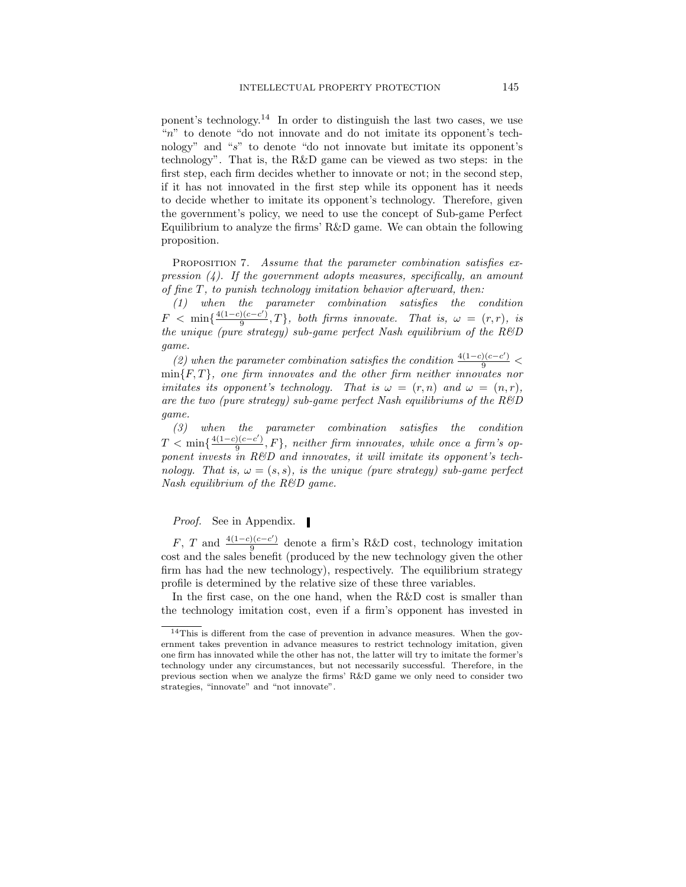ponent's technology.[14] In order to distinguish the last two cases, we use "$n$" to denote "do not innovate and do not imitate its opponent's technology" and "$s$" to denote "do not innovate but imitate its opponent's technology". That is, the R&D game can be viewed as two steps: in the first step, each firm decides whether to innovate or not; in the second step, if it has not innovated in the first step while its opponent has it needs to decide whether to imitate its opponent's technology. Therefore, given the government's policy, we need to use the concept of Sub-game Perfect Equilibrium to analyze the firms' R&D game. We can obtain the following proposition.

PROPOSITION 7. *Assume that the parameter combination satisfies expression (4). If the government adopts measures, specifically, an amount of fine $T$, to punish technology imitation behavior afterward, then:*

*(1) when the parameter combination satisfies the condition $F < \min\{\frac{4(1-c)(c-c')}{9}, T\}$, both firms innovate. That is, $\omega = (r, r)$, is the unique (pure strategy) sub-game perfect Nash equilibrium of the R&D game.*

*(2) when the parameter combination satisfies the condition $\frac{4(1-c)(c-c')}{9} < \min\{F, T\}$, one firm innovates and the other firm neither innovates nor imitates its opponent's technology. That is $\omega = (r, n)$ and $\omega = (n, r)$, are the two (pure strategy) sub-game perfect Nash equilibriums of the R&D game.*

*(3) when the parameter combination satisfies the condition $T < \min\{\frac{4(1-c)(c-c')}{9}, F\}$, neither firm innovates, while once a firm's opponent invests in R&D and innovates, it will imitate its opponent's technology. That is, $\omega = (s, s)$, is the unique (pure strategy) sub-game perfect Nash equilibrium of the R&D game.*

*Proof.* See in Appendix. ∎

$F$, $T$ and $\frac{4(1-c)(c-c')}{9}$ denote a firm's R&D cost, technology imitation cost and the sales benefit (produced by the new technology given the other firm has had the new technology), respectively. The equilibrium strategy profile is determined by the relative size of these three variables.

In the first case, on the one hand, when the R&D cost is smaller than the technology imitation cost, even if a firm's opponent has invested in

[14] This is different from the case of prevention in advance measures. When the government takes prevention in advance measures to restrict technology imitation, given one firm has innovated while the other has not, the latter will try to imitate the former's technology under any circumstances, but not necessarily successful. Therefore, in the previous section when we analyze the firms' R&D game we only need to consider two strategies, "innovate" and "not innovate".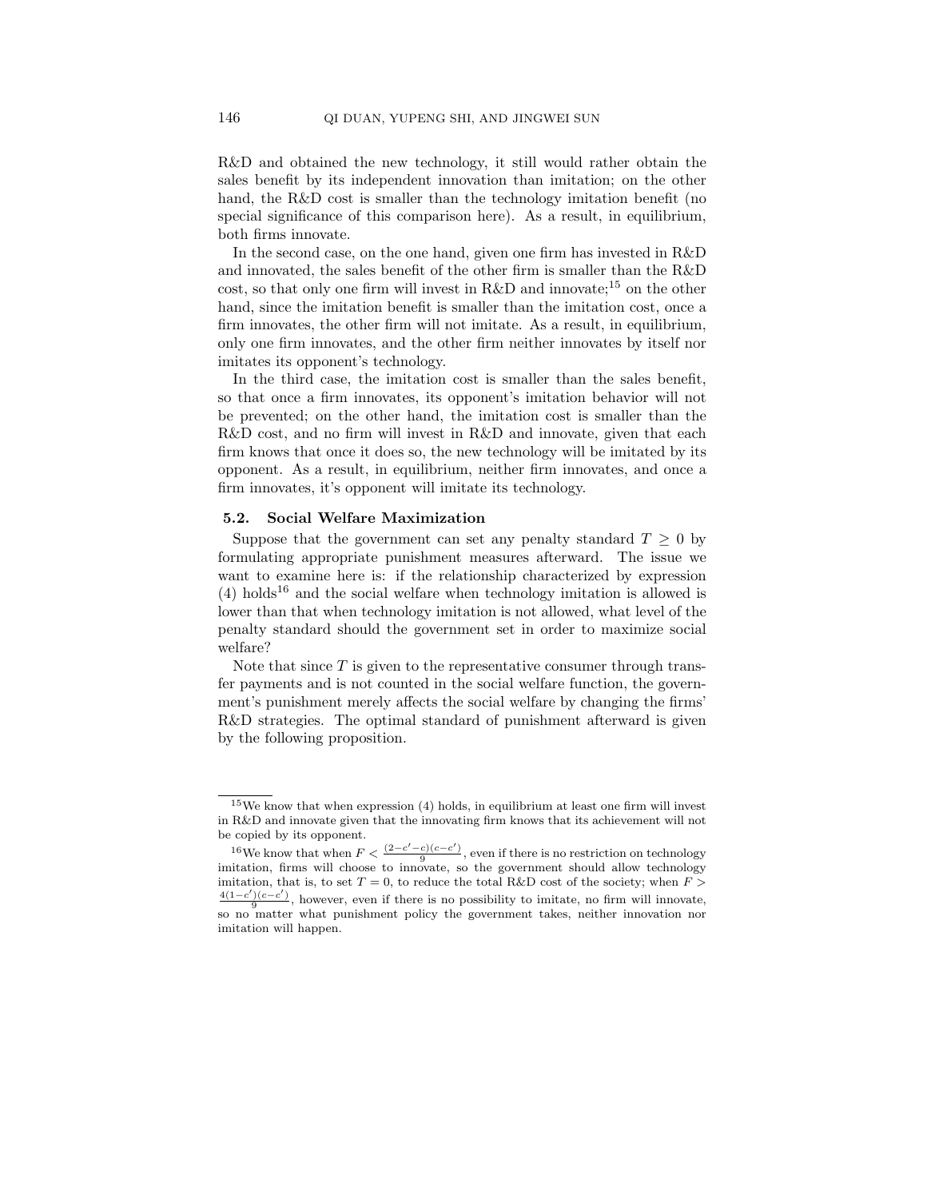R&D and obtained the new technology, it still would rather obtain the sales benefit by its independent innovation than imitation; on the other hand, the R&D cost is smaller than the technology imitation benefit (no special significance of this comparison here). As a result, in equilibrium, both firms innovate.

In the second case, on the one hand, given one firm has invested in R&D and innovated, the sales benefit of the other firm is smaller than the R&D cost, so that only one firm will invest in R&D and innovate;[15] on the other hand, since the imitation benefit is smaller than the imitation cost, once a firm innovates, the other firm will not imitate. As a result, in equilibrium, only one firm innovates, and the other firm neither innovates by itself nor imitates its opponent's technology.

In the third case, the imitation cost is smaller than the sales benefit, so that once a firm innovates, its opponent's imitation behavior will not be prevented; on the other hand, the imitation cost is smaller than the R&D cost, and no firm will invest in R&D and innovate, given that each firm knows that once it does so, the new technology will be imitated by its opponent. As a result, in equilibrium, neither firm innovates, and once a firm innovates, it's opponent will imitate its technology.

### 5.2. Social Welfare Maximization

Suppose that the government can set any penalty standard $T \geq 0$ by formulating appropriate punishment measures afterward. The issue we want to examine here is: if the relationship characterized by expression (4) holds[16] and the social welfare when technology imitation is allowed is lower than that when technology imitation is not allowed, what level of the penalty standard should the government set in order to maximize social welfare?

Note that since $T$ is given to the representative consumer through transfer payments and is not counted in the social welfare function, the government's punishment merely affects the social welfare by changing the firms' R&D strategies. The optimal standard of punishment afterward is given by the following proposition.

---

[15] We know that when expression (4) holds, in equilibrium at least one firm will invest in R&D and innovate given that the innovating firm knows that its achievement will not be copied by its opponent.

[16] We know that when $F < \frac{(2-c'-c)(c-c')}{9}$, even if there is no restriction on technology imitation, firms will choose to innovate, so the government should allow technology imitation, that is, to set $T = 0$, to reduce the total R&D cost of the society; when $F > \frac{4(1-c')(c-c')}{9}$, however, even if there is no possibility to imitate, no firm will innovate, so no matter what punishment policy the government takes, neither innovation nor imitation will happen.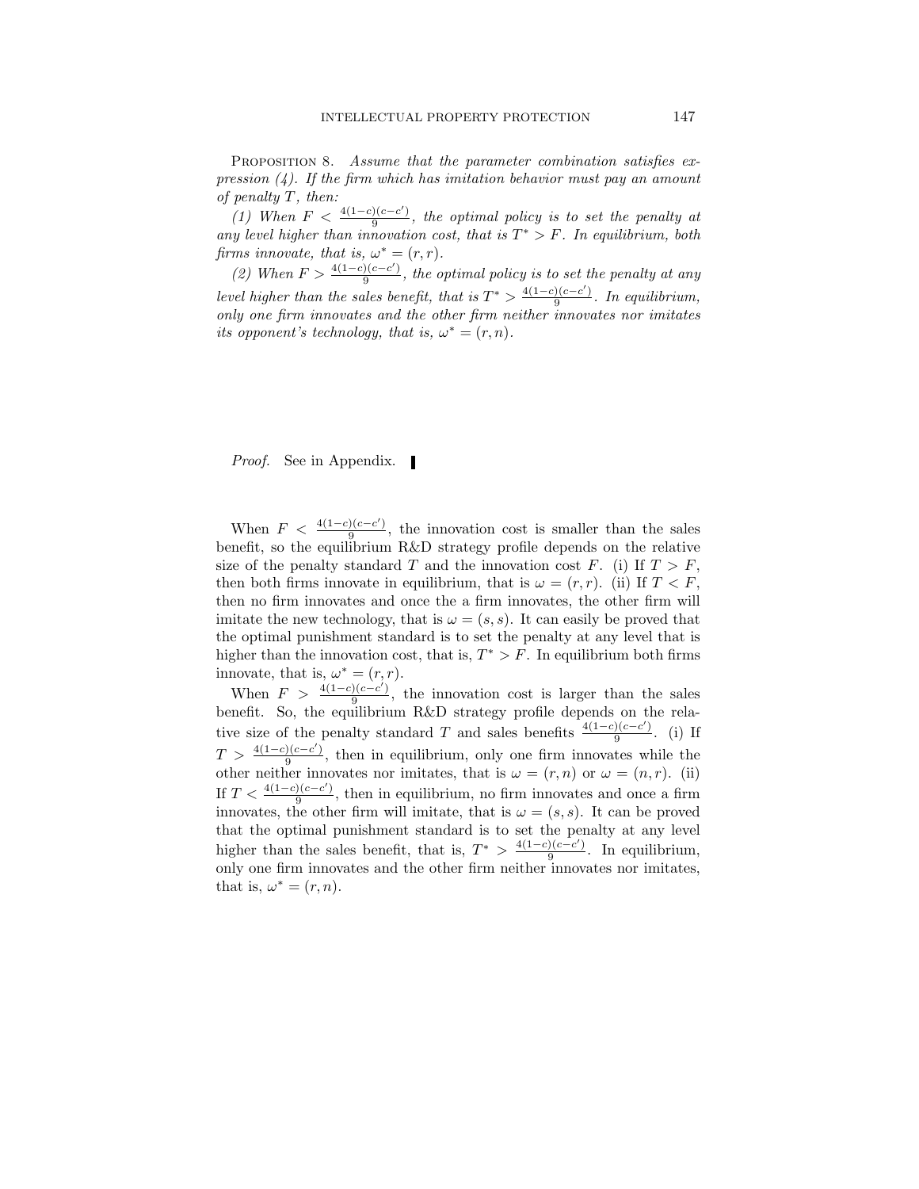Proposition 8. *Assume that the parameter combination satisfies expression (4). If the firm which has imitation behavior must pay an amount of penalty $T$, then:*

*(1) When $F < \frac{4(1-c)(c-c')}{9}$, the optimal policy is to set the penalty at any level higher than innovation cost, that is $T^* > F$. In equilibrium, both firms innovate, that is, $\omega^* = (r, r)$.*

*(2) When $F > \frac{4(1-c)(c-c')}{9}$, the optimal policy is to set the penalty at any level higher than the sales benefit, that is $T^* > \frac{4(1-c)(c-c')}{9}$. In equilibrium, only one firm innovates and the other firm neither innovates nor imitates its opponent's technology, that is, $\omega^* = (r, n)$.*

*Proof.* See in Appendix. ∎

When $F < \frac{4(1-c)(c-c')}{9}$, the innovation cost is smaller than the sales benefit, so the equilibrium R&D strategy profile depends on the relative size of the penalty standard $T$ and the innovation cost $F$. (i) If $T > F$, then both firms innovate in equilibrium, that is $\omega = (r, r)$. (ii) If $T < F$, then no firm innovates and once the a firm innovates, the other firm will imitate the new technology, that is $\omega = (s, s)$. It can easily be proved that the optimal punishment standard is to set the penalty at any level that is higher than the innovation cost, that is, $T^* > F$. In equilibrium both firms innovate, that is, $\omega^* = (r, r)$.

When $F > \frac{4(1-c)(c-c')}{9}$, the innovation cost is larger than the sales benefit. So, the equilibrium R&D strategy profile depends on the relative size of the penalty standard $T$ and sales benefits $\frac{4(1-c)(c-c')}{9}$. (i) If $T > \frac{4(1-c)(c-c')}{9}$, then in equilibrium, only one firm innovates while the other neither innovates nor imitates, that is $\omega = (r, n)$ or $\omega = (n, r)$. (ii) If $T < \frac{4(1-c)(c-c')}{9}$, then in equilibrium, no firm innovates and once a firm innovates, the other firm will imitate, that is $\omega = (s, s)$. It can be proved that the optimal punishment standard is to set the penalty at any level higher than the sales benefit, that is, $T^* > \frac{4(1-c)(c-c')}{9}$. In equilibrium, only one firm innovates and the other firm neither innovates nor imitates, that is, $\omega^* = (r, n)$.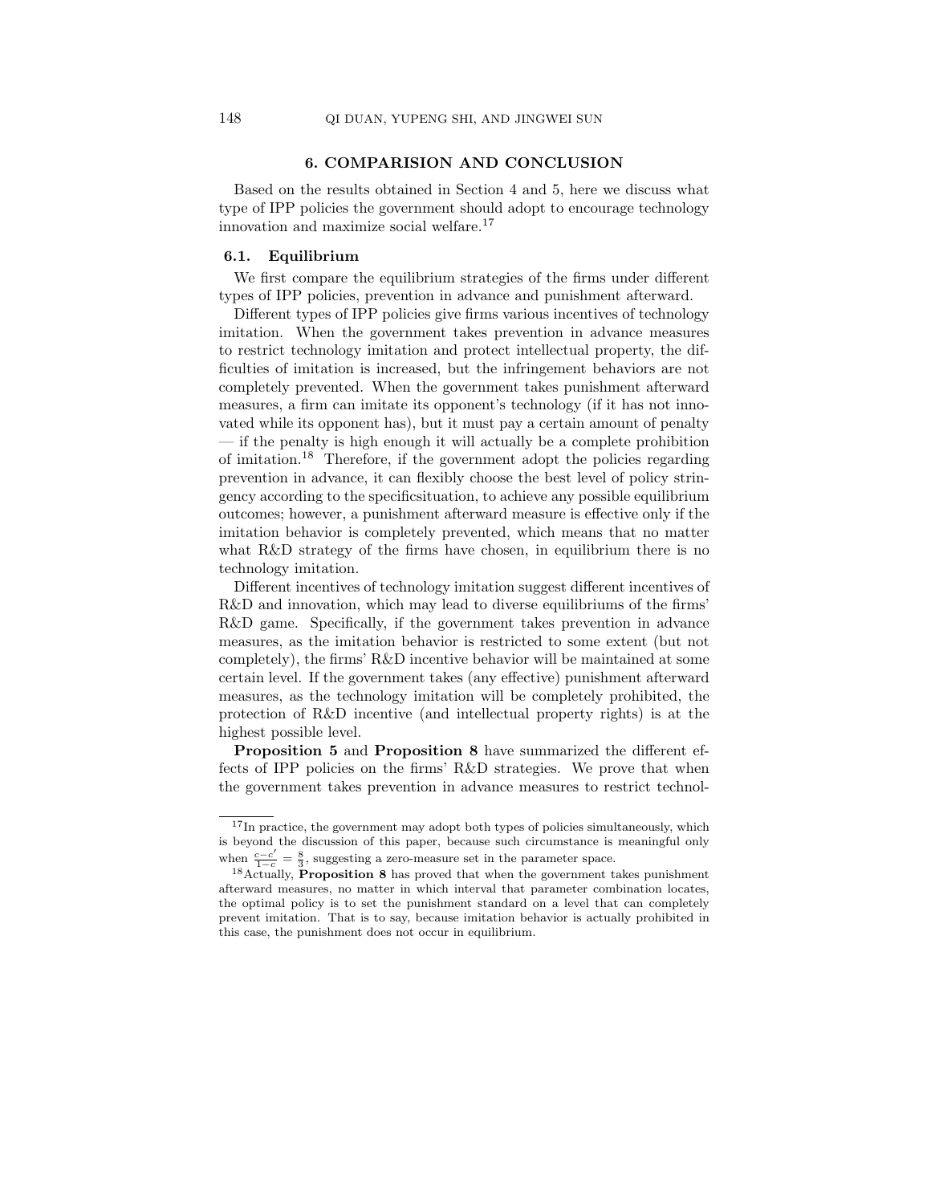## 6. COMPARISION AND CONCLUSION

Based on the results obtained in Section 4 and 5, here we discuss what type of IPP policies the government should adopt to encourage technology innovation and maximize social welfare.[17]

### 6.1. Equilibrium

We first compare the equilibrium strategies of the firms under different types of IPP policies, prevention in advance and punishment afterward.

Different types of IPP policies give firms various incentives of technology imitation. When the government takes prevention in advance measures to restrict technology imitation and protect intellectual property, the difficulties of imitation is increased, but the infringement behaviors are not completely prevented. When the government takes punishment afterward measures, a firm can imitate its opponent's technology (if it has not innovated while its opponent has), but it must pay a certain amount of penalty — if the penalty is high enough it will actually be a complete prohibition of imitation.[18] Therefore, if the government adopt the policies regarding prevention in advance, it can flexibly choose the best level of policy stringency according to the specificsituation, to achieve any possible equilibrium outcomes; however, a punishment afterward measure is effective only if the imitation behavior is completely prevented, which means that no matter what R&D strategy of the firms have chosen, in equilibrium there is no technology imitation.

Different incentives of technology imitation suggest different incentives of R&D and innovation, which may lead to diverse equilibriums of the firms' R&D game. Specifically, if the government takes prevention in advance measures, as the imitation behavior is restricted to some extent (but not completely), the firms' R&D incentive behavior will be maintained at some certain level. If the government takes (any effective) punishment afterward measures, as the technology imitation will be completely prohibited, the protection of R&D incentive (and intellectual property rights) is at the highest possible level.

**Proposition 5** and **Proposition 8** have summarized the different effects of IPP policies on the firms' R&D strategies. We prove that when the government takes prevention in advance measures to restrict technol-

---

[17] In practice, the government may adopt both types of policies simultaneously, which is beyond the discussion of this paper, because such circumstance is meaningful only when $\frac{c-c'}{1-c} = \frac{8}{3}$, suggesting a zero-measure set in the parameter space.

[18] Actually, **Proposition 8** has proved that when the government takes punishment afterward measures, no matter in which interval that parameter combination locates, the optimal policy is to set the punishment standard on a level that can completely prevent imitation. That is to say, because imitation behavior is actually prohibited in this case, the punishment does not occur in equilibrium.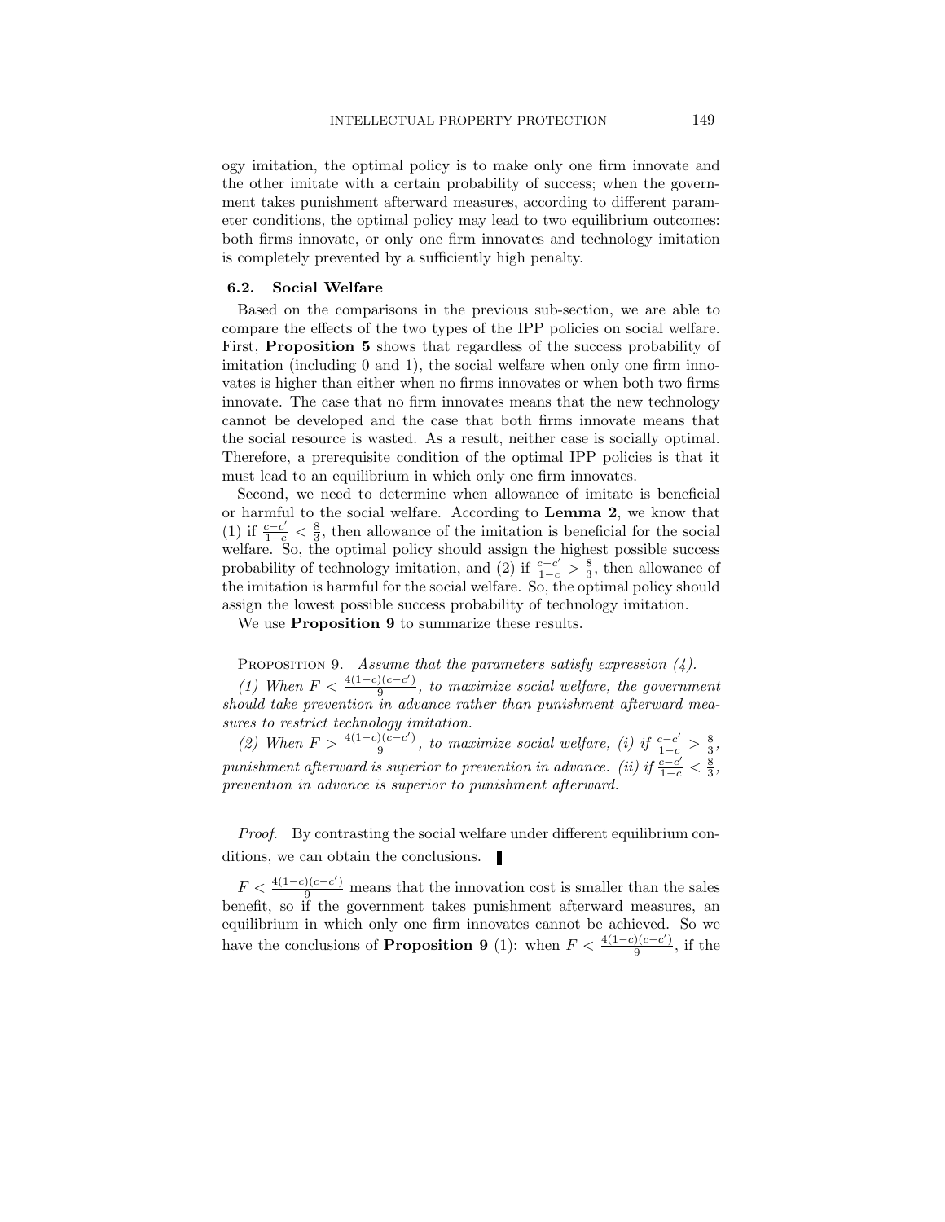ogy imitation, the optimal policy is to make only one firm innovate and the other imitate with a certain probability of success; when the government takes punishment afterward measures, according to different parameter conditions, the optimal policy may lead to two equilibrium outcomes: both firms innovate, or only one firm innovates and technology imitation is completely prevented by a sufficiently high penalty.

### 6.2. Social Welfare

Based on the comparisons in the previous sub-section, we are able to compare the effects of the two types of the IPP policies on social welfare. First, **Proposition 5** shows that regardless of the success probability of imitation (including 0 and 1), the social welfare when only one firm innovates is higher than either when no firms innovates or when both two firms innovate. The case that no firm innovates means that the new technology cannot be developed and the case that both firms innovate means that the social resource is wasted. As a result, neither case is socially optimal. Therefore, a prerequisite condition of the optimal IPP policies is that it must lead to an equilibrium in which only one firm innovates.

Second, we need to determine when allowance of imitate is beneficial or harmful to the social welfare. According to **Lemma 2**, we know that (1) if $\frac{c-c'}{1-c} < \frac{8}{3}$, then allowance of the imitation is beneficial for the social welfare. So, the optimal policy should assign the highest possible success probability of technology imitation, and (2) if $\frac{c-c'}{1-c} > \frac{8}{3}$, then allowance of the imitation is harmful for the social welfare. So, the optimal policy should assign the lowest possible success probability of technology imitation.

We use **Proposition 9** to summarize these results.

PROPOSITION 9. *Assume that the parameters satisfy expression (4).*

*(1) When $F < \frac{4(1-c)(c-c')}{9}$, to maximize social welfare, the government should take prevention in advance rather than punishment afterward measures to restrict technology imitation.*

*(2) When $F > \frac{4(1-c)(c-c')}{9}$, to maximize social welfare, (i) if $\frac{c-c'}{1-c} > \frac{8}{3}$, punishment afterward is superior to prevention in advance. (ii) if $\frac{c-c'}{1-c} < \frac{8}{3}$, prevention in advance is superior to punishment afterward.*

*Proof.* By contrasting the social welfare under different equilibrium conditions, we can obtain the conclusions. ∎

$F < \frac{4(1-c)(c-c')}{9}$ means that the innovation cost is smaller than the sales benefit, so if the government takes punishment afterward measures, an equilibrium in which only one firm innovates cannot be achieved. So we have the conclusions of **Proposition 9** (1): when $F < \frac{4(1-c)(c-c')}{9}$, if the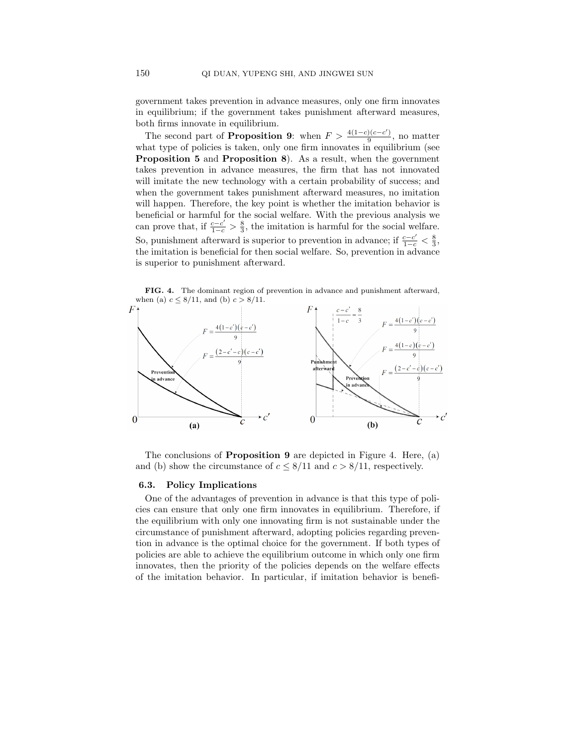government takes prevention in advance measures, only one firm innovates in equilibrium; if the government takes punishment afterward measures, both firms innovate in equilibrium.

The second part of **Proposition 9**: when $F > \frac{4(1-c)(c-c')}{9}$, no matter what type of policies is taken, only one firm innovates in equilibrium (see **Proposition 5** and **Proposition 8**). As a result, when the government takes prevention in advance measures, the firm that has not innovated will imitate the new technology with a certain probability of success; and when the government takes punishment afterward measures, no imitation will happen. Therefore, the key point is whether the imitation behavior is beneficial or harmful for the social welfare. With the previous analysis we can prove that, if $\frac{c-c'}{1-c} > \frac{8}{3}$, the imitation is harmful for the social welfare. So, punishment afterward is superior to prevention in advance; if $\frac{c-c'}{1-c} < \frac{8}{3}$, the imitation is beneficial for then social welfare. So, prevention in advance is superior to punishment afterward.

**FIG. 4.** The dominant region of prevention in advance and punishment afterward, when (a) $c \leq 8/11$, and (b) $c > 8/11$.

The conclusions of **Proposition 9** are depicted in Figure 4. Here, (a) and (b) show the circumstance of $c \leq 8/11$ and $c > 8/11$, respectively.

### 6.3. Policy Implications

One of the advantages of prevention in advance is that this type of policies can ensure that only one firm innovates in equilibrium. Therefore, if the equilibrium with only one innovating firm is not sustainable under the circumstance of punishment afterward, adopting policies regarding prevention in advance is the optimal choice for the government. If both types of policies are able to achieve the equilibrium outcome in which only one firm innovates, then the priority of the policies depends on the welfare effects of the imitation behavior. In particular, if imitation behavior is benefi-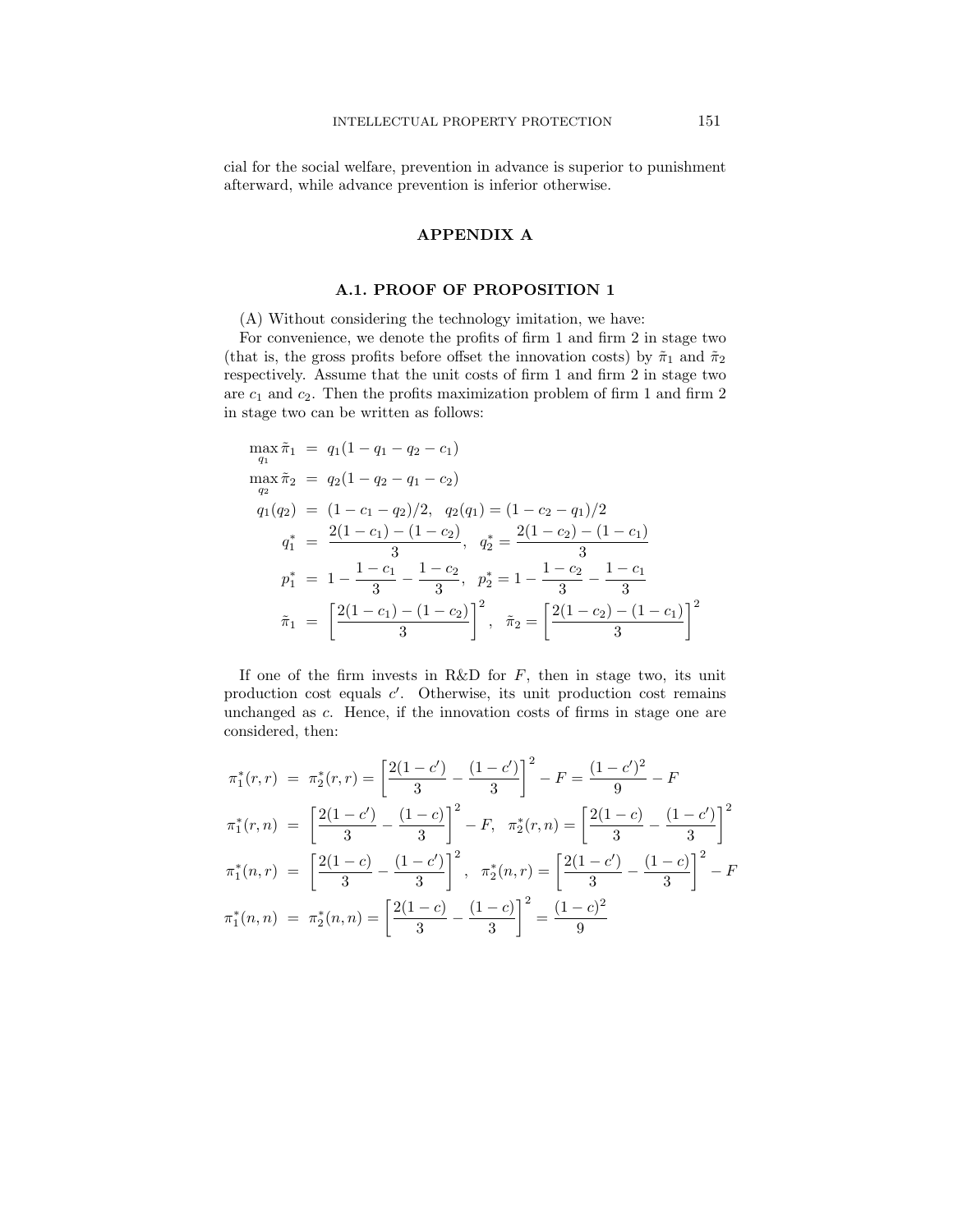cial for the social welfare, prevention in advance is superior to punishment afterward, while advance prevention is inferior otherwise.

## APPENDIX A

### A.1. PROOF OF PROPOSITION 1

(A) Without considering the technology imitation, we have:

For convenience, we denote the profits of firm 1 and firm 2 in stage two (that is, the gross profits before offset the innovation costs) by $\tilde{\pi}_1$ and $\tilde{\pi}_2$ respectively. Assume that the unit costs of firm 1 and firm 2 in stage two are $c_1$ and $c_2$. Then the profits maximization problem of firm 1 and firm 2 in stage two can be written as follows:

$$
\begin{aligned}
\max_{q_1} \tilde{\pi}_1 &= q_1(1 - q_1 - q_2 - c_1) \\
\max_{q_2} \tilde{\pi}_2 &= q_2(1 - q_2 - q_1 - c_2) \\
q_1(q_2) &= (1 - c_1 - q_2)/2, \quad q_2(q_1) = (1 - c_2 - q_1)/2 \\
q_1^* &= \frac{2(1 - c_1) - (1 - c_2)}{3}, \quad q_2^* = \frac{2(1 - c_2) - (1 - c_1)}{3} \\
p_1^* &= 1 - \frac{1 - c_1}{3} - \frac{1 - c_2}{3}, \quad p_2^* = 1 - \frac{1 - c_2}{3} - \frac{1 - c_1}{3} \\
\tilde{\pi}_1 &= \left[\frac{2(1 - c_1) - (1 - c_2)}{3}\right]^2, \quad \tilde{\pi}_2 = \left[\frac{2(1 - c_2) - (1 - c_1)}{3}\right]^2
\end{aligned}
$$

If one of the firm invests in R&D for $F$, then in stage two, its unit production cost equals $c'$. Otherwise, its unit production cost remains unchanged as $c$. Hence, if the innovation costs of firms in stage one are considered, then:

$$
\begin{aligned}
\pi_1^*(r, r) &= \pi_2^*(r, r) = \left[\frac{2(1 - c')}{3} - \frac{(1 - c')}{3}\right]^2 - F = \frac{(1 - c')^2}{9} - F \\
\pi_1^*(r, n) &= \left[\frac{2(1 - c')}{3} - \frac{(1 - c)}{3}\right]^2 - F, \quad \pi_2^*(r, n) = \left[\frac{2(1 - c)}{3} - \frac{(1 - c')}{3}\right]^2 \\
\pi_1^*(n, r) &= \left[\frac{2(1 - c)}{3} - \frac{(1 - c')}{3}\right]^2, \quad \pi_2^*(n, r) = \left[\frac{2(1 - c')}{3} - \frac{(1 - c)}{3}\right]^2 - F \\
\pi_1^*(n, n) &= \pi_2^*(n, n) = \left[\frac{2(1 - c)}{3} - \frac{(1 - c)}{3}\right]^2 = \frac{(1 - c)^2}{9}
\end{aligned}
$$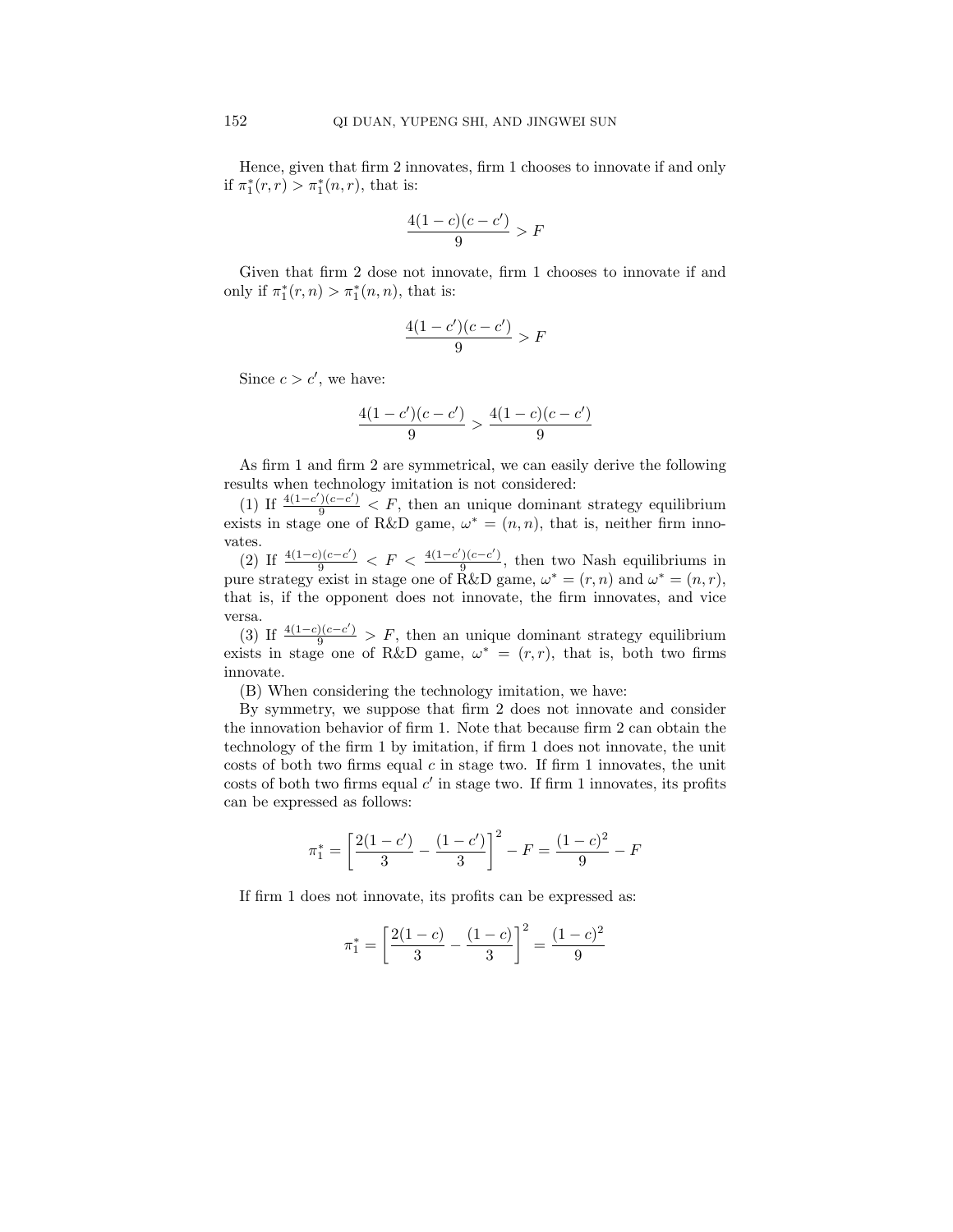Hence, given that firm 2 innovates, firm 1 chooses to innovate if and only if $\pi_1^*(r,r) > \pi_1^*(n,r)$, that is:

$$\frac{4(1-c)(c-c')}{9} > F$$

Given that firm 2 dose not innovate, firm 1 chooses to innovate if and only if $\pi_1^*(r,n) > \pi_1^*(n,n)$, that is:

$$\frac{4(1-c')(c-c')}{9} > F$$

Since $c > c'$, we have:

$$\frac{4(1-c')(c-c')}{9} > \frac{4(1-c)(c-c')}{9}$$

As firm 1 and firm 2 are symmetrical, we can easily derive the following results when technology imitation is not considered:

(1) If $\frac{4(1-c')(c-c')}{9} < F$, then an unique dominant strategy equilibrium exists in stage one of R&D game, $\omega^* = (n,n)$, that is, neither firm innovates.

(2) If $\frac{4(1-c)(c-c')}{9} < F < \frac{4(1-c')(c-c')}{9}$, then two Nash equilibriums in pure strategy exist in stage one of R&D game, $\omega^* = (r,n)$ and $\omega^* = (n,r)$, that is, if the opponent does not innovate, the firm innovates, and vice versa.

(3) If $\frac{4(1-c)(c-c')}{9} > F$, then an unique dominant strategy equilibrium exists in stage one of R&D game, $\omega^* = (r,r)$, that is, both two firms innovate.

(B) When considering the technology imitation, we have:

By symmetry, we suppose that firm 2 does not innovate and consider the innovation behavior of firm 1. Note that because firm 2 can obtain the technology of the firm 1 by imitation, if firm 1 does not innovate, the unit costs of both two firms equal $c$ in stage two. If firm 1 innovates, the unit costs of both two firms equal $c'$ in stage two. If firm 1 innovates, its profits can be expressed as follows:

$$\pi_1^* = \left[\frac{2(1-c')}{3} - \frac{(1-c')}{3}\right]^2 - F = \frac{(1-c)^2}{9} - F$$

If firm 1 does not innovate, its profits can be expressed as:

$$\pi_1^* = \left[\frac{2(1-c)}{3} - \frac{(1-c)}{3}\right]^2 = \frac{(1-c)^2}{9}$$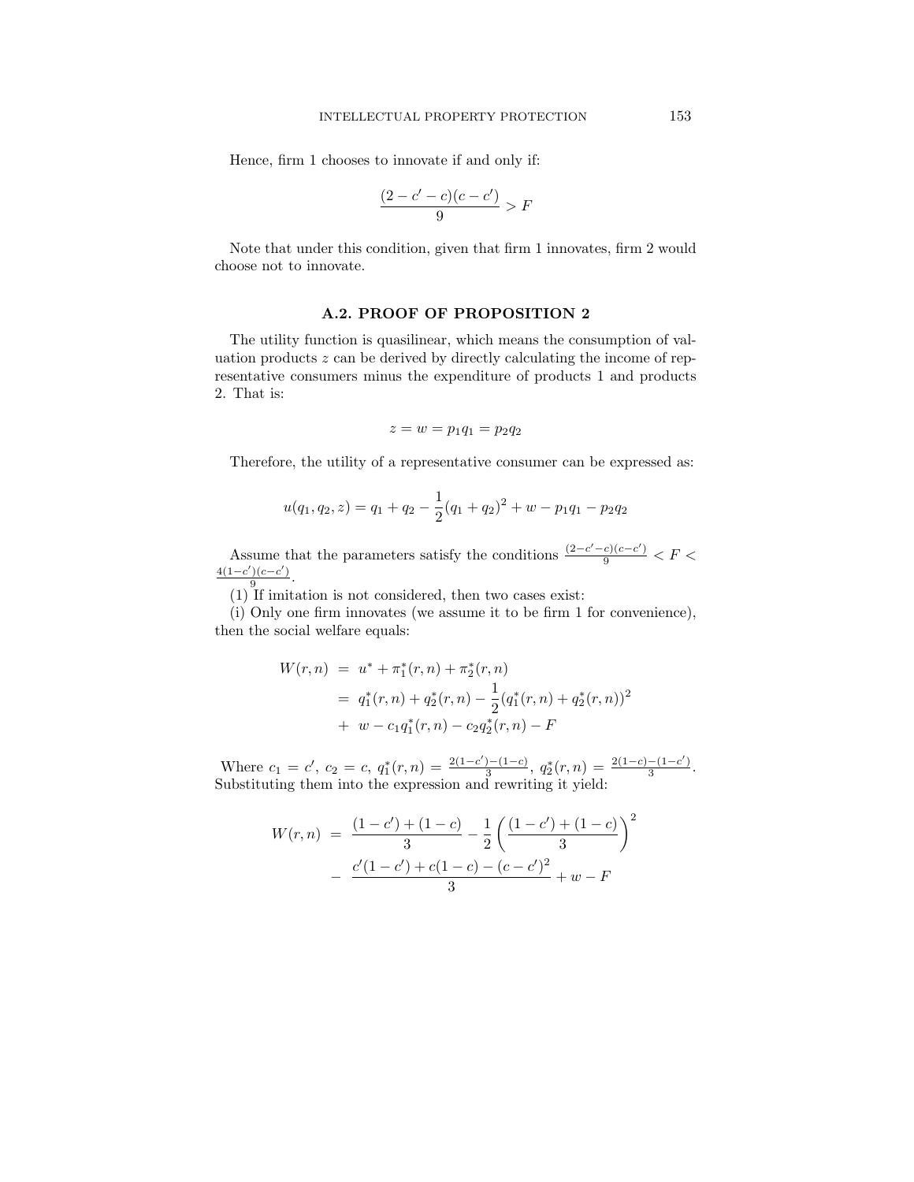Hence, firm 1 chooses to innovate if and only if:

$$\frac{(2-c'-c)(c-c')}{9} > F$$

Note that under this condition, given that firm 1 innovates, firm 2 would choose not to innovate.

### A.2. PROOF OF PROPOSITION 2

The utility function is quasilinear, which means the consumption of valuation products $z$ can be derived by directly calculating the income of representative consumers minus the expenditure of products 1 and products 2. That is:

$$z = w = p_1 q_1 = p_2 q_2$$

Therefore, the utility of a representative consumer can be expressed as:

$$u(q_1, q_2, z) = q_1 + q_2 - \frac{1}{2}(q_1 + q_2)^2 + w - p_1 q_1 - p_2 q_2$$

Assume that the parameters satisfy the conditions $\frac{(2-c'-c)(c-c')}{9} < F < \frac{4(1-c')(c-c')}{9}$.

(1) If imitation is not considered, then two cases exist:

(i) Only one firm innovates (we assume it to be firm 1 for convenience), then the social welfare equals:

$$\begin{aligned}
W(r,n) &= u^* + \pi_1^*(r,n) + \pi_2^*(r,n) \\
&= q_1^*(r,n) + q_2^*(r,n) - \frac{1}{2}(q_1^*(r,n) + q_2^*(r,n))^2 \\
&+ \ w - c_1 q_1^*(r,n) - c_2 q_2^*(r,n) - F
\end{aligned}$$

Where $c_1 = c'$, $c_2 = c$, $q_1^*(r,n) = \frac{2(1-c')-(1-c)}{3}$, $q_2^*(r,n) = \frac{2(1-c)-(1-c')}{3}$. Substituting them into the expression and rewriting it yield:

$$\begin{aligned}
W(r,n) &= \frac{(1-c')+(1-c)}{3} - \frac{1}{2}\left(\frac{(1-c')+(1-c)}{3}\right)^2 \\
&- \ \frac{c'(1-c')+c(1-c)-(c-c')^2}{3} + w - F
\end{aligned}$$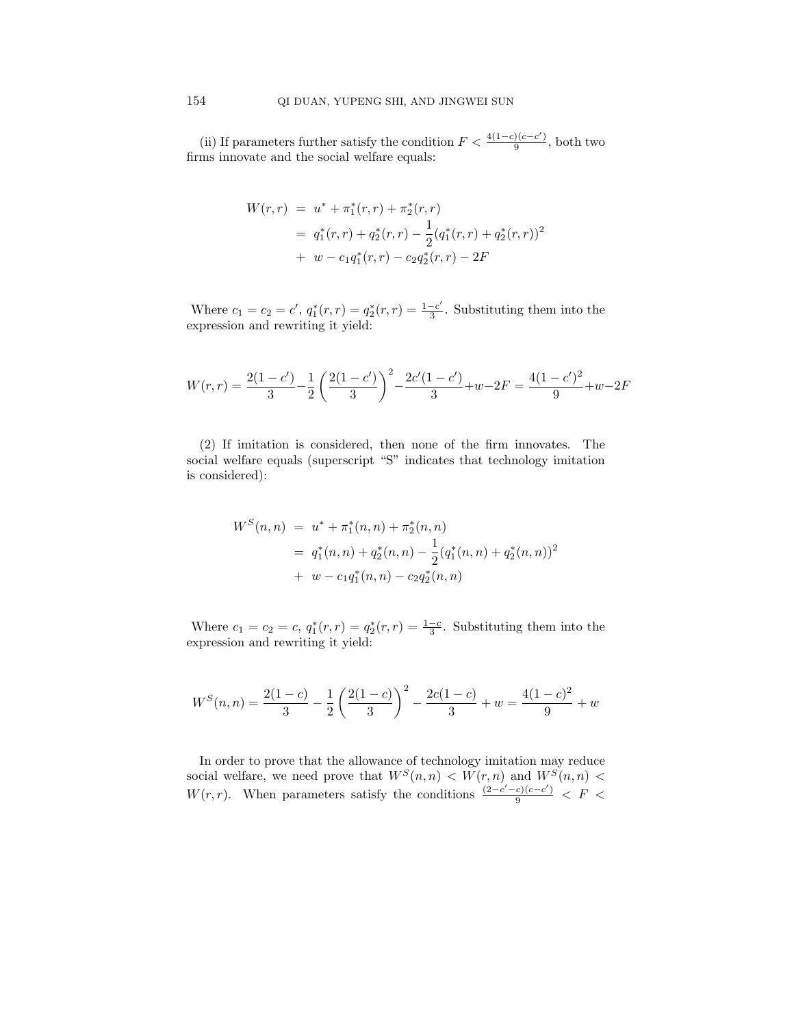(ii) If parameters further satisfy the condition $F < \frac{4(1-c)(c-c')}{9}$, both two firms innovate and the social welfare equals:

$$
\begin{aligned}
W(r,r) &= u^* + \pi_1^*(r,r) + \pi_2^*(r,r) \\
&= q_1^*(r,r) + q_2^*(r,r) - \frac{1}{2}(q_1^*(r,r) + q_2^*(r,r))^2 \\
&+ w - c_1 q_1^*(r,r) - c_2 q_2^*(r,r) - 2F
\end{aligned}
$$

Where $c_1 = c_2 = c'$, $q_1^*(r,r) = q_2^*(r,r) = \frac{1-c'}{3}$. Substituting them into the expression and rewriting it yield:

$$
W(r,r) = \frac{2(1-c')}{3} - \frac{1}{2}\left(\frac{2(1-c')}{3}\right)^2 - \frac{2c'(1-c')}{3} + w - 2F = \frac{4(1-c')^2}{9} + w - 2F
$$

(2) If imitation is considered, then none of the firm innovates. The social welfare equals (superscript "S" indicates that technology imitation is considered):

$$
\begin{aligned}
W^S(n,n) &= u^* + \pi_1^*(n,n) + \pi_2^*(n,n) \\
&= q_1^*(n,n) + q_2^*(n,n) - \frac{1}{2}(q_1^*(n,n) + q_2^*(n,n))^2 \\
&+ w - c_1 q_1^*(n,n) - c_2 q_2^*(n,n)
\end{aligned}
$$

Where $c_1 = c_2 = c$, $q_1^*(r,r) = q_2^*(r,r) = \frac{1-c}{3}$. Substituting them into the expression and rewriting it yield:

$$
W^S(n,n) = \frac{2(1-c)}{3} - \frac{1}{2}\left(\frac{2(1-c)}{3}\right)^2 - \frac{2c(1-c)}{3} + w = \frac{4(1-c)^2}{9} + w
$$

In order to prove that the allowance of technology imitation may reduce social welfare, we need prove that $W^S(n,n) < W(r,n)$ and $W^S(n,n) < W(r,r)$. When parameters satisfy the conditions $\frac{(2-c'-c)(c-c')}{9} < F <$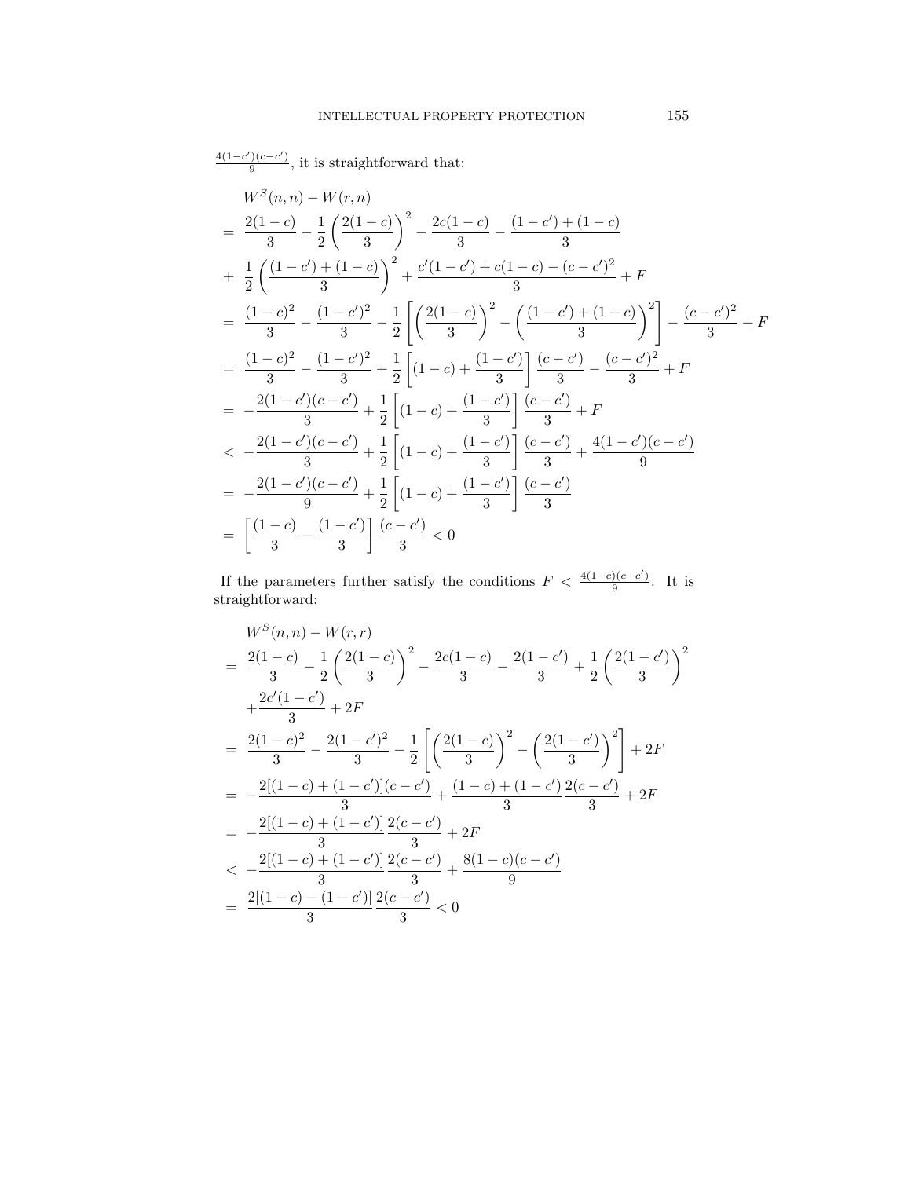$\frac{4(1-c')(c-c')}{9}$, it is straightforward that:

$$
\begin{aligned}
& W^S(n,n) - W(r,n) \\
= \ & \frac{2(1-c)}{3} - \frac{1}{2}\left(\frac{2(1-c)}{3}\right)^2 - \frac{2c(1-c)}{3} - \frac{(1-c') + (1-c)}{3} \\
+ \ & \frac{1}{2}\left(\frac{(1-c')+(1-c)}{3}\right)^2 + \frac{c'(1-c') + c(1-c) - (c-c')^2}{3} + F \\
= \ & \frac{(1-c)^2}{3} - \frac{(1-c')^2}{3} - \frac{1}{2}\left[\left(\frac{2(1-c)}{3}\right)^2 - \left(\frac{(1-c')+(1-c)}{3}\right)^2\right] - \frac{(c-c')^2}{3} + F \\
= \ & \frac{(1-c)^2}{3} - \frac{(1-c')^2}{3} + \frac{1}{2}\left[(1-c) + \frac{(1-c')}{3}\right]\frac{(c-c')}{3} - \frac{(c-c')^2}{3} + F \\
= \ & -\frac{2(1-c')(c-c')}{3} + \frac{1}{2}\left[(1-c) + \frac{(1-c')}{3}\right]\frac{(c-c')}{3} + F \\
< \ & -\frac{2(1-c')(c-c')}{3} + \frac{1}{2}\left[(1-c) + \frac{(1-c')}{3}\right]\frac{(c-c')}{3} + \frac{4(1-c')(c-c')}{9} \\
= \ & -\frac{2(1-c')(c-c')}{9} + \frac{1}{2}\left[(1-c) + \frac{(1-c')}{3}\right]\frac{(c-c')}{3} \\
= \ & \left[\frac{(1-c)}{3} - \frac{(1-c')}{3}\right]\frac{(c-c')}{3} < 0
\end{aligned}
$$

If the parameters further satisfy the conditions $F < \frac{4(1-c)(c-c')}{9}$. It is straightforward:

$$
\begin{aligned}
& W^S(n,n) - W(r,r) \\
= \ & \frac{2(1-c)}{3} - \frac{1}{2}\left(\frac{2(1-c)}{3}\right)^2 - \frac{2c(1-c)}{3} - \frac{2(1-c')}{3} + \frac{1}{2}\left(\frac{2(1-c')}{3}\right)^2 \\
& + \frac{2c'(1-c')}{3} + 2F \\
= \ & \frac{2(1-c)^2}{3} - \frac{2(1-c')^2}{3} - \frac{1}{2}\left[\left(\frac{2(1-c)}{3}\right)^2 - \left(\frac{2(1-c')}{3}\right)^2\right] + 2F \\
= \ & -\frac{2[(1-c)+(1-c')](c-c')}{3} + \frac{(1-c)+(1-c')}{3}\frac{2(c-c')}{3} + 2F \\
= \ & -\frac{2[(1-c)+(1-c')]}{3}\frac{2(c-c')}{3} + 2F \\
< \ & -\frac{2[(1-c)+(1-c')]}{3}\frac{2(c-c')}{3} + \frac{8(1-c)(c-c')}{9} \\
= \ & \frac{2[(1-c)-(1-c')]}{3}\frac{2(c-c')}{3} < 0
\end{aligned}
$$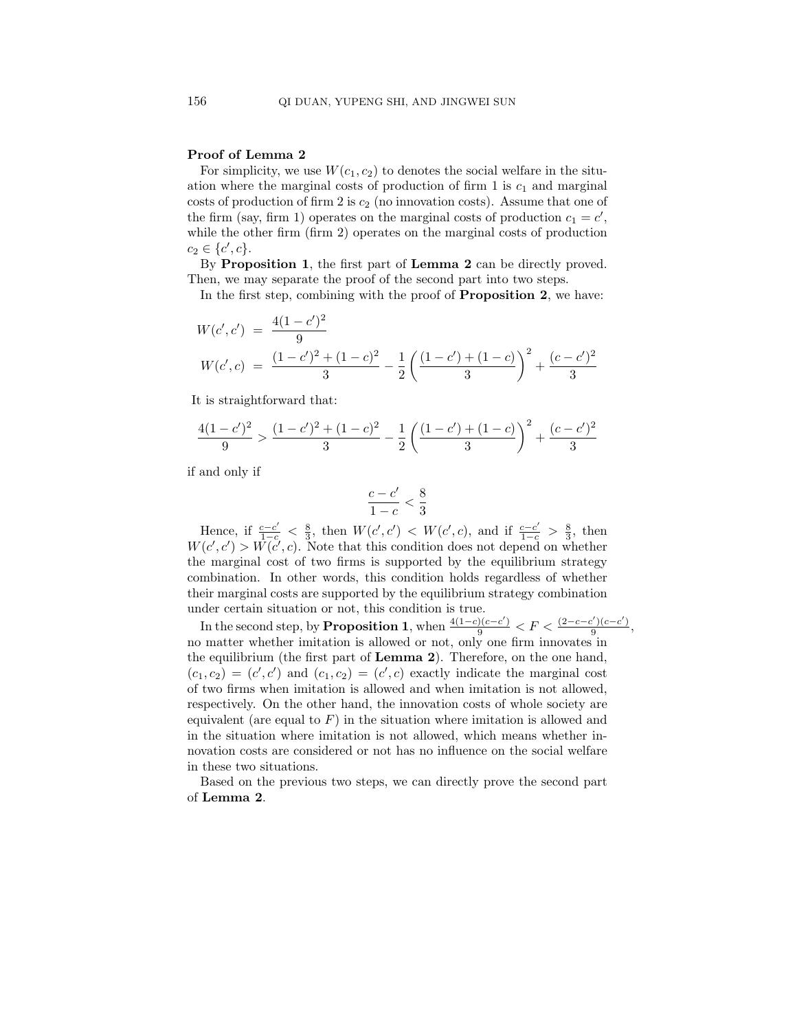**Proof of Lemma 2**

For simplicity, we use $W(c_1, c_2)$ to denotes the social welfare in the situation where the marginal costs of production of firm 1 is $c_1$ and marginal costs of production of firm 2 is $c_2$ (no innovation costs). Assume that one of the firm (say, firm 1) operates on the marginal costs of production $c_1 = c'$, while the other firm (firm 2) operates on the marginal costs of production $c_2 \in \{c', c\}$.

By **Proposition 1**, the first part of **Lemma 2** can be directly proved. Then, we may separate the proof of the second part into two steps.

In the first step, combining with the proof of **Proposition 2**, we have:

$$
\begin{aligned}
W(c', c') &= \frac{4(1-c')^2}{9} \\
W(c', c) &= \frac{(1-c')^2 + (1-c)^2}{3} - \frac{1}{2}\left(\frac{(1-c') + (1-c)}{3}\right)^2 + \frac{(c-c')^2}{3}
\end{aligned}
$$

It is straightforward that:

$$
\frac{4(1-c')^2}{9} > \frac{(1-c')^2 + (1-c)^2}{3} - \frac{1}{2}\left(\frac{(1-c') + (1-c)}{3}\right)^2 + \frac{(c-c')^2}{3}
$$

if and only if

$$
\frac{c-c'}{1-c} < \frac{8}{3}
$$

Hence, if $\frac{c-c'}{1-c} < \frac{8}{3}$, then $W(c', c') < W(c', c)$, and if $\frac{c-c'}{1-c} > \frac{8}{3}$, then $W(c', c') > W(c', c)$. Note that this condition does not depend on whether the marginal cost of two firms is supported by the equilibrium strategy combination. In other words, this condition holds regardless of whether their marginal costs are supported by the equilibrium strategy combination under certain situation or not, this condition is true.

In the second step, by **Proposition 1**, when $\frac{4(1-c)(c-c')}{9} < F < \frac{(2-c-c')(c-c')}{9}$, no matter whether imitation is allowed or not, only one firm innovates in the equilibrium (the first part of **Lemma 2**). Therefore, on the one hand, $(c_1, c_2) = (c', c')$ and $(c_1, c_2) = (c', c)$ exactly indicate the marginal cost of two firms when imitation is allowed and when imitation is not allowed, respectively. On the other hand, the innovation costs of whole society are equivalent (are equal to $F$) in the situation where imitation is allowed and in the situation where imitation is not allowed, which means whether innovation costs are considered or not has no influence on the social welfare in these two situations.

Based on the previous two steps, we can directly prove the second part of **Lemma 2**.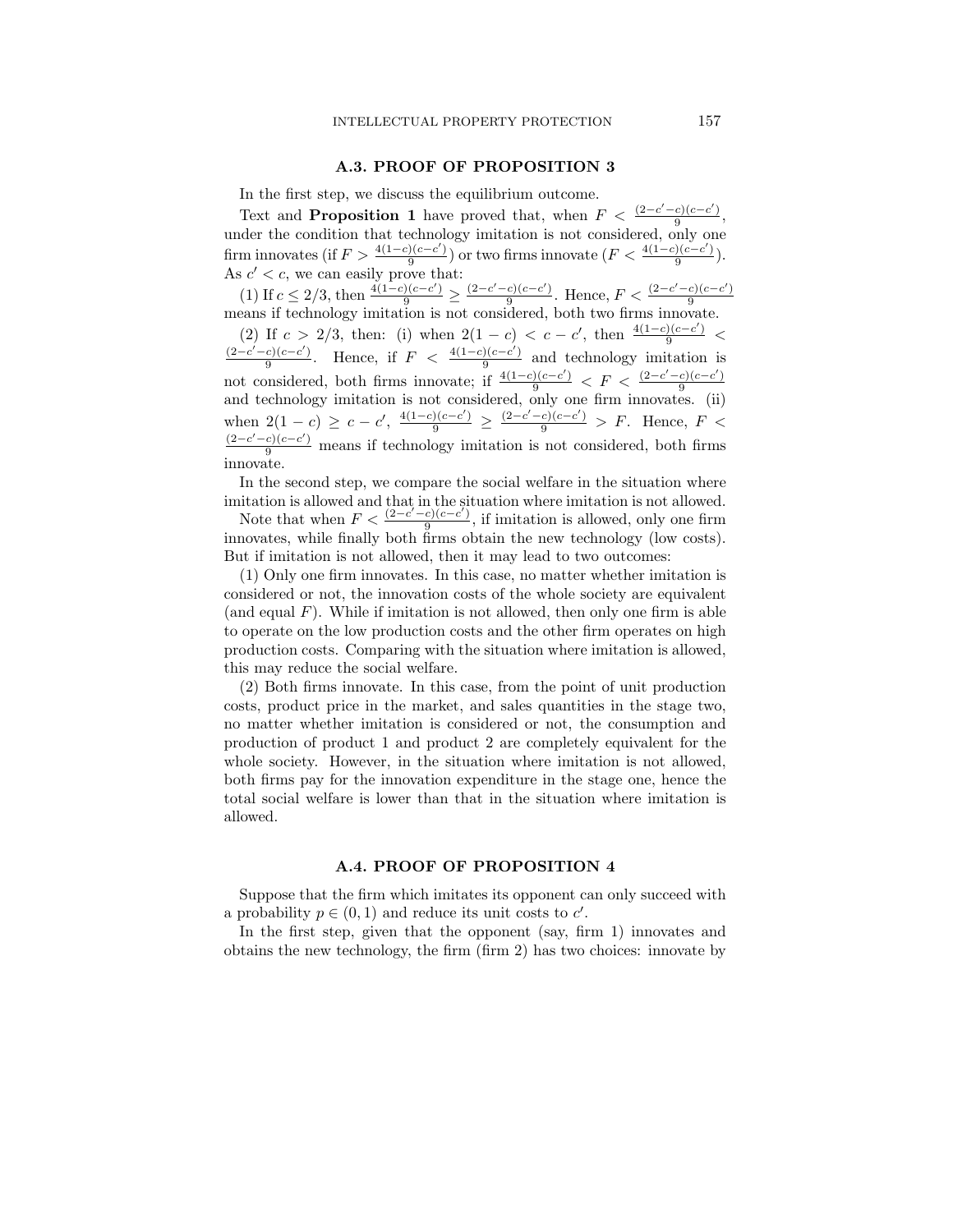### A.3. PROOF OF PROPOSITION 3

In the first step, we discuss the equilibrium outcome.

Text and **Proposition 1** have proved that, when $F < \frac{(2-c'-c)(c-c')}{9}$, under the condition that technology imitation is not considered, only one firm innovates (if $F > \frac{4(1-c)(c-c')}{9}$) or two firms innovate ($F < \frac{4(1-c)(c-c')}{9}$). As $c' < c$, we can easily prove that:

(1) If $c \leq 2/3$, then $\frac{4(1-c)(c-c')}{9} \geq \frac{(2-c'-c)(c-c')}{9}$. Hence, $F < \frac{(2-c'-c)(c-c')}{9}$ means if technology imitation is not considered, both two firms innovate.

(2) If $c > 2/3$, then: (i) when $2(1-c) < c - c'$, then $\frac{4(1-c)(c-c')}{9} < \frac{(2-c'-c)(c-c')}{9}$. Hence, if $F < \frac{4(1-c)(c-c')}{9}$ and technology imitation is not considered, both firms innovate; if $\frac{4(1-c)(c-c')}{9} < F < \frac{(2-c'-c)(c-c')}{9}$ and technology imitation is not considered, only one firm innovates. (ii) when $2(1-c) \geq c - c'$, $\frac{4(1-c)(c-c')}{9} \geq \frac{(2-c'-c)(c-c')}{9} > F$. Hence, $F < \frac{(2-c'-c)(c-c')}{9}$ means if technology imitation is not considered, both firms innovate.

In the second step, we compare the social welfare in the situation where imitation is allowed and that in the situation where imitation is not allowed.

Note that when $F < \frac{(2-c'-c)(c-c')}{9}$, if imitation is allowed, only one firm innovates, while finally both firms obtain the new technology (low costs). But if imitation is not allowed, then it may lead to two outcomes:

(1) Only one firm innovates. In this case, no matter whether imitation is considered or not, the innovation costs of the whole society are equivalent (and equal $F$). While if imitation is not allowed, then only one firm is able to operate on the low production costs and the other firm operates on high production costs. Comparing with the situation where imitation is allowed, this may reduce the social welfare.

(2) Both firms innovate. In this case, from the point of unit production costs, product price in the market, and sales quantities in the stage two, no matter whether imitation is considered or not, the consumption and production of product 1 and product 2 are completely equivalent for the whole society. However, in the situation where imitation is not allowed, both firms pay for the innovation expenditure in the stage one, hence the total social welfare is lower than that in the situation where imitation is allowed.

### A.4. PROOF OF PROPOSITION 4

Suppose that the firm which imitates its opponent can only succeed with a probability $p \in (0, 1)$ and reduce its unit costs to $c'$.

In the first step, given that the opponent (say, firm 1) innovates and obtains the new technology, the firm (firm 2) has two choices: innovate by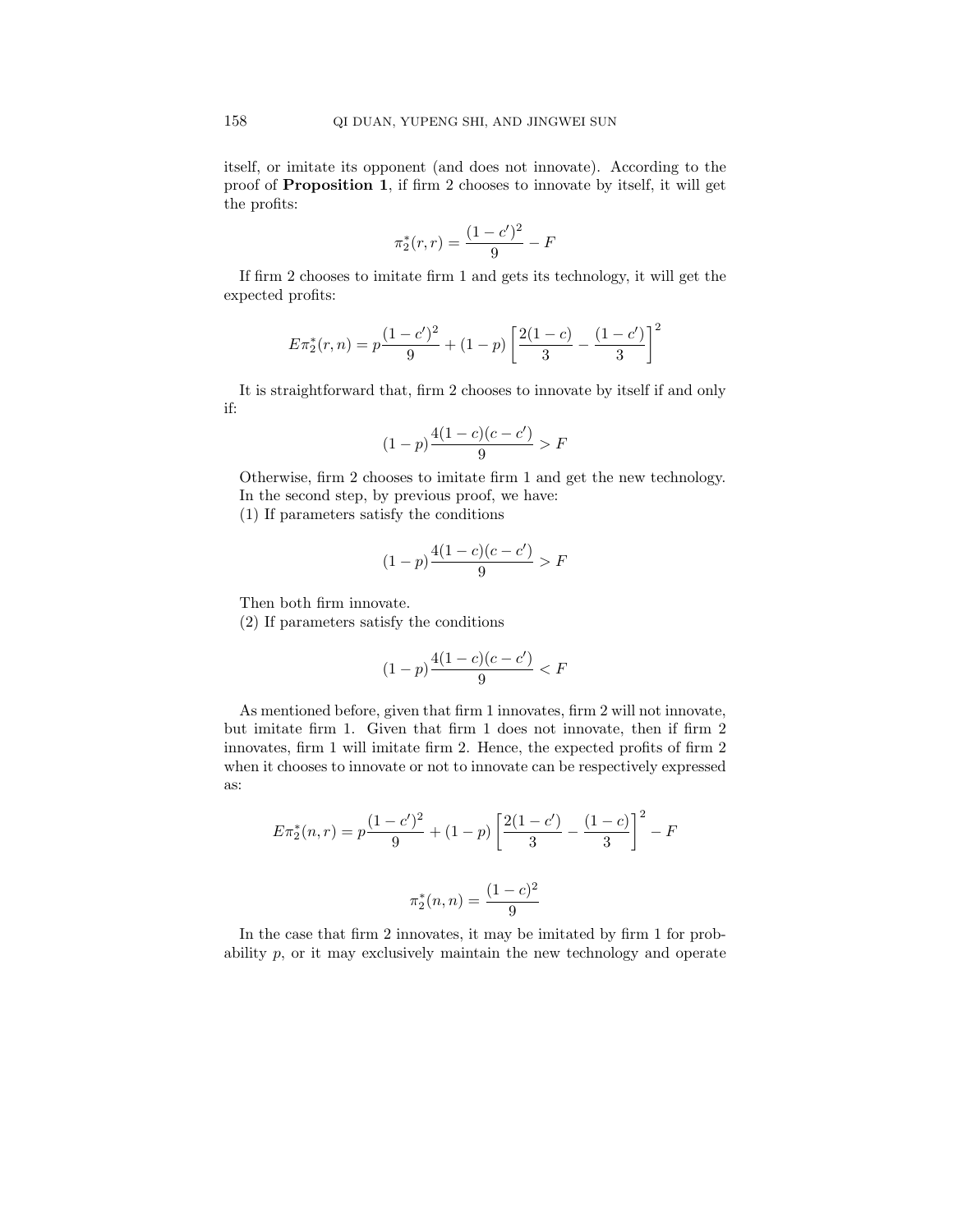itself, or imitate its opponent (and does not innovate). According to the proof of **Proposition 1**, if firm 2 chooses to innovate by itself, it will get the profits:

$$\pi_2^*(r,r) = \frac{(1-c')^2}{9} - F$$

If firm 2 chooses to imitate firm 1 and gets its technology, it will get the expected profits:

$$E\pi_2^*(r,n) = p\frac{(1-c')^2}{9} + (1-p)\left[\frac{2(1-c)}{3} - \frac{(1-c')}{3}\right]^2$$

It is straightforward that, firm 2 chooses to innovate by itself if and only if:

$$(1-p)\frac{4(1-c)(c-c')}{9} > F$$

Otherwise, firm 2 chooses to imitate firm 1 and get the new technology.

In the second step, by previous proof, we have:

(1) If parameters satisfy the conditions

$$(1-p)\frac{4(1-c)(c-c')}{9} > F$$

Then both firm innovate.

(2) If parameters satisfy the conditions

$$(1-p)\frac{4(1-c)(c-c')}{9} < F$$

As mentioned before, given that firm 1 innovates, firm 2 will not innovate, but imitate firm 1. Given that firm 1 does not innovate, then if firm 2 innovates, firm 1 will imitate firm 2. Hence, the expected profits of firm 2 when it chooses to innovate or not to innovate can be respectively expressed as:

$$E\pi_2^*(n,r) = p\frac{(1-c')^2}{9} + (1-p)\left[\frac{2(1-c')}{3} - \frac{(1-c)}{3}\right]^2 - F$$

$$\pi_2^*(n,n) = \frac{(1-c)^2}{9}$$

In the case that firm 2 innovates, it may be imitated by firm 1 for probability $p$, or it may exclusively maintain the new technology and operate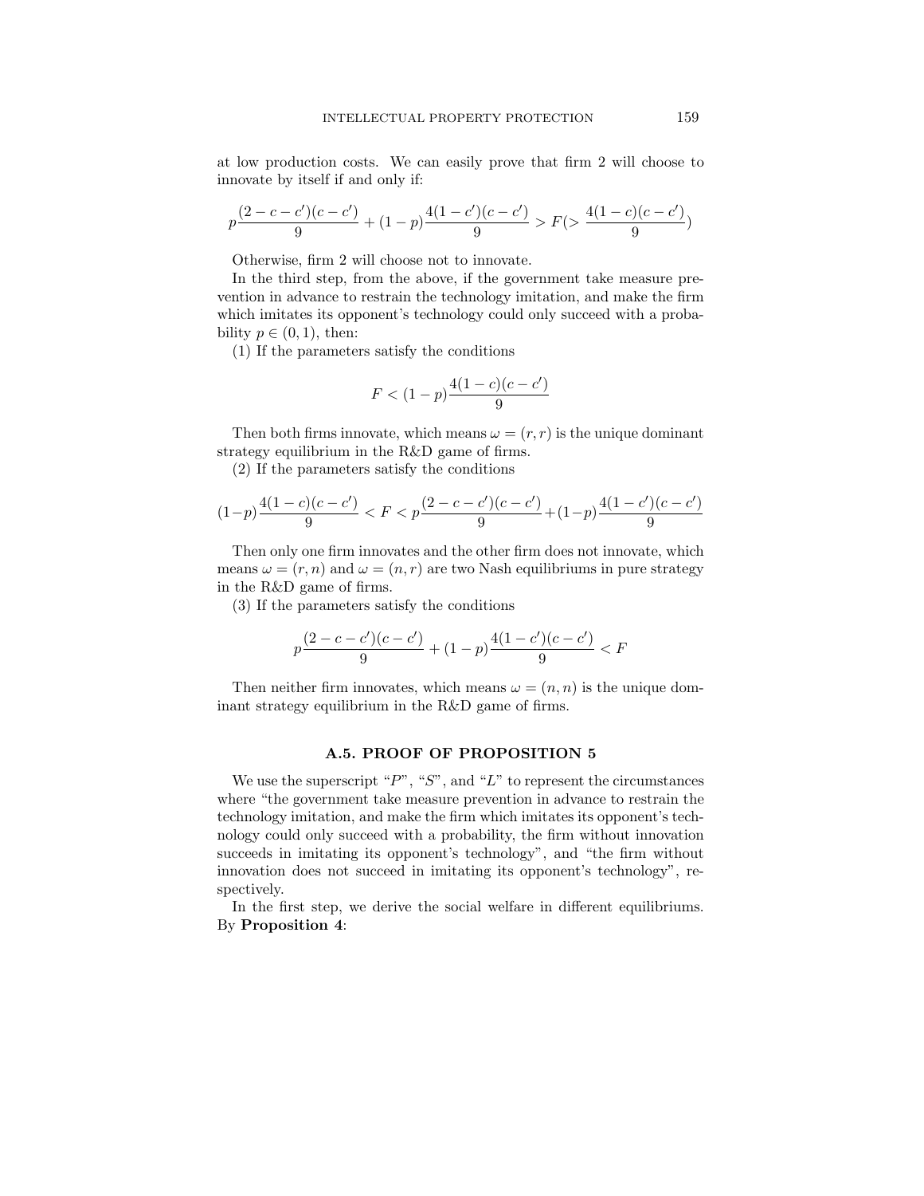at low production costs. We can easily prove that firm 2 will choose to innovate by itself if and only if:

$$p\frac{(2-c-c')(c-c')}{9}+(1-p)\frac{4(1-c')(c-c')}{9}>F(>\frac{4(1-c)(c-c')}{9})$$

Otherwise, firm 2 will choose not to innovate.

In the third step, from the above, if the government take measure prevention in advance to restrain the technology imitation, and make the firm which imitates its opponent's technology could only succeed with a probability $p\in(0,1)$, then:

(1) If the parameters satisfy the conditions

$$F<(1-p)\frac{4(1-c)(c-c')}{9}$$

Then both firms innovate, which means $\omega=(r,r)$ is the unique dominant strategy equilibrium in the R&D game of firms.

(2) If the parameters satisfy the conditions

$$(1-p)\frac{4(1-c)(c-c')}{9}<F<p\frac{(2-c-c')(c-c')}{9}+(1-p)\frac{4(1-c')(c-c')}{9}$$

Then only one firm innovates and the other firm does not innovate, which means $\omega=(r,n)$ and $\omega=(n,r)$ are two Nash equilibriums in pure strategy in the R&D game of firms.

(3) If the parameters satisfy the conditions

$$p\frac{(2-c-c')(c-c')}{9}+(1-p)\frac{4(1-c')(c-c')}{9}<F$$

Then neither firm innovates, which means $\omega=(n,n)$ is the unique dominant strategy equilibrium in the R&D game of firms.

### A.5. PROOF OF PROPOSITION 5

We use the superscript "$P$", "$S$", and "$L$" to represent the circumstances where "the government take measure prevention in advance to restrain the technology imitation, and make the firm which imitates its opponent's technology could only succeed with a probability, the firm without innovation succeeds in imitating its opponent's technology", and "the firm without innovation does not succeed in imitating its opponent's technology", respectively.

In the first step, we derive the social welfare in different equilibriums. By **Proposition 4**: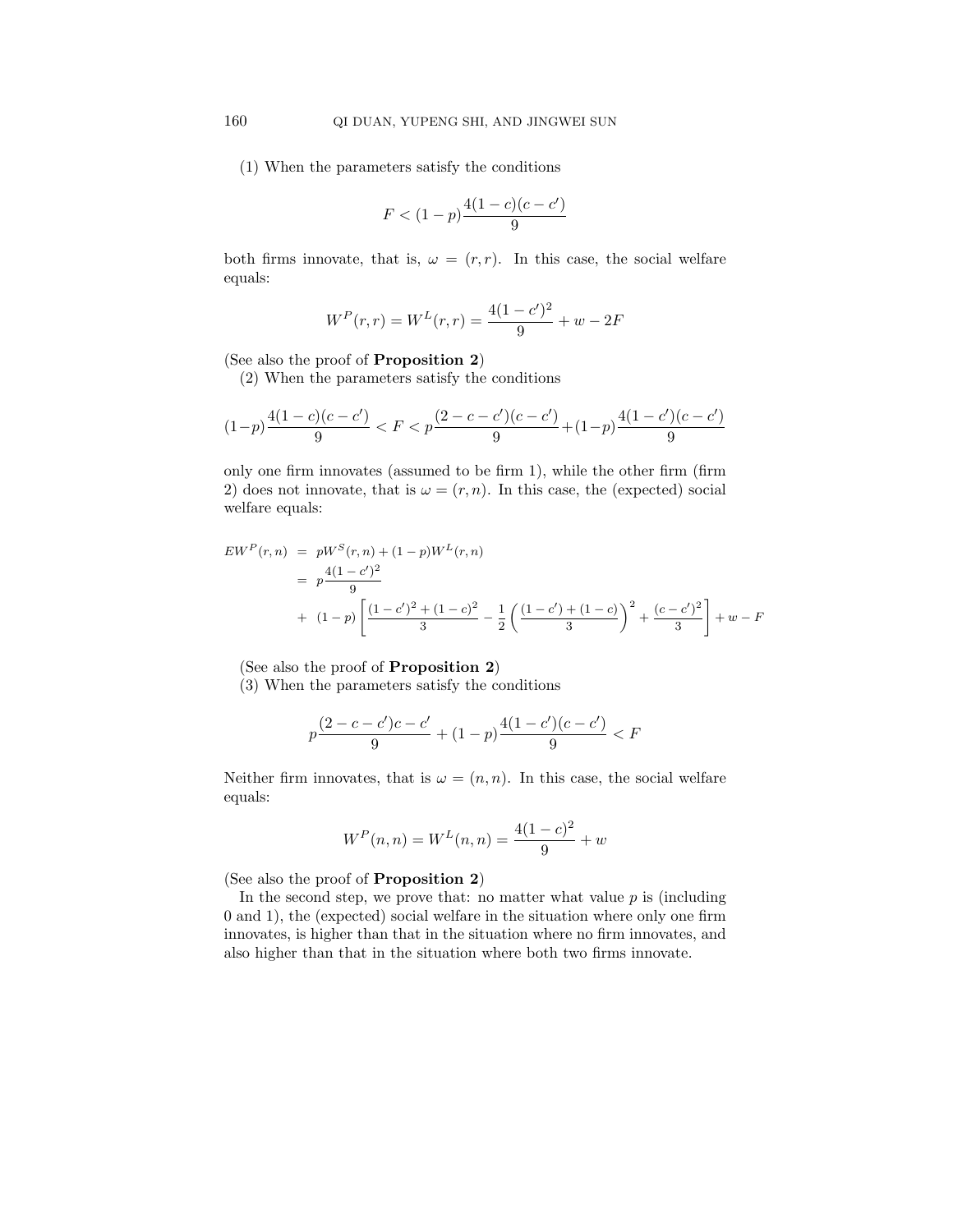(1) When the parameters satisfy the conditions

$$F < (1-p)\frac{4(1-c)(c-c')}{9}$$

both firms innovate, that is, $\omega = (r, r)$. In this case, the social welfare equals:

$$W^P(r,r) = W^L(r,r) = \frac{4(1-c')^2}{9} + w - 2F$$

(See also the proof of **Proposition 2**)

(2) When the parameters satisfy the conditions

$$(1-p)\frac{4(1-c)(c-c')}{9} < F < p\frac{(2-c-c')(c-c')}{9} + (1-p)\frac{4(1-c')(c-c')}{9}$$

only one firm innovates (assumed to be firm 1), while the other firm (firm 2) does not innovate, that is $\omega = (r, n)$. In this case, the (expected) social welfare equals:

$$\begin{aligned} EW^P(r,n) &= pW^S(r,n) + (1-p)W^L(r,n) \\ &= p\frac{4(1-c')^2}{9} \\ &+ (1-p)\left[\frac{(1-c')^2 + (1-c)^2}{3} - \frac{1}{2}\left(\frac{(1-c') + (1-c)}{3}\right)^2 + \frac{(c-c')^2}{3}\right] + w - F \end{aligned}$$

(See also the proof of **Proposition 2**)

(3) When the parameters satisfy the conditions

$$p\frac{(2-c-c')c-c'}{9} + (1-p)\frac{4(1-c')(c-c')}{9} < F$$

Neither firm innovates, that is $\omega = (n, n)$. In this case, the social welfare equals:

$$W^P(n,n) = W^L(n,n) = \frac{4(1-c)^2}{9} + w$$

(See also the proof of **Proposition 2**)

In the second step, we prove that: no matter what value $p$ is (including 0 and 1), the (expected) social welfare in the situation where only one firm innovates, is higher than that in the situation where no firm innovates, and also higher than that in the situation where both two firms innovate.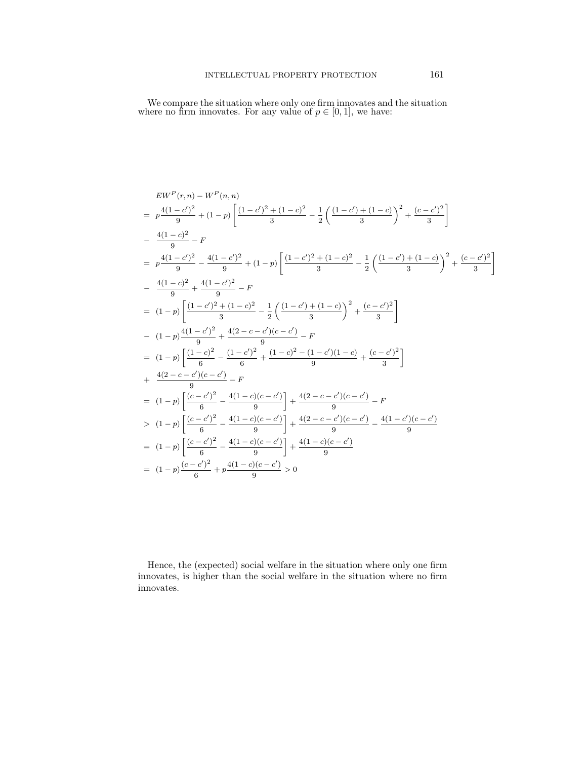We compare the situation where only one firm innovates and the situation where no firm innovates. For any value of $p \in [0,1]$, we have:

$$
\begin{aligned}
& EW^P(r,n) - W^P(n,n) \\
&= p\frac{4(1-c')^2}{9} + (1-p)\left[\frac{(1-c')^2+(1-c)^2}{3} - \frac{1}{2}\left(\frac{(1-c')+(1-c)}{3}\right)^2 + \frac{(c-c')^2}{3}\right] \\
&- \frac{4(1-c)^2}{9} - F \\
&= p\frac{4(1-c')^2}{9} - \frac{4(1-c')^2}{9} + (1-p)\left[\frac{(1-c')^2+(1-c)^2}{3} - \frac{1}{2}\left(\frac{(1-c')+(1-c)}{3}\right)^2 + \frac{(c-c')^2}{3}\right] \\
&- \frac{4(1-c)^2}{9} + \frac{4(1-c')^2}{9} - F \\
&= (1-p)\left[\frac{(1-c')^2+(1-c)^2}{3} - \frac{1}{2}\left(\frac{(1-c')+(1-c)}{3}\right)^2 + \frac{(c-c')^2}{3}\right] \\
&- (1-p)\frac{4(1-c')^2}{9} + \frac{4(2-c-c')(c-c')}{9} - F \\
&= (1-p)\left[\frac{(1-c)^2}{6} - \frac{(1-c')^2}{6} + \frac{(1-c)^2-(1-c')(1-c)}{9} + \frac{(c-c')^2}{3}\right] \\
&+ \frac{4(2-c-c')(c-c')}{9} - F \\
&= (1-p)\left[\frac{(c-c')^2}{6} - \frac{4(1-c)(c-c')}{9}\right] + \frac{4(2-c-c')(c-c')}{9} - F \\
&> (1-p)\left[\frac{(c-c')^2}{6} - \frac{4(1-c)(c-c')}{9}\right] + \frac{4(2-c-c')(c-c')}{9} - \frac{4(1-c')(c-c')}{9} \\
&= (1-p)\left[\frac{(c-c')^2}{6} - \frac{4(1-c)(c-c')}{9}\right] + \frac{4(1-c)(c-c')}{9} \\
&= (1-p)\frac{(c-c')^2}{6} + p\frac{4(1-c)(c-c')}{9} > 0
\end{aligned}
$$

Hence, the (expected) social welfare in the situation where only one firm innovates, is higher than the social welfare in the situation where no firm innovates.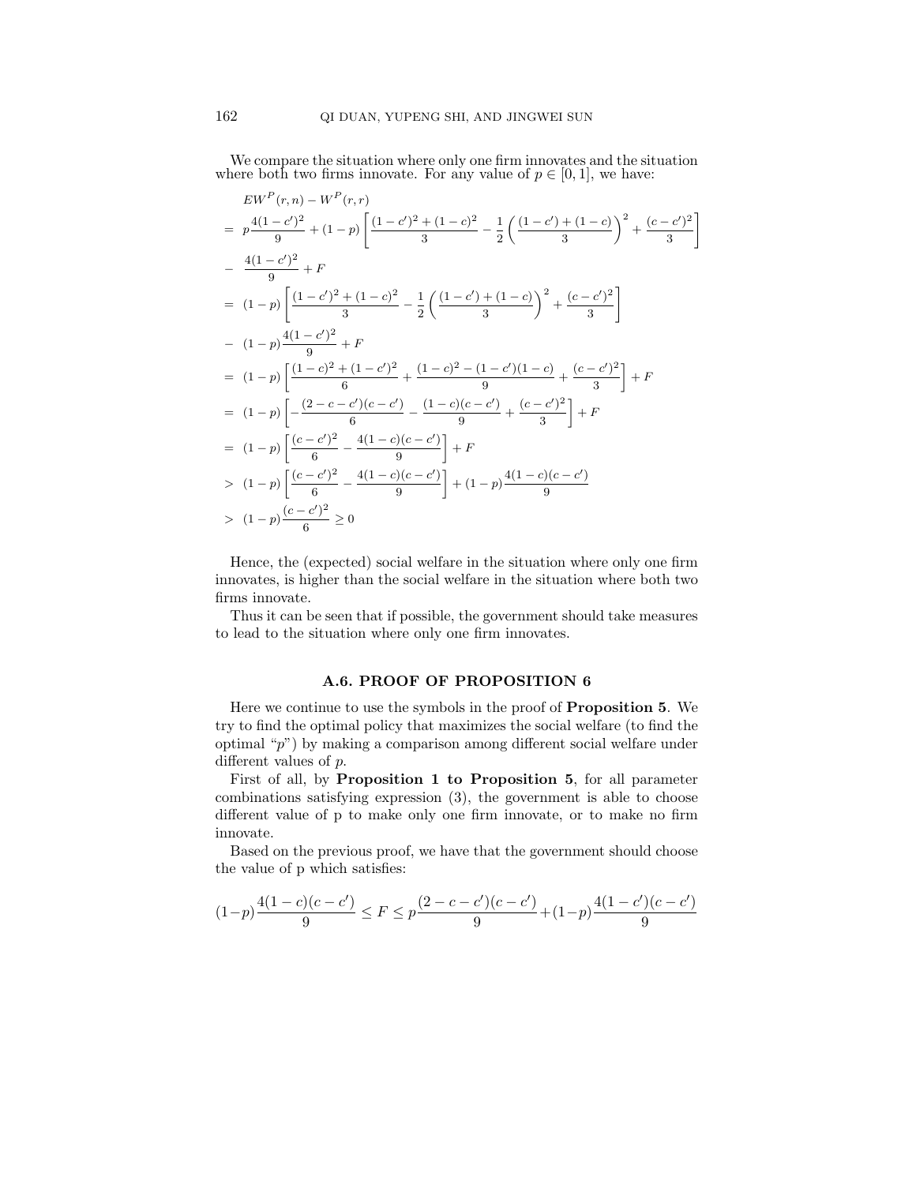We compare the situation where only one firm innovates and the situation where both two firms innovate. For any value of $p \in [0, 1]$, we have:

$$
\begin{aligned}
& EW^P(r,n) - W^P(r,r) \\
= \;& p\frac{4(1-c')^2}{9} + (1-p)\left[\frac{(1-c')^2 + (1-c)^2}{3} - \frac{1}{2}\left(\frac{(1-c') + (1-c)}{3}\right)^2 + \frac{(c-c')^2}{3}\right] \\
- \;& \frac{4(1-c')^2}{9} + F \\
= \;& (1-p)\left[\frac{(1-c')^2 + (1-c)^2}{3} - \frac{1}{2}\left(\frac{(1-c') + (1-c)}{3}\right)^2 + \frac{(c-c')^2}{3}\right] \\
- \;& (1-p)\frac{4(1-c')^2}{9} + F \\
= \;& (1-p)\left[\frac{(1-c)^2 + (1-c')^2}{6} + \frac{(1-c)^2 - (1-c')(1-c)}{9} + \frac{(c-c')^2}{3}\right] + F \\
= \;& (1-p)\left[-\frac{(2-c-c')(c-c')}{6} - \frac{(1-c)(c-c')}{9} + \frac{(c-c')^2}{3}\right] + F \\
= \;& (1-p)\left[\frac{(c-c')^2}{6} - \frac{4(1-c)(c-c')}{9}\right] + F \\
> \;& (1-p)\left[\frac{(c-c')^2}{6} - \frac{4(1-c)(c-c')}{9}\right] + (1-p)\frac{4(1-c)(c-c')}{9} \\
> \;& (1-p)\frac{(c-c')^2}{6} \geq 0
\end{aligned}
$$

Hence, the (expected) social welfare in the situation where only one firm innovates, is higher than the social welfare in the situation where both two firms innovate.

Thus it can be seen that if possible, the government should take measures to lead to the situation where only one firm innovates.

### A.6. PROOF OF PROPOSITION 6

Here we continue to use the symbols in the proof of **Proposition 5**. We try to find the optimal policy that maximizes the social welfare (to find the optimal "$p$") by making a comparison among different social welfare under different values of $p$.

First of all, by **Proposition 1 to Proposition 5**, for all parameter combinations satisfying expression (3), the government is able to choose different value of p to make only one firm innovate, or to make no firm innovate.

Based on the previous proof, we have that the government should choose the value of p which satisfies:

$$
(1-p)\frac{4(1-c)(c-c')}{9} \leq F \leq p\frac{(2-c-c')(c-c')}{9} + (1-p)\frac{4(1-c')(c-c')}{9}
$$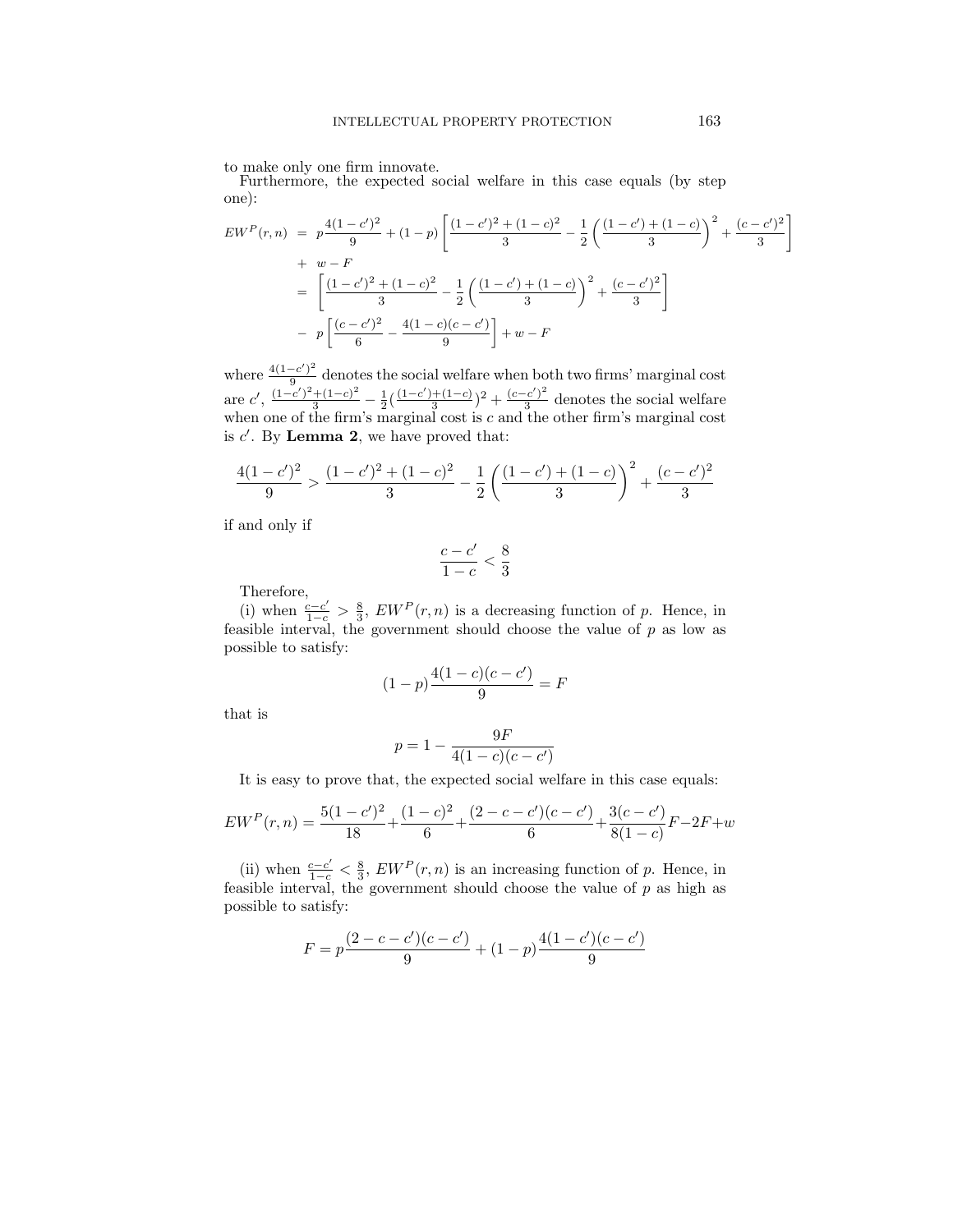to make only one firm innovate.

Furthermore, the expected social welfare in this case equals (by step one):

$$
\begin{aligned}
EW^P(r,n) &= p\frac{4(1-c')^2}{9} + (1-p)\left[\frac{(1-c')^2+(1-c)^2}{3} - \frac{1}{2}\left(\frac{(1-c')+(1-c)}{3}\right)^2 + \frac{(c-c')^2}{3}\right] \\
&+ w - F \\
&= \left[\frac{(1-c')^2+(1-c)^2}{3} - \frac{1}{2}\left(\frac{(1-c')+(1-c)}{3}\right)^2 + \frac{(c-c')^2}{3}\right] \\
&- p\left[\frac{(c-c')^2}{6} - \frac{4(1-c)(c-c')}{9}\right] + w - F
\end{aligned}
$$

where $\frac{4(1-c')^2}{9}$ denotes the social welfare when both two firms' marginal cost are $c'$, $\frac{(1-c')^2+(1-c)^2}{3} - \frac{1}{2}(\frac{(1-c')+(1-c)}{3})^2 + \frac{(c-c')^2}{3}$ denotes the social welfare when one of the firm's marginal cost is $c$ and the other firm's marginal cost is $c'$. By **Lemma 2**, we have proved that:

$$
\frac{4(1-c')^2}{9} > \frac{(1-c')^2+(1-c)^2}{3} - \frac{1}{2}\left(\frac{(1-c')+(1-c)}{3}\right)^2 + \frac{(c-c')^2}{3}
$$

if and only if

$$
\frac{c-c'}{1-c} < \frac{8}{3}
$$

Therefore,

(i) when $\frac{c-c'}{1-c} > \frac{8}{3}$, $EW^P(r,n)$ is a decreasing function of $p$. Hence, in feasible interval, the government should choose the value of $p$ as low as possible to satisfy:

$$
(1-p)\frac{4(1-c)(c-c')}{9} = F
$$

that is

$$
p = 1 - \frac{9F}{4(1-c)(c-c')}
$$

It is easy to prove that, the expected social welfare in this case equals:

$$
EW^P(r,n) = \frac{5(1-c')^2}{18} + \frac{(1-c)^2}{6} + \frac{(2-c-c')(c-c')}{6} + \frac{3(c-c')}{8(1-c)}F - 2F + w
$$

(ii) when $\frac{c-c'}{1-c} < \frac{8}{3}$, $EW^P(r,n)$ is an increasing function of $p$. Hence, in feasible interval, the government should choose the value of $p$ as high as possible to satisfy:

$$
F = p\frac{(2-c-c')(c-c')}{9} + (1-p)\frac{4(1-c')(c-c')}{9}
$$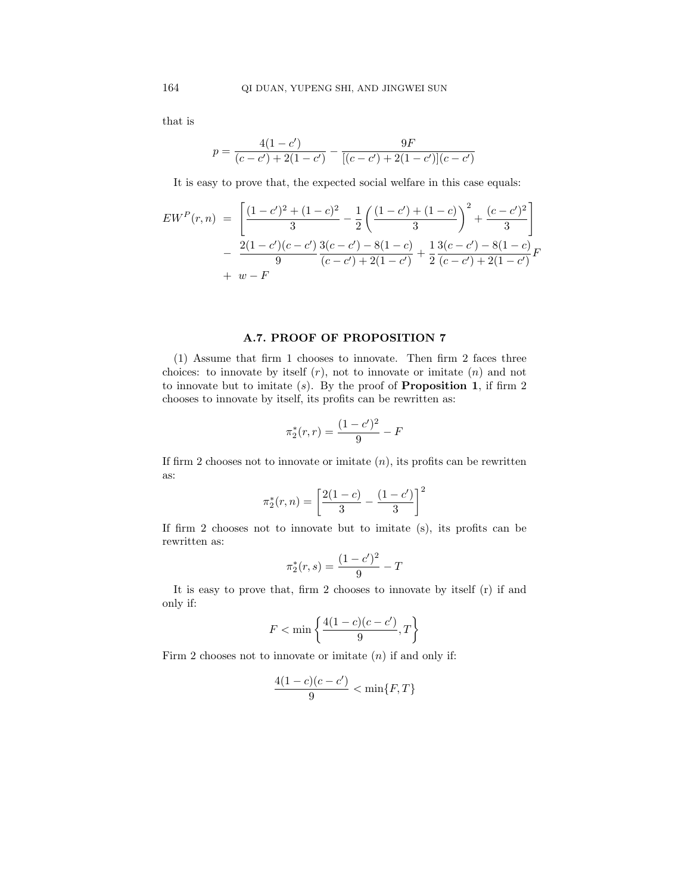that is

$$p = \frac{4(1-c')}{(c-c')+2(1-c')} - \frac{9F}{[(c-c')+2(1-c')](c-c')}$$

It is easy to prove that, the expected social welfare in this case equals:

$$\begin{aligned}
EW^P(r,n) &= \left[\frac{(1-c')^2+(1-c)^2}{3} - \frac{1}{2}\left(\frac{(1-c')+(1-c)}{3}\right)^2 + \frac{(c-c')^2}{3}\right] \\
&- \frac{2(1-c')(c-c')}{9}\frac{3(c-c')-8(1-c)}{(c-c')+2(1-c')} + \frac{1}{2}\frac{3(c-c')-8(1-c)}{(c-c')+2(1-c')}F \\
&+ w - F
\end{aligned}$$

## A.7. PROOF OF PROPOSITION 7

(1) Assume that firm 1 chooses to innovate. Then firm 2 faces three choices: to innovate by itself ($r$), not to innovate or imitate ($n$) and not to innovate but to imitate ($s$). By the proof of **Proposition 1**, if firm 2 chooses to innovate by itself, its profits can be rewritten as:

$$\pi_2^*(r,r) = \frac{(1-c')^2}{9} - F$$

If firm 2 chooses not to innovate or imitate ($n$), its profits can be rewritten as:

$$\pi_2^*(r,n) = \left[\frac{2(1-c)}{3} - \frac{(1-c')}{3}\right]^2$$

If firm 2 chooses not to innovate but to imitate (s), its profits can be rewritten as:

$$\pi_2^*(r,s) = \frac{(1-c')^2}{9} - T$$

It is easy to prove that, firm 2 chooses to innovate by itself (r) if and only if:

$$F < \min\left\{\frac{4(1-c)(c-c')}{9}, T\right\}$$

Firm 2 chooses not to innovate or imitate ($n$) if and only if:

$$\frac{4(1-c)(c-c')}{9} < \min\{F, T\}$$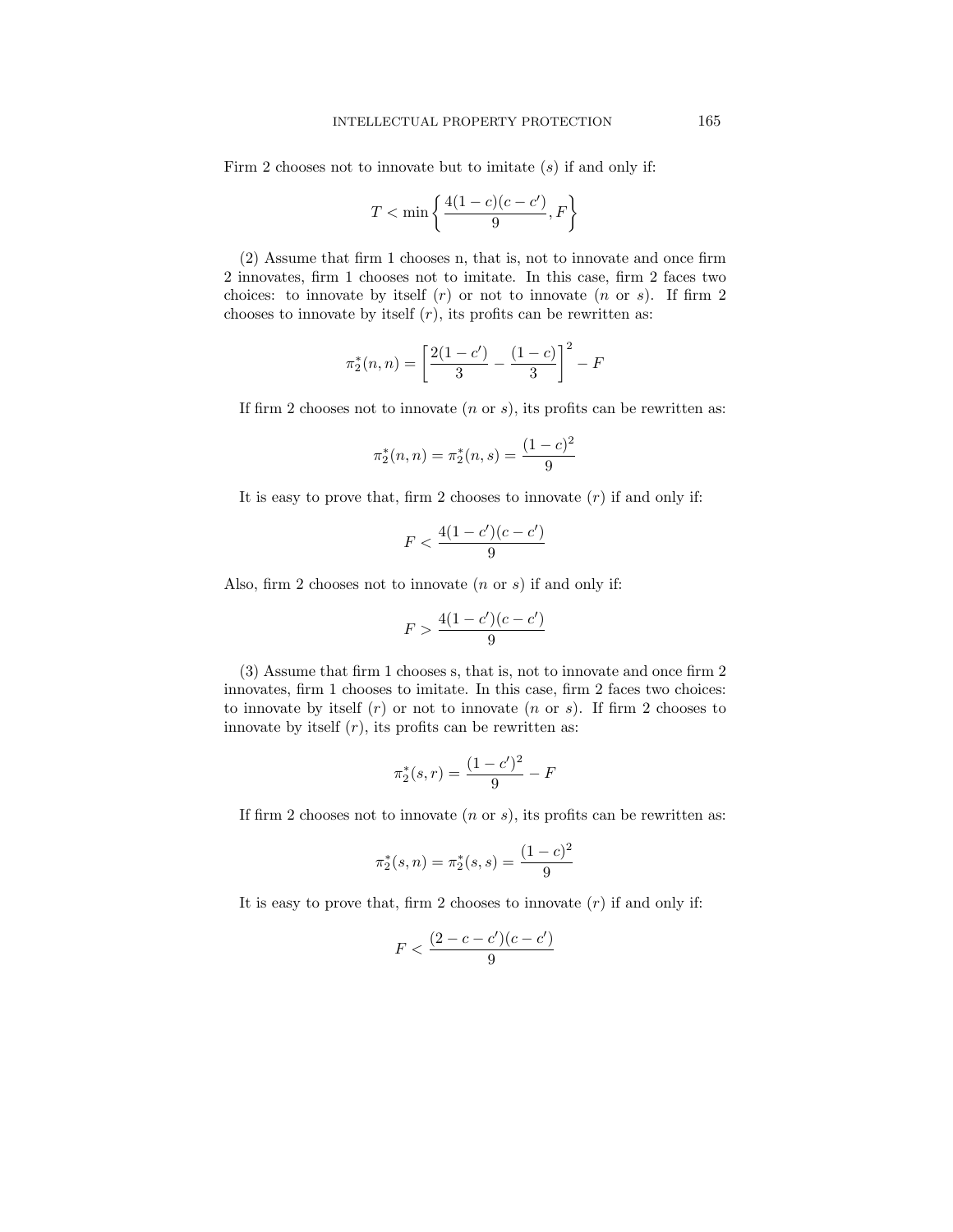Firm 2 chooses not to innovate but to imitate ($s$) if and only if:

$$T < \min\left\{\frac{4(1-c)(c-c')}{9}, F\right\}$$

(2) Assume that firm 1 chooses n, that is, not to innovate and once firm 2 innovates, firm 1 chooses not to imitate. In this case, firm 2 faces two choices: to innovate by itself ($r$) or not to innovate ($n$ or $s$). If firm 2 chooses to innovate by itself ($r$), its profits can be rewritten as:

$$\pi_2^*(n,n) = \left[\frac{2(1-c')}{3} - \frac{(1-c)}{3}\right]^2 - F$$

If firm 2 chooses not to innovate ($n$ or $s$), its profits can be rewritten as:

$$\pi_2^*(n,n) = \pi_2^*(n,s) = \frac{(1-c)^2}{9}$$

It is easy to prove that, firm 2 chooses to innovate ($r$) if and only if:

$$F < \frac{4(1-c')(c-c')}{9}$$

Also, firm 2 chooses not to innovate ($n$ or $s$) if and only if:

$$F > \frac{4(1-c')(c-c')}{9}$$

(3) Assume that firm 1 chooses s, that is, not to innovate and once firm 2 innovates, firm 1 chooses to imitate. In this case, firm 2 faces two choices: to innovate by itself ($r$) or not to innovate ($n$ or $s$). If firm 2 chooses to innovate by itself ($r$), its profits can be rewritten as:

$$\pi_2^*(s,r) = \frac{(1-c')^2}{9} - F$$

If firm 2 chooses not to innovate ($n$ or $s$), its profits can be rewritten as:

$$\pi_2^*(s,n) = \pi_2^*(s,s) = \frac{(1-c)^2}{9}$$

It is easy to prove that, firm 2 chooses to innovate ($r$) if and only if:

$$F < \frac{(2-c-c')(c-c')}{9}$$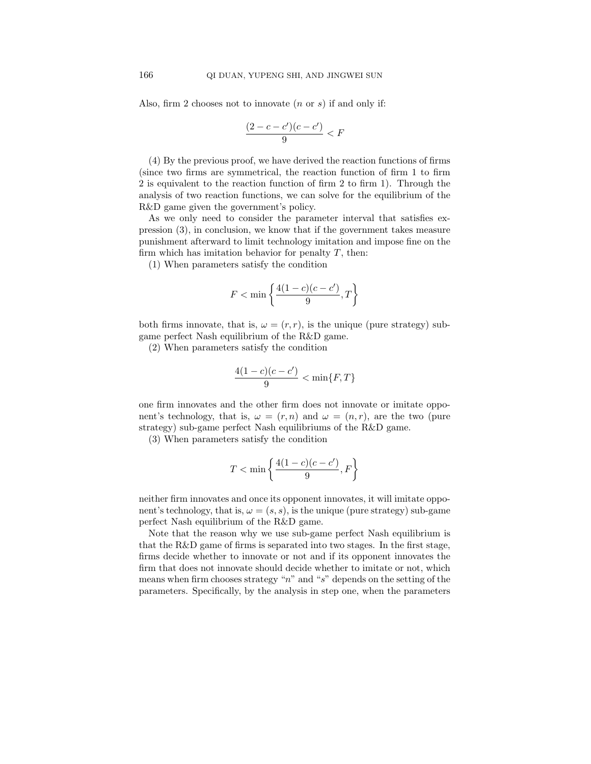Also, firm 2 chooses not to innovate ($n$ or $s$) if and only if:

$$\frac{(2-c-c')(c-c')}{9} < F$$

(4) By the previous proof, we have derived the reaction functions of firms (since two firms are symmetrical, the reaction function of firm 1 to firm 2 is equivalent to the reaction function of firm 2 to firm 1). Through the analysis of two reaction functions, we can solve for the equilibrium of the R&D game given the government's policy.

As we only need to consider the parameter interval that satisfies expression (3), in conclusion, we know that if the government takes measure punishment afterward to limit technology imitation and impose fine on the firm which has imitation behavior for penalty $T$, then:

(1) When parameters satisfy the condition

$$F < \min\left\{\frac{4(1-c)(c-c')}{9}, T\right\}$$

both firms innovate, that is, $\omega = (r, r)$, is the unique (pure strategy) sub-game perfect Nash equilibrium of the R&D game.

(2) When parameters satisfy the condition

$$\frac{4(1-c)(c-c')}{9} < \min\{F, T\}$$

one firm innovates and the other firm does not innovate or imitate opponent's technology, that is, $\omega = (r, n)$ and $\omega = (n, r)$, are the two (pure strategy) sub-game perfect Nash equilibriums of the R&D game.

(3) When parameters satisfy the condition

$$T < \min\left\{\frac{4(1-c)(c-c')}{9}, F\right\}$$

neither firm innovates and once its opponent innovates, it will imitate opponent's technology, that is, $\omega = (s, s)$, is the unique (pure strategy) sub-game perfect Nash equilibrium of the R&D game.

Note that the reason why we use sub-game perfect Nash equilibrium is that the R&D game of firms is separated into two stages. In the first stage, firms decide whether to innovate or not and if its opponent innovates the firm that does not innovate should decide whether to imitate or not, which means when firm chooses strategy "$n$" and "$s$" depends on the setting of the parameters. Specifically, by the analysis in step one, when the parameters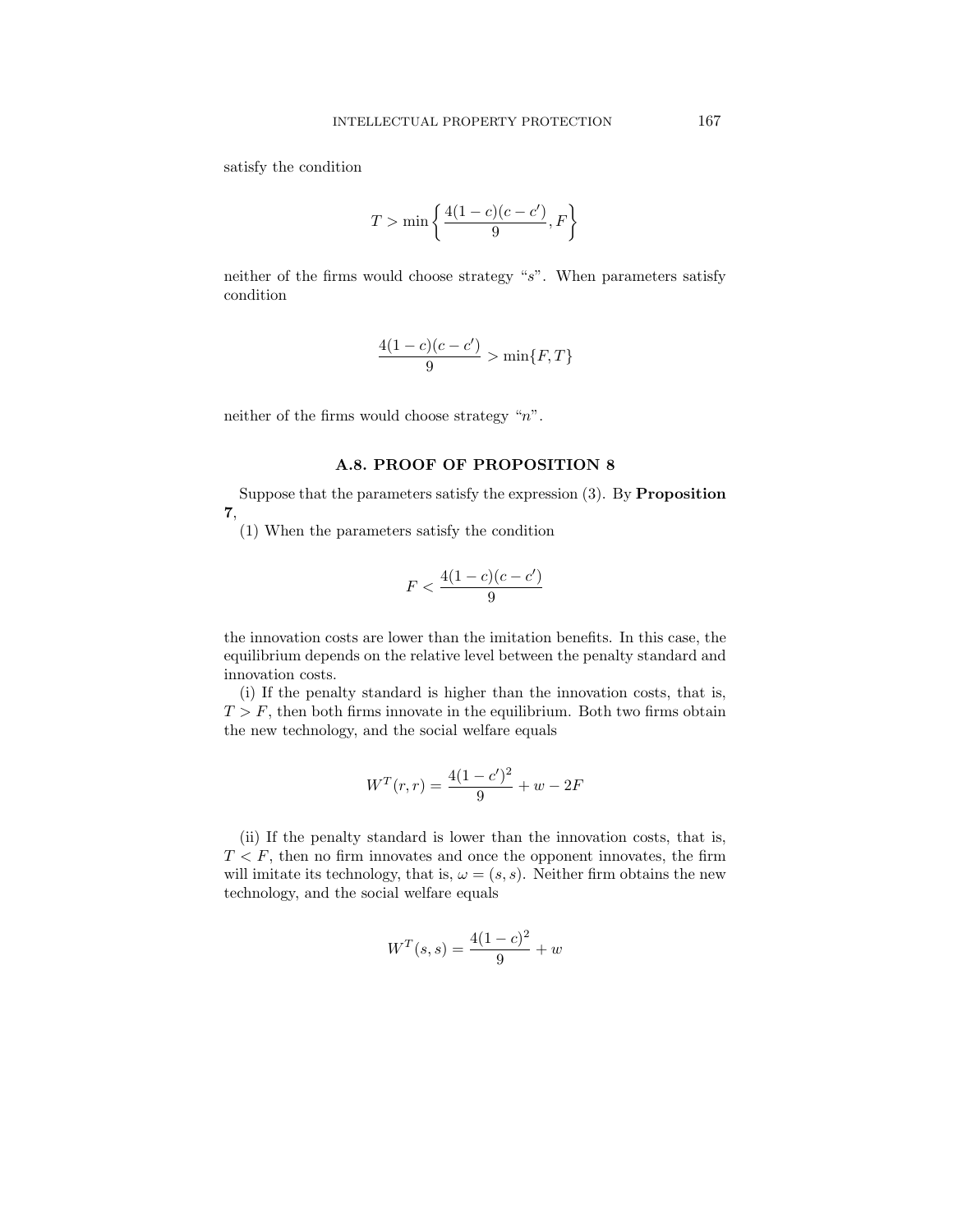satisfy the condition

$$T > \min\left\{\frac{4(1-c)(c-c')}{9}, F\right\}$$

neither of the firms would choose strategy "$s$". When parameters satisfy condition

$$\frac{4(1-c)(c-c')}{9} > \min\{F, T\}$$

neither of the firms would choose strategy "$n$".

## A.8. PROOF OF PROPOSITION 8

Suppose that the parameters satisfy the expression (3). By **Proposition 7**,

(1) When the parameters satisfy the condition

$$F < \frac{4(1-c)(c-c')}{9}$$

the innovation costs are lower than the imitation benefits. In this case, the equilibrium depends on the relative level between the penalty standard and innovation costs.

(i) If the penalty standard is higher than the innovation costs, that is, $T > F$, then both firms innovate in the equilibrium. Both two firms obtain the new technology, and the social welfare equals

$$W^T(r, r) = \frac{4(1-c')^2}{9} + w - 2F$$

(ii) If the penalty standard is lower than the innovation costs, that is, $T < F$, then no firm innovates and once the opponent innovates, the firm will imitate its technology, that is, $\omega = (s, s)$. Neither firm obtains the new technology, and the social welfare equals

$$W^T(s, s) = \frac{4(1-c)^2}{9} + w$$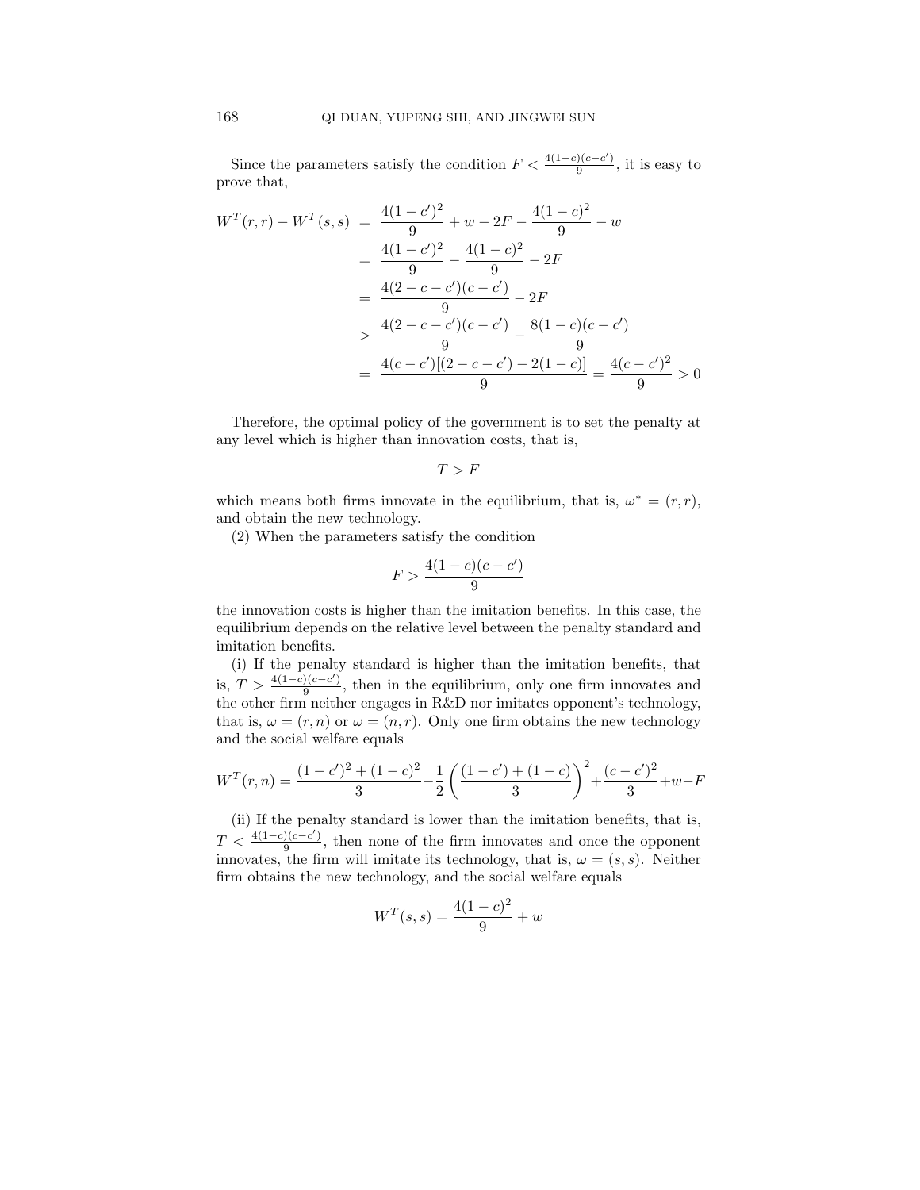Since the parameters satisfy the condition $F < \frac{4(1-c)(c-c')}{9}$, it is easy to prove that,

$$
\begin{aligned}
W^T(r,r) - W^T(s,s) &= \frac{4(1-c')^2}{9} + w - 2F - \frac{4(1-c)^2}{9} - w \\
&= \frac{4(1-c')^2}{9} - \frac{4(1-c)^2}{9} - 2F \\
&= \frac{4(2-c-c')(c-c')}{9} - 2F \\
&> \frac{4(2-c-c')(c-c')}{9} - \frac{8(1-c)(c-c')}{9} \\
&= \frac{4(c-c')[(2-c-c')-2(1-c)]}{9} = \frac{4(c-c')^2}{9} > 0
\end{aligned}
$$

Therefore, the optimal policy of the government is to set the penalty at any level which is higher than innovation costs, that is,

$$
T > F
$$

which means both firms innovate in the equilibrium, that is, $\omega^* = (r,r)$, and obtain the new technology.

(2) When the parameters satisfy the condition

$$
F > \frac{4(1-c)(c-c')}{9}
$$

the innovation costs is higher than the imitation benefits. In this case, the equilibrium depends on the relative level between the penalty standard and imitation benefits.

(i) If the penalty standard is higher than the imitation benefits, that is, $T > \frac{4(1-c)(c-c')}{9}$, then in the equilibrium, only one firm innovates and the other firm neither engages in R&D nor imitates opponent's technology, that is, $\omega = (r,n)$ or $\omega = (n,r)$. Only one firm obtains the new technology and the social welfare equals

$$
W^T(r,n) = \frac{(1-c')^2 + (1-c)^2}{3} - \frac{1}{2}\left(\frac{(1-c') + (1-c)}{3}\right)^2 + \frac{(c-c')^2}{3} + w - F
$$

(ii) If the penalty standard is lower than the imitation benefits, that is, $T < \frac{4(1-c)(c-c')}{9}$, then none of the firm innovates and once the opponent innovates, the firm will imitate its technology, that is, $\omega = (s,s)$. Neither firm obtains the new technology, and the social welfare equals

$$
W^T(s,s) = \frac{4(1-c)^2}{9} + w
$$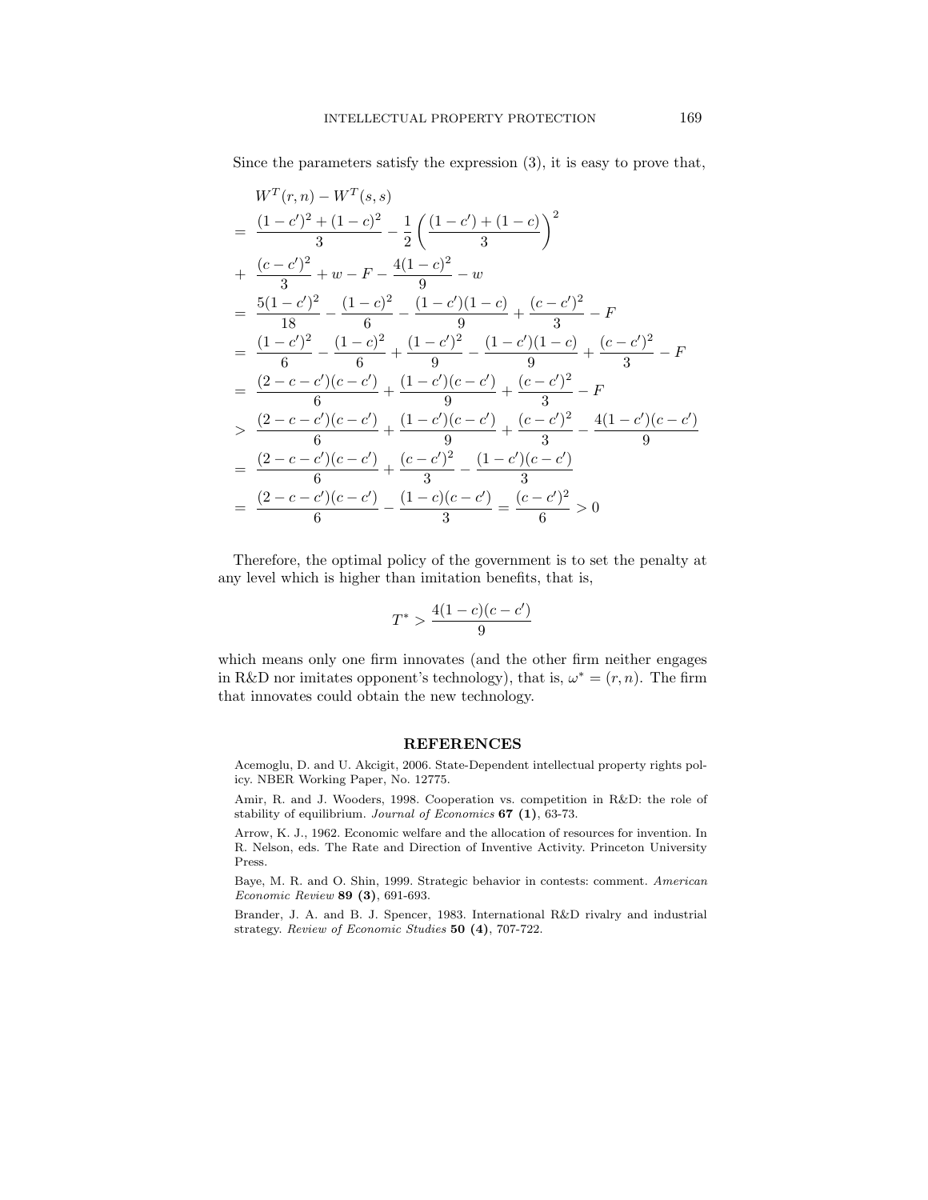Since the parameters satisfy the expression (3), it is easy to prove that,

$$
\begin{aligned}
& W^T(r,n) - W^T(s,s) \\
= \ & \frac{(1-c')^2 + (1-c)^2}{3} - \frac{1}{2}\left(\frac{(1-c') + (1-c)}{3}\right)^2 \\
+ \ & \frac{(c-c')^2}{3} + w - F - \frac{4(1-c)^2}{9} - w \\
= \ & \frac{5(1-c')^2}{18} - \frac{(1-c)^2}{6} - \frac{(1-c')(1-c)}{9} + \frac{(c-c')^2}{3} - F \\
= \ & \frac{(1-c')^2}{6} - \frac{(1-c)^2}{6} + \frac{(1-c')^2}{9} - \frac{(1-c')(1-c)}{9} + \frac{(c-c')^2}{3} - F \\
= \ & \frac{(2-c-c')(c-c')}{6} + \frac{(1-c')(c-c')}{9} + \frac{(c-c')^2}{3} - F \\
> \ & \frac{(2-c-c')(c-c')}{6} + \frac{(1-c')(c-c')}{9} + \frac{(c-c')^2}{3} - \frac{4(1-c')(c-c')}{9} \\
= \ & \frac{(2-c-c')(c-c')}{6} + \frac{(c-c')^2}{3} - \frac{(1-c')(c-c')}{3} \\
= \ & \frac{(2-c-c')(c-c')}{6} - \frac{(1-c)(c-c')}{3} = \frac{(c-c')^2}{6} > 0
\end{aligned}
$$

Therefore, the optimal policy of the government is to set the penalty at any level which is higher than imitation benefits, that is,

$$
T^* > \frac{4(1-c)(c-c')}{9}
$$

which means only one firm innovates (and the other firm neither engages in R&D nor imitates opponent's technology), that is, $\omega^* = (r, n)$. The firm that innovates could obtain the new technology.

## REFERENCES

Acemoglu, D. and U. Akcigit, 2006. State-Dependent intellectual property rights policy. NBER Working Paper, No. 12775.

Amir, R. and J. Wooders, 1998. Cooperation vs. competition in R&D: the role of stability of equilibrium. *Journal of Economics* **67 (1)**, 63-73.

Arrow, K. J., 1962. Economic welfare and the allocation of resources for invention. In R. Nelson, eds. The Rate and Direction of Inventive Activity. Princeton University Press.

Baye, M. R. and O. Shin, 1999. Strategic behavior in contests: comment. *American Economic Review* **89 (3)**, 691-693.

Brander, J. A. and B. J. Spencer, 1983. International R&D rivalry and industrial strategy. *Review of Economic Studies* **50 (4)**, 707-722.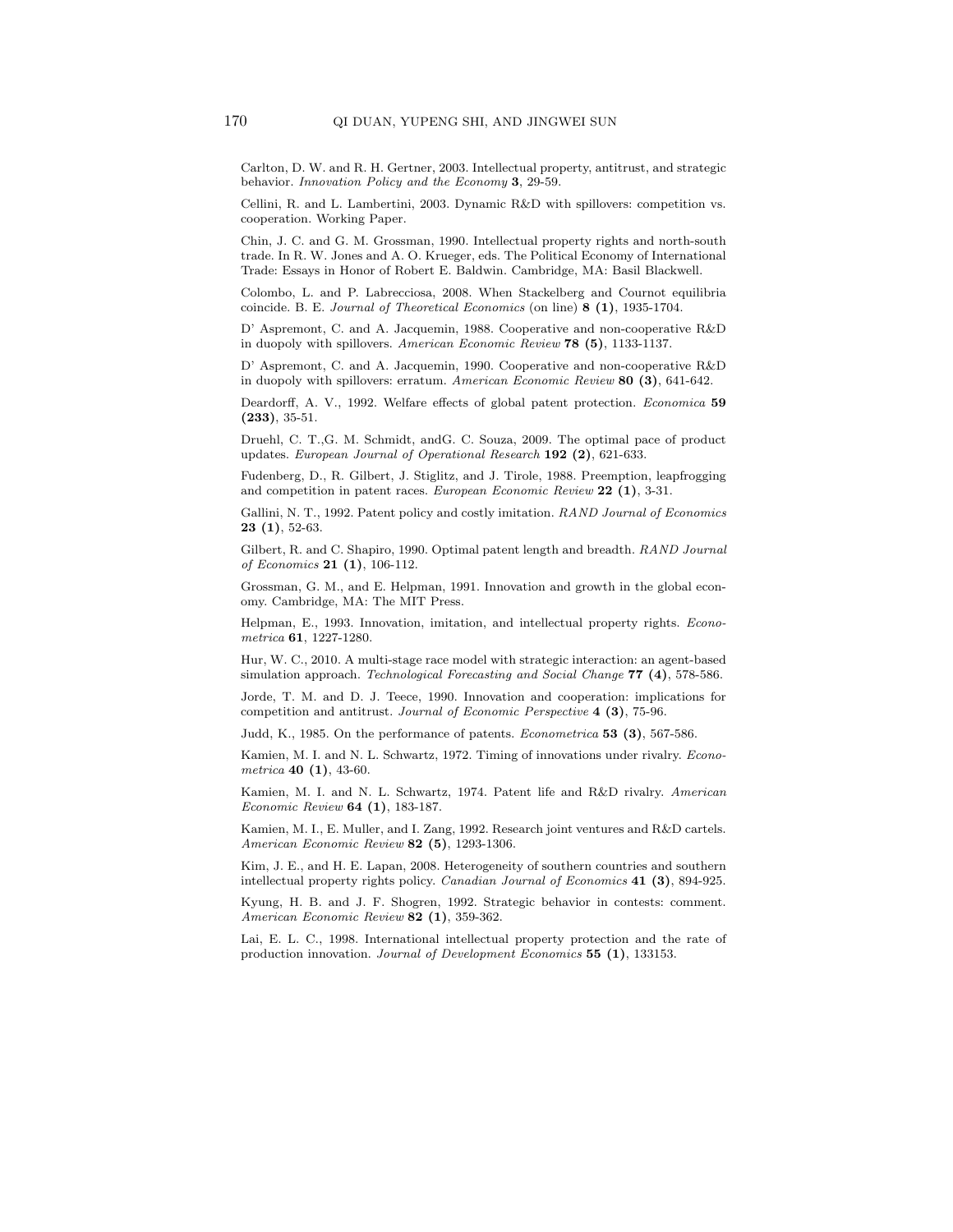Carlton, D. W. and R. H. Gertner, 2003. Intellectual property, antitrust, and strategic behavior. *Innovation Policy and the Economy* **3**, 29-59.

Cellini, R. and L. Lambertini, 2003. Dynamic R&D with spillovers: competition vs. cooperation. Working Paper.

Chin, J. C. and G. M. Grossman, 1990. Intellectual property rights and north-south trade. In R. W. Jones and A. O. Krueger, eds. The Political Economy of International Trade: Essays in Honor of Robert E. Baldwin. Cambridge, MA: Basil Blackwell.

Colombo, L. and P. Labrecciosa, 2008. When Stackelberg and Cournot equilibria coincide. B. E. *Journal of Theoretical Economics* (on line) **8 (1)**, 1935-1704.

D' Aspremont, C. and A. Jacquemin, 1988. Cooperative and non-cooperative R&D in duopoly with spillovers. *American Economic Review* **78 (5)**, 1133-1137.

D' Aspremont, C. and A. Jacquemin, 1990. Cooperative and non-cooperative R&D in duopoly with spillovers: erratum. *American Economic Review* **80 (3)**, 641-642.

Deardorff, A. V., 1992. Welfare effects of global patent protection. *Economica* **59 (233)**, 35-51.

Druehl, C. T.,G. M. Schmidt, andG. C. Souza, 2009. The optimal pace of product updates. *European Journal of Operational Research* **192 (2)**, 621-633.

Fudenberg, D., R. Gilbert, J. Stiglitz, and J. Tirole, 1988. Preemption, leapfrogging and competition in patent races. *European Economic Review* **22 (1)**, 3-31.

Gallini, N. T., 1992. Patent policy and costly imitation. *RAND Journal of Economics* **23 (1)**, 52-63.

Gilbert, R. and C. Shapiro, 1990. Optimal patent length and breadth. *RAND Journal of Economics* **21 (1)**, 106-112.

Grossman, G. M., and E. Helpman, 1991. Innovation and growth in the global economy. Cambridge, MA: The MIT Press.

Helpman, E., 1993. Innovation, imitation, and intellectual property rights. *Econometrica* **61**, 1227-1280.

Hur, W. C., 2010. A multi-stage race model with strategic interaction: an agent-based simulation approach. *Technological Forecasting and Social Change* **77 (4)**, 578-586.

Jorde, T. M. and D. J. Teece, 1990. Innovation and cooperation: implications for competition and antitrust. *Journal of Economic Perspective* **4 (3)**, 75-96.

Judd, K., 1985. On the performance of patents. *Econometrica* **53 (3)**, 567-586.

Kamien, M. I. and N. L. Schwartz, 1972. Timing of innovations under rivalry. *Econometrica* **40 (1)**, 43-60.

Kamien, M. I. and N. L. Schwartz, 1974. Patent life and R&D rivalry. *American Economic Review* **64 (1)**, 183-187.

Kamien, M. I., E. Muller, and I. Zang, 1992. Research joint ventures and R&D cartels. *American Economic Review* **82 (5)**, 1293-1306.

Kim, J. E., and H. E. Lapan, 2008. Heterogeneity of southern countries and southern intellectual property rights policy. *Canadian Journal of Economics* **41 (3)**, 894-925.

Kyung, H. B. and J. F. Shogren, 1992. Strategic behavior in contests: comment. *American Economic Review* **82 (1)**, 359-362.

Lai, E. L. C., 1998. International intellectual property protection and the rate of production innovation. *Journal of Development Economics* **55 (1)**, 133153.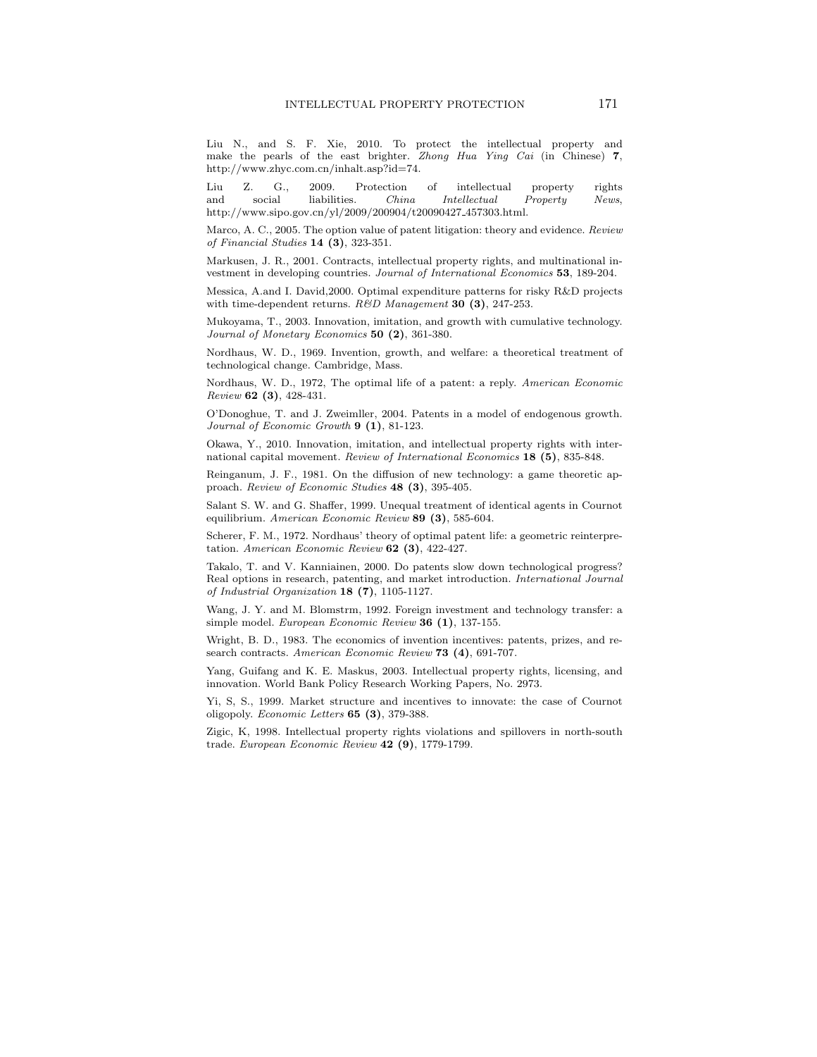Liu N., and S. F. Xie, 2010. To protect the intellectual property and make the pearls of the east brighter. *Zhong Hua Ying Cai* (in Chinese) **7**, http://www.zhyc.com.cn/inhalt.asp?id=74.

Liu Z. G., 2009. Protection of intellectual property rights and social liabilities. *China Intellectual Property News*, http://www.sipo.gov.cn/yl/2009/200904/t20090427_457303.html.

Marco, A. C., 2005. The option value of patent litigation: theory and evidence. *Review of Financial Studies* **14 (3)**, 323-351.

Markusen, J. R., 2001. Contracts, intellectual property rights, and multinational investment in developing countries. *Journal of International Economics* **53**, 189-204.

Messica, A.and I. David,2000. Optimal expenditure patterns for risky R&D projects with time-dependent returns. *R&D Management* **30 (3)**, 247-253.

Mukoyama, T., 2003. Innovation, imitation, and growth with cumulative technology. *Journal of Monetary Economics* **50 (2)**, 361-380.

Nordhaus, W. D., 1969. Invention, growth, and welfare: a theoretical treatment of technological change. Cambridge, Mass.

Nordhaus, W. D., 1972, The optimal life of a patent: a reply. *American Economic Review* **62 (3)**, 428-431.

O'Donoghue, T. and J. Zweimller, 2004. Patents in a model of endogenous growth. *Journal of Economic Growth* **9 (1)**, 81-123.

Okawa, Y., 2010. Innovation, imitation, and intellectual property rights with international capital movement. *Review of International Economics* **18 (5)**, 835-848.

Reinganum, J. F., 1981. On the diffusion of new technology: a game theoretic approach. *Review of Economic Studies* **48 (3)**, 395-405.

Salant S. W. and G. Shaffer, 1999. Unequal treatment of identical agents in Cournot equilibrium. *American Economic Review* **89 (3)**, 585-604.

Scherer, F. M., 1972. Nordhaus' theory of optimal patent life: a geometric reinterpretation. *American Economic Review* **62 (3)**, 422-427.

Takalo, T. and V. Kanniainen, 2000. Do patents slow down technological progress? Real options in research, patenting, and market introduction. *International Journal of Industrial Organization* **18 (7)**, 1105-1127.

Wang, J. Y. and M. Blomstrm, 1992. Foreign investment and technology transfer: a simple model. *European Economic Review* **36 (1)**, 137-155.

Wright, B. D., 1983. The economics of invention incentives: patents, prizes, and research contracts. *American Economic Review* **73 (4)**, 691-707.

Yang, Guifang and K. E. Maskus, 2003. Intellectual property rights, licensing, and innovation. World Bank Policy Research Working Papers, No. 2973.

Yi, S, S., 1999. Market structure and incentives to innovate: the case of Cournot oligopoly. *Economic Letters* **65 (3)**, 379-388.

Zigic, K, 1998. Intellectual property rights violations and spillovers in north-south trade. *European Economic Review* **42 (9)**, 1779-1799.